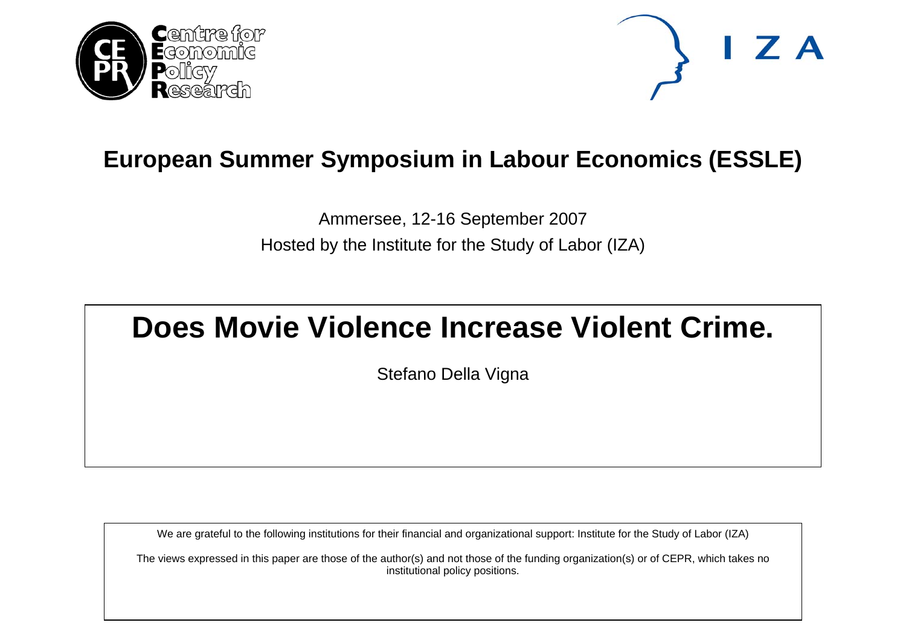# European Summer Symposium in Labour Economics (ESSLE)

Ammersee, 12-16 September 2007

Hosted by the Institute for the Study of Labor (IZA)

# Does Movie Violence Increase Violent Crime.

Stefano Della Vigna

We are grateful to the following institutions for their financial and organizational support: Institute for the Study of Labor (IZA)

The views expressed in this paper are those of the author(s) and not those of the funding organization(s) or of CEPR, which takes no institutional policy positions.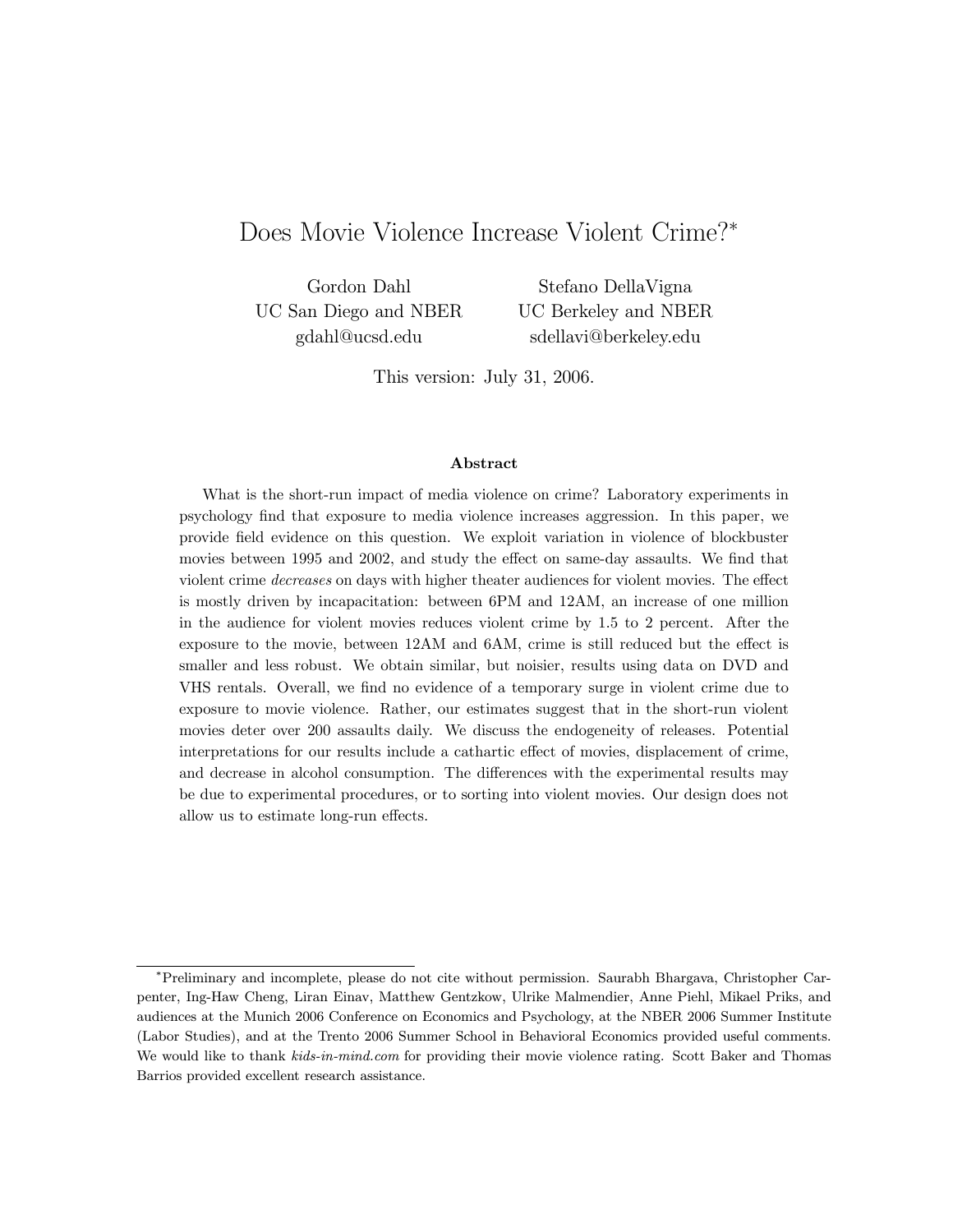# Does Movie Violence Increase Violent Crime?*

Gordon Dahl
UC San Diego and NBER
gdahl@ucsd.edu

Stefano DellaVigna
UC Berkeley and NBER
sdellavi@berkeley.edu

This version: July 31, 2006.

### Abstract

What is the short-run impact of media violence on crime? Laboratory experiments in psychology find that exposure to media violence increases aggression. In this paper, we provide field evidence on this question. We exploit variation in violence of blockbuster movies between 1995 and 2002, and study the effect on same-day assaults. We find that violent crime *decreases* on days with higher theater audiences for violent movies. The effect is mostly driven by incapacitation: between 6PM and 12AM, an increase of one million in the audience for violent movies reduces violent crime by 1.5 to 2 percent. After the exposure to the movie, between 12AM and 6AM, crime is still reduced but the effect is smaller and less robust. We obtain similar, but noisier, results using data on DVD and VHS rentals. Overall, we find no evidence of a temporary surge in violent crime due to exposure to movie violence. Rather, our estimates suggest that in the short-run violent movies deter over 200 assaults daily. We discuss the endogeneity of releases. Potential interpretations for our results include a cathartic effect of movies, displacement of crime, and decrease in alcohol consumption. The differences with the experimental results may be due to experimental procedures, or to sorting into violent movies. Our design does not allow us to estimate long-run effects.

---

*Preliminary and incomplete, please do not cite without permission. Saurabh Bhargava, Christopher Carpenter, Ing-Haw Cheng, Liran Einav, Matthew Gentzkow, Ulrike Malmendier, Anne Piehl, Mikael Priks, and audiences at the Munich 2006 Conference on Economics and Psychology, at the NBER 2006 Summer Institute (Labor Studies), and at the Trento 2006 Summer School in Behavioral Economics provided useful comments. We would like to thank *kids-in-mind.com* for providing their movie violence rating. Scott Baker and Thomas Barrios provided excellent research assistance.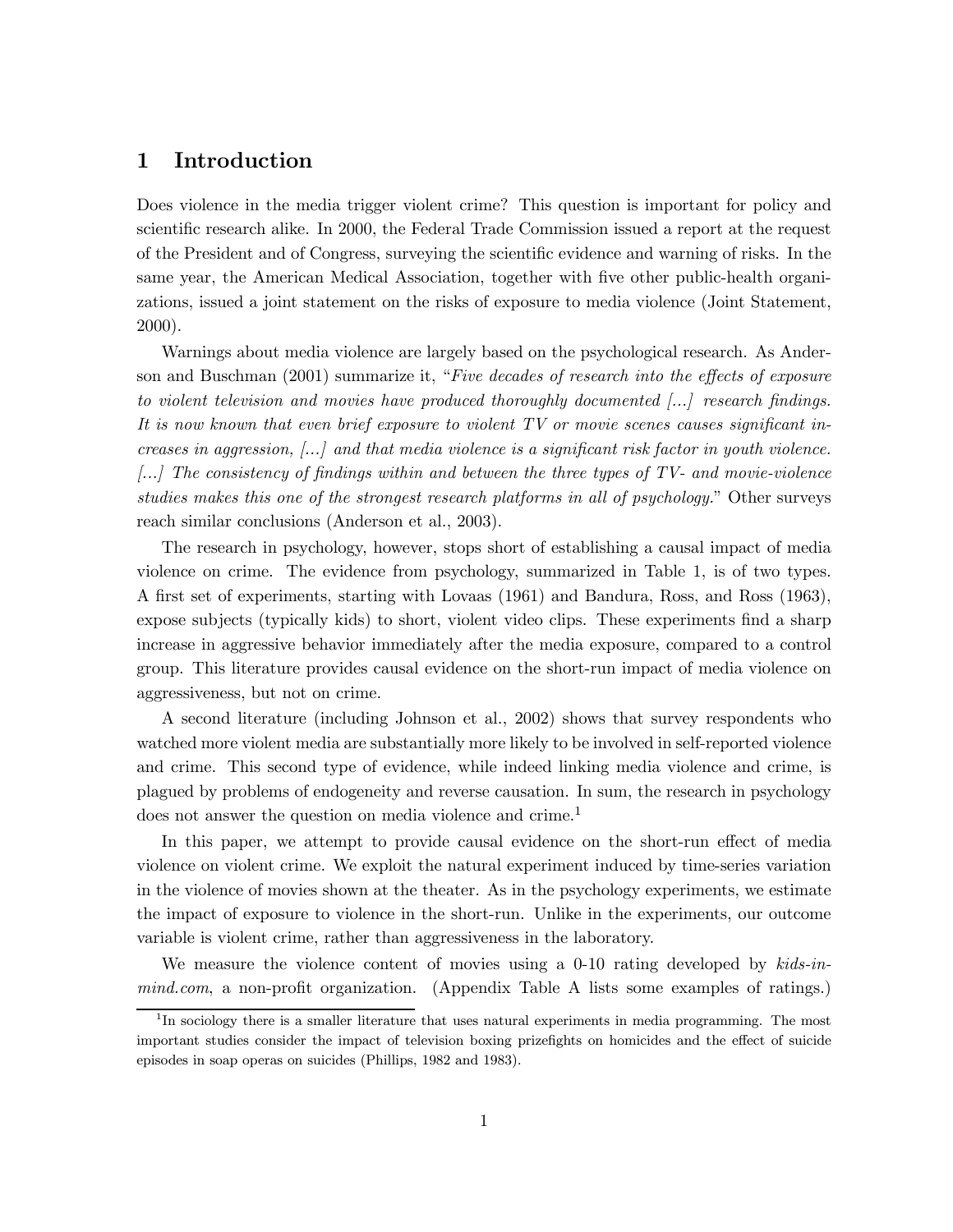# 1 Introduction

Does violence in the media trigger violent crime? This question is important for policy and scientific research alike. In 2000, the Federal Trade Commission issued a report at the request of the President and of Congress, surveying the scientific evidence and warning of risks. In the same year, the American Medical Association, together with five other public-health organizations, issued a joint statement on the risks of exposure to media violence (Joint Statement, 2000).

Warnings about media violence are largely based on the psychological research. As Anderson and Buschman (2001) summarize it, "*Five decades of research into the effects of exposure to violent television and movies have produced thoroughly documented [...] research findings. It is now known that even brief exposure to violent TV or movie scenes causes significant increases in aggression, [...] and that media violence is a significant risk factor in youth violence. [...] The consistency of findings within and between the three types of TV- and movie-violence studies makes this one of the strongest research platforms in all of psychology.*" Other surveys reach similar conclusions (Anderson et al., 2003).

The research in psychology, however, stops short of establishing a causal impact of media violence on crime. The evidence from psychology, summarized in Table 1, is of two types. A first set of experiments, starting with Lovaas (1961) and Bandura, Ross, and Ross (1963), expose subjects (typically kids) to short, violent video clips. These experiments find a sharp increase in aggressive behavior immediately after the media exposure, compared to a control group. This literature provides causal evidence on the short-run impact of media violence on aggressiveness, but not on crime.

A second literature (including Johnson et al., 2002) shows that survey respondents who watched more violent media are substantially more likely to be involved in self-reported violence and crime. This second type of evidence, while indeed linking media violence and crime, is plagued by problems of endogeneity and reverse causation. In sum, the research in psychology does not answer the question on media violence and crime.[1]

In this paper, we attempt to provide causal evidence on the short-run effect of media violence on violent crime. We exploit the natural experiment induced by time-series variation in the violence of movies shown at the theater. As in the psychology experiments, we estimate the impact of exposure to violence in the short-run. Unlike in the experiments, our outcome variable is violent crime, rather than aggressiveness in the laboratory.

We measure the violence content of movies using a 0-10 rating developed by *kids-in-mind.com*, a non-profit organization. (Appendix Table A lists some examples of ratings.)

[1] In sociology there is a smaller literature that uses natural experiments in media programming. The most important studies consider the impact of television boxing prizefights on homicides and the effect of suicide episodes in soap operas on suicides (Phillips, 1982 and 1983).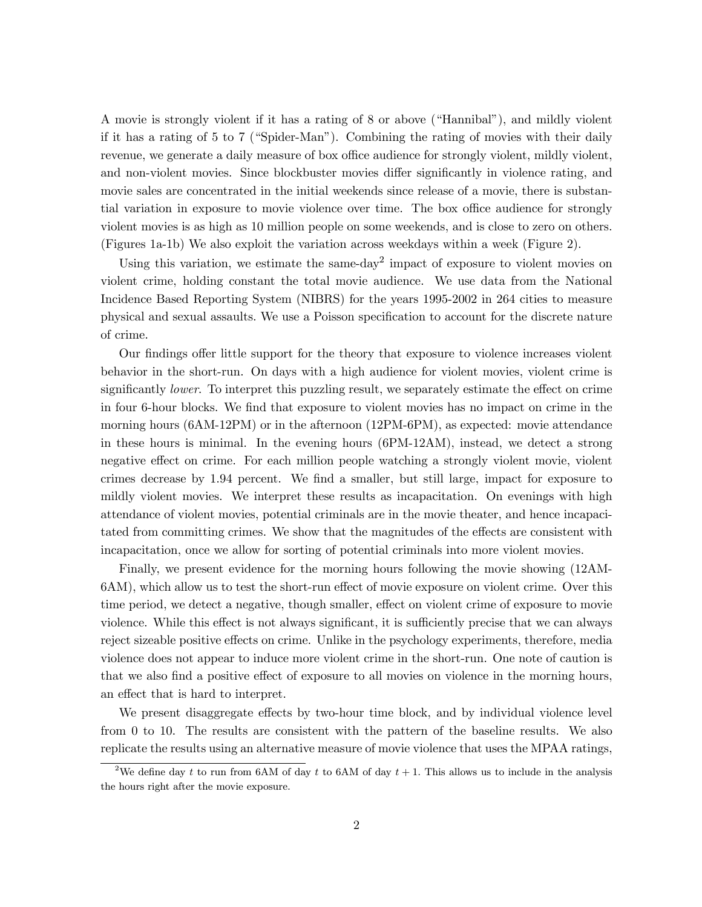A movie is strongly violent if it has a rating of 8 or above ("Hannibal"), and mildly violent if it has a rating of 5 to 7 ("Spider-Man"). Combining the rating of movies with their daily revenue, we generate a daily measure of box office audience for strongly violent, mildly violent, and non-violent movies. Since blockbuster movies differ significantly in violence rating, and movie sales are concentrated in the initial weekends since release of a movie, there is substantial variation in exposure to movie violence over time. The box office audience for strongly violent movies is as high as 10 million people on some weekends, and is close to zero on others. (Figures 1a-1b) We also exploit the variation across weekdays within a week (Figure 2).

Using this variation, we estimate the same-day[2] impact of exposure to violent movies on violent crime, holding constant the total movie audience. We use data from the National Incidence Based Reporting System (NIBRS) for the years 1995-2002 in 264 cities to measure physical and sexual assaults. We use a Poisson specification to account for the discrete nature of crime.

Our findings offer little support for the theory that exposure to violence increases violent behavior in the short-run. On days with a high audience for violent movies, violent crime is significantly *lower*. To interpret this puzzling result, we separately estimate the effect on crime in four 6-hour blocks. We find that exposure to violent movies has no impact on crime in the morning hours (6AM-12PM) or in the afternoon (12PM-6PM), as expected: movie attendance in these hours is minimal. In the evening hours (6PM-12AM), instead, we detect a strong negative effect on crime. For each million people watching a strongly violent movie, violent crimes decrease by 1.94 percent. We find a smaller, but still large, impact for exposure to mildly violent movies. We interpret these results as incapacitation. On evenings with high attendance of violent movies, potential criminals are in the movie theater, and hence incapacitated from committing crimes. We show that the magnitudes of the effects are consistent with incapacitation, once we allow for sorting of potential criminals into more violent movies.

Finally, we present evidence for the morning hours following the movie showing (12AM-6AM), which allow us to test the short-run effect of movie exposure on violent crime. Over this time period, we detect a negative, though smaller, effect on violent crime of exposure to movie violence. While this effect is not always significant, it is sufficiently precise that we can always reject sizeable positive effects on crime. Unlike in the psychology experiments, therefore, media violence does not appear to induce more violent crime in the short-run. One note of caution is that we also find a positive effect of exposure to all movies on violence in the morning hours, an effect that is hard to interpret.

We present disaggregate effects by two-hour time block, and by individual violence level from 0 to 10. The results are consistent with the pattern of the baseline results. We also replicate the results using an alternative measure of movie violence that uses the MPAA ratings,

[2] We define day $t$ to run from 6AM of day $t$ to 6AM of day $t+1$. This allows us to include in the analysis the hours right after the movie exposure.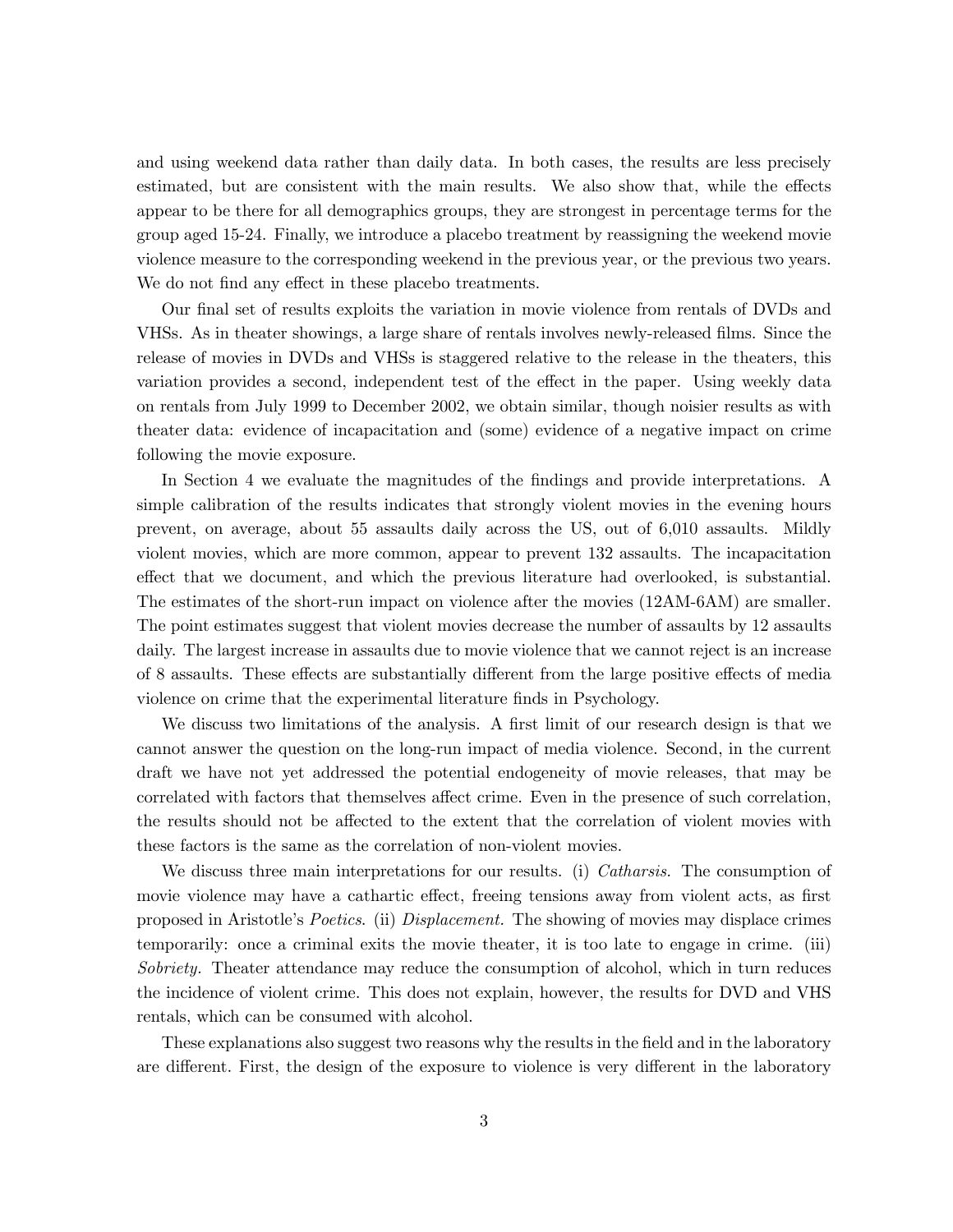and using weekend data rather than daily data. In both cases, the results are less precisely estimated, but are consistent with the main results. We also show that, while the effects appear to be there for all demographics groups, they are strongest in percentage terms for the group aged 15-24. Finally, we introduce a placebo treatment by reassigning the weekend movie violence measure to the corresponding weekend in the previous year, or the previous two years. We do not find any effect in these placebo treatments.

Our final set of results exploits the variation in movie violence from rentals of DVDs and VHSs. As in theater showings, a large share of rentals involves newly-released films. Since the release of movies in DVDs and VHSs is staggered relative to the release in the theaters, this variation provides a second, independent test of the effect in the paper. Using weekly data on rentals from July 1999 to December 2002, we obtain similar, though noisier results as with theater data: evidence of incapacitation and (some) evidence of a negative impact on crime following the movie exposure.

In Section 4 we evaluate the magnitudes of the findings and provide interpretations. A simple calibration of the results indicates that strongly violent movies in the evening hours prevent, on average, about 55 assaults daily across the US, out of 6,010 assaults. Mildly violent movies, which are more common, appear to prevent 132 assaults. The incapacitation effect that we document, and which the previous literature had overlooked, is substantial. The estimates of the short-run impact on violence after the movies (12AM-6AM) are smaller. The point estimates suggest that violent movies decrease the number of assaults by 12 assaults daily. The largest increase in assaults due to movie violence that we cannot reject is an increase of 8 assaults. These effects are substantially different from the large positive effects of media violence on crime that the experimental literature finds in Psychology.

We discuss two limitations of the analysis. A first limit of our research design is that we cannot answer the question on the long-run impact of media violence. Second, in the current draft we have not yet addressed the potential endogeneity of movie releases, that may be correlated with factors that themselves affect crime. Even in the presence of such correlation, the results should not be affected to the extent that the correlation of violent movies with these factors is the same as the correlation of non-violent movies.

We discuss three main interpretations for our results. (i) *Catharsis.* The consumption of movie violence may have a cathartic effect, freeing tensions away from violent acts, as first proposed in Aristotle's *Poetics*. (ii) *Displacement.* The showing of movies may displace crimes temporarily: once a criminal exits the movie theater, it is too late to engage in crime. (iii) *Sobriety.* Theater attendance may reduce the consumption of alcohol, which in turn reduces the incidence of violent crime. This does not explain, however, the results for DVD and VHS rentals, which can be consumed with alcohol.

These explanations also suggest two reasons why the results in the field and in the laboratory are different. First, the design of the exposure to violence is very different in the laboratory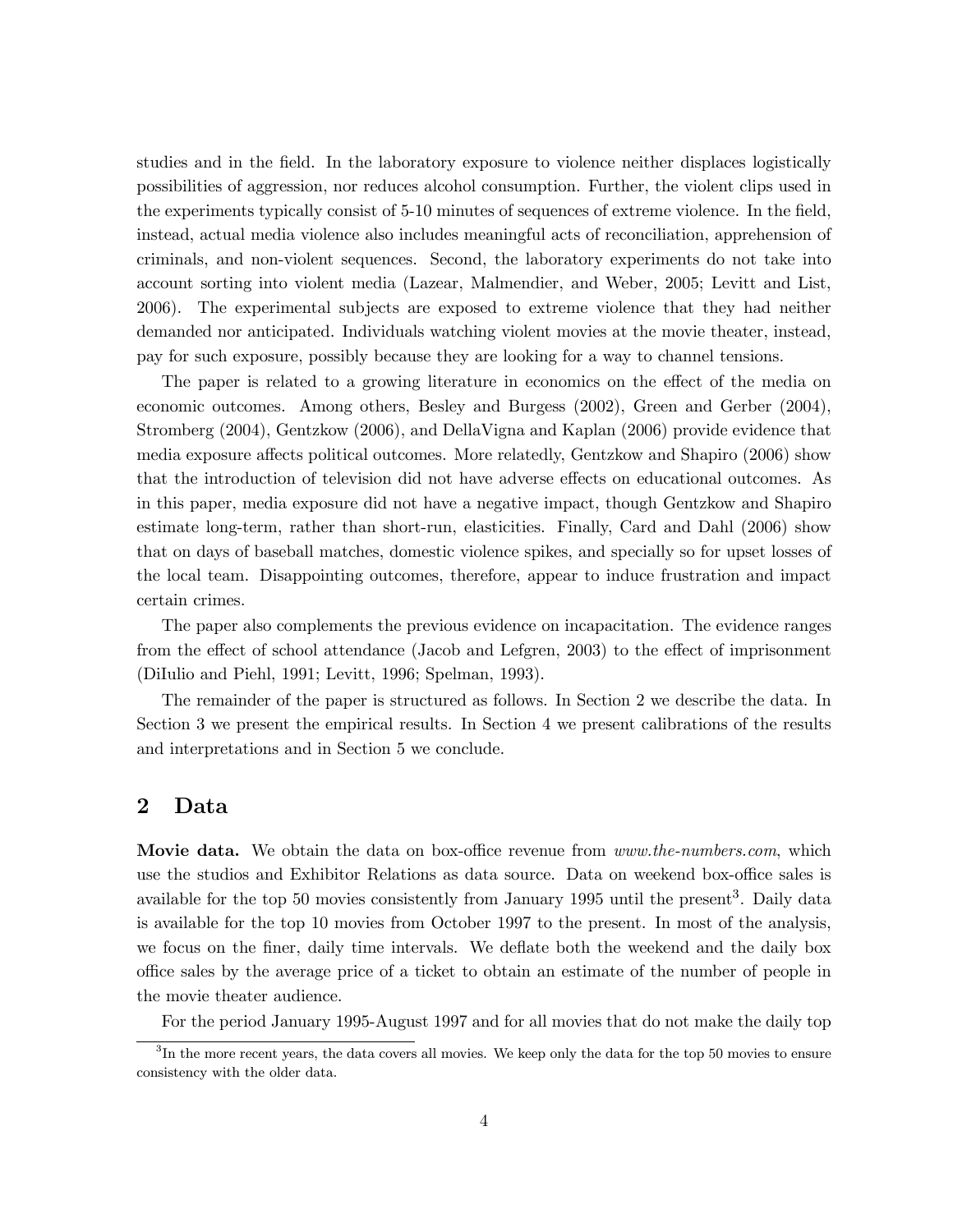studies and in the field. In the laboratory exposure to violence neither displaces logistically possibilities of aggression, nor reduces alcohol consumption. Further, the violent clips used in the experiments typically consist of 5-10 minutes of sequences of extreme violence. In the field, instead, actual media violence also includes meaningful acts of reconciliation, apprehension of criminals, and non-violent sequences. Second, the laboratory experiments do not take into account sorting into violent media (Lazear, Malmendier, and Weber, 2005; Levitt and List, 2006). The experimental subjects are exposed to extreme violence that they had neither demanded nor anticipated. Individuals watching violent movies at the movie theater, instead, pay for such exposure, possibly because they are looking for a way to channel tensions.

The paper is related to a growing literature in economics on the effect of the media on economic outcomes. Among others, Besley and Burgess (2002), Green and Gerber (2004), Stromberg (2004), Gentzkow (2006), and DellaVigna and Kaplan (2006) provide evidence that media exposure affects political outcomes. More relatedly, Gentzkow and Shapiro (2006) show that the introduction of television did not have adverse effects on educational outcomes. As in this paper, media exposure did not have a negative impact, though Gentzkow and Shapiro estimate long-term, rather than short-run, elasticities. Finally, Card and Dahl (2006) show that on days of baseball matches, domestic violence spikes, and specially so for upset losses of the local team. Disappointing outcomes, therefore, appear to induce frustration and impact certain crimes.

The paper also complements the previous evidence on incapacitation. The evidence ranges from the effect of school attendance (Jacob and Lefgren, 2003) to the effect of imprisonment (DiIulio and Piehl, 1991; Levitt, 1996; Spelman, 1993).

The remainder of the paper is structured as follows. In Section 2 we describe the data. In Section 3 we present the empirical results. In Section 4 we present calibrations of the results and interpretations and in Section 5 we conclude.

## 2 Data

**Movie data.** We obtain the data on box-office revenue from *www.the-numbers.com*, which use the studios and Exhibitor Relations as data source. Data on weekend box-office sales is available for the top 50 movies consistently from January 1995 until the present[3]. Daily data is available for the top 10 movies from October 1997 to the present. In most of the analysis, we focus on the finer, daily time intervals. We deflate both the weekend and the daily box office sales by the average price of a ticket to obtain an estimate of the number of people in the movie theater audience.

For the period January 1995-August 1997 and for all movies that do not make the daily top

[3]In the more recent years, the data covers all movies. We keep only the data for the top 50 movies to ensure consistency with the older data.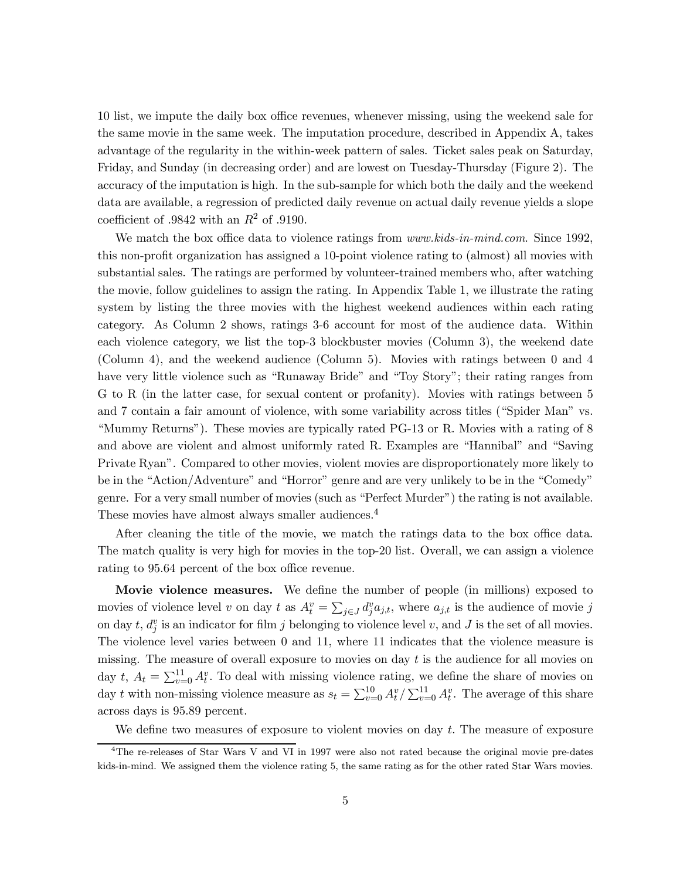10 list, we impute the daily box office revenues, whenever missing, using the weekend sale for the same movie in the same week. The imputation procedure, described in Appendix A, takes advantage of the regularity in the within-week pattern of sales. Ticket sales peak on Saturday, Friday, and Sunday (in decreasing order) and are lowest on Tuesday-Thursday (Figure 2). The accuracy of the imputation is high. In the sub-sample for which both the daily and the weekend data are available, a regression of predicted daily revenue on actual daily revenue yields a slope coefficient of .9842 with an $R^2$ of .9190.

We match the box office data to violence ratings from *www.kids-in-mind.com*. Since 1992, this non-profit organization has assigned a 10-point violence rating to (almost) all movies with substantial sales. The ratings are performed by volunteer-trained members who, after watching the movie, follow guidelines to assign the rating. In Appendix Table 1, we illustrate the rating system by listing the three movies with the highest weekend audiences within each rating category. As Column 2 shows, ratings 3-6 account for most of the audience data. Within each violence category, we list the top-3 blockbuster movies (Column 3), the weekend date (Column 4), and the weekend audience (Column 5). Movies with ratings between 0 and 4 have very little violence such as "Runaway Bride" and "Toy Story"; their rating ranges from G to R (in the latter case, for sexual content or profanity). Movies with ratings between 5 and 7 contain a fair amount of violence, with some variability across titles ("Spider Man" vs. "Mummy Returns"). These movies are typically rated PG-13 or R. Movies with a rating of 8 and above are violent and almost uniformly rated R. Examples are "Hannibal" and "Saving Private Ryan". Compared to other movies, violent movies are disproportionately more likely to be in the "Action/Adventure" and "Horror" genre and are very unlikely to be in the "Comedy" genre. For a very small number of movies (such as "Perfect Murder") the rating is not available. These movies have almost always smaller audiences.[4]

After cleaning the title of the movie, we match the ratings data to the box office data. The match quality is very high for movies in the top-20 list. Overall, we can assign a violence rating to 95.64 percent of the box office revenue.

**Movie violence measures.** We define the number of people (in millions) exposed to movies of violence level $v$ on day $t$ as $A_t^v = \sum_{j \in J} d_j^v a_{j,t}$, where $a_{j,t}$ is the audience of movie $j$ on day $t$, $d_j^v$ is an indicator for film $j$ belonging to violence level $v$, and $J$ is the set of all movies. The violence level varies between 0 and 11, where 11 indicates that the violence measure is missing. The measure of overall exposure to movies on day $t$ is the audience for all movies on day $t$, $A_t = \sum_{v=0}^{11} A_t^v$. To deal with missing violence rating, we define the share of movies on day $t$ with non-missing violence measure as $s_t = \sum_{v=0}^{10} A_t^v / \sum_{v=0}^{11} A_t^v$. The average of this share across days is 95.89 percent.

We define two measures of exposure to violent movies on day $t$. The measure of exposure

[4] The re-releases of Star Wars V and VI in 1997 were also not rated because the original movie pre-dates kids-in-mind. We assigned them the violence rating 5, the same rating as for the other rated Star Wars movies.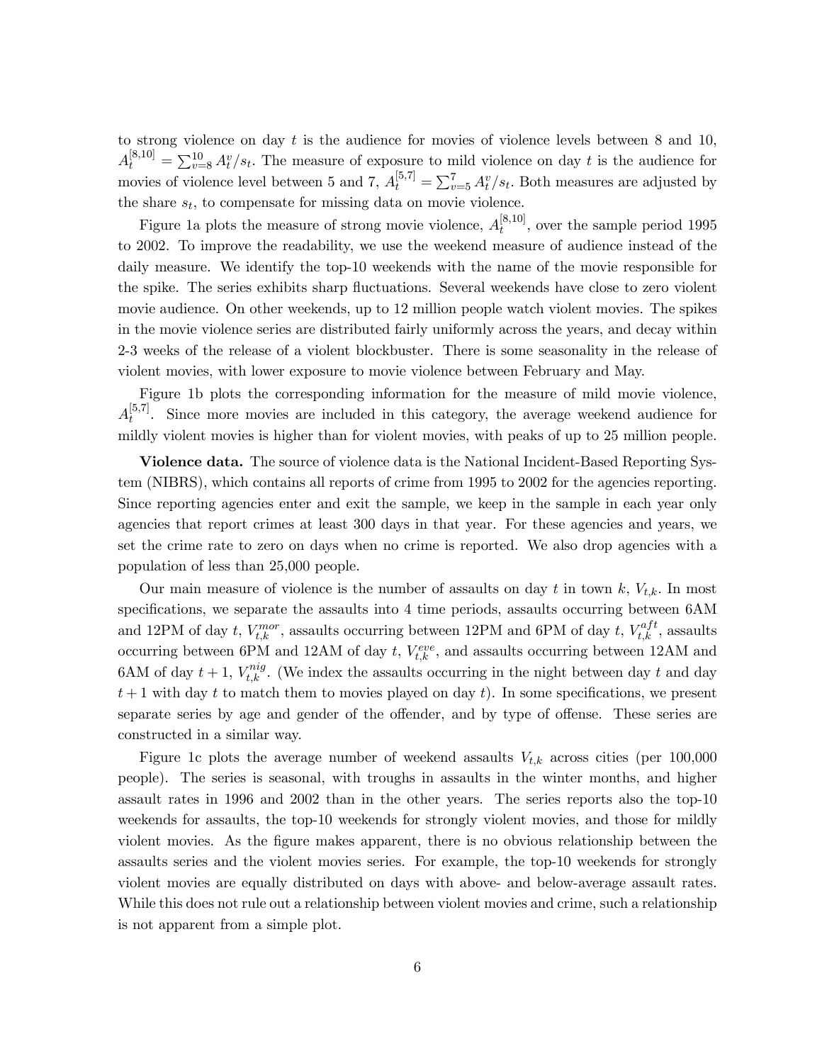to strong violence on day $t$ is the audience for movies of violence levels between 8 and 10, $A_t^{[8,10]} = \sum_{v=8}^{10} A_t^v / s_t$. The measure of exposure to mild violence on day $t$ is the audience for movies of violence level between 5 and 7, $A_t^{[5,7]} = \sum_{v=5}^{7} A_t^v / s_t$. Both measures are adjusted by the share $s_t$, to compensate for missing data on movie violence.

Figure 1a plots the measure of strong movie violence, $A_t^{[8,10]}$, over the sample period 1995 to 2002. To improve the readability, we use the weekend measure of audience instead of the daily measure. We identify the top-10 weekends with the name of the movie responsible for the spike. The series exhibits sharp fluctuations. Several weekends have close to zero violent movie audience. On other weekends, up to 12 million people watch violent movies. The spikes in the movie violence series are distributed fairly uniformly across the years, and decay within 2-3 weeks of the release of a violent blockbuster. There is some seasonality in the release of violent movies, with lower exposure to movie violence between February and May.

Figure 1b plots the corresponding information for the measure of mild movie violence, $A_t^{[5,7]}$. Since more movies are included in this category, the average weekend audience for mildly violent movies is higher than for violent movies, with peaks of up to 25 million people.

**Violence data.** The source of violence data is the National Incident-Based Reporting System (NIBRS), which contains all reports of crime from 1995 to 2002 for the agencies reporting. Since reporting agencies enter and exit the sample, we keep in the sample in each year only agencies that report crimes at least 300 days in that year. For these agencies and years, we set the crime rate to zero on days when no crime is reported. We also drop agencies with a population of less than 25,000 people.

Our main measure of violence is the number of assaults on day $t$ in town $k$, $V_{t,k}$. In most specifications, we separate the assaults into 4 time periods, assaults occurring between 6AM and 12PM of day $t$, $V_{t,k}^{mor}$, assaults occurring between 12PM and 6PM of day $t$, $V_{t,k}^{aft}$, assaults occurring between 6PM and 12AM of day $t$, $V_{t,k}^{eve}$, and assaults occurring between 12AM and 6AM of day $t+1$, $V_{t,k}^{nig}$. (We index the assaults occurring in the night between day $t$ and day $t+1$ with day $t$ to match them to movies played on day $t$). In some specifications, we present separate series by age and gender of the offender, and by type of offense. These series are constructed in a similar way.

Figure 1c plots the average number of weekend assaults $V_{t,k}$ across cities (per 100,000 people). The series is seasonal, with troughs in assaults in the winter months, and higher assault rates in 1996 and 2002 than in the other years. The series reports also the top-10 weekends for assaults, the top-10 weekends for strongly violent movies, and those for mildly violent movies. As the figure makes apparent, there is no obvious relationship between the assaults series and the violent movies series. For example, the top-10 weekends for strongly violent movies are equally distributed on days with above- and below-average assault rates. While this does not rule out a relationship between violent movies and crime, such a relationship is not apparent from a simple plot.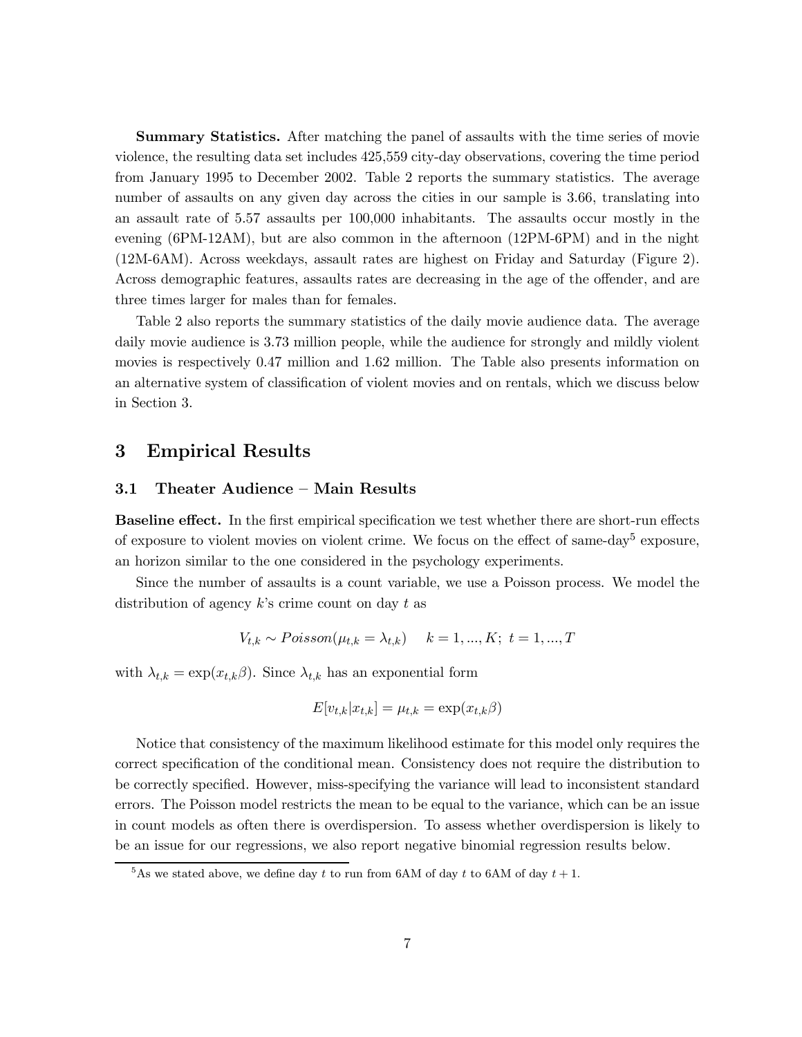**Summary Statistics.** After matching the panel of assaults with the time series of movie violence, the resulting data set includes 425,559 city-day observations, covering the time period from January 1995 to December 2002. Table 2 reports the summary statistics. The average number of assaults on any given day across the cities in our sample is 3.66, translating into an assault rate of 5.57 assaults per 100,000 inhabitants. The assaults occur mostly in the evening (6PM-12AM), but are also common in the afternoon (12PM-6PM) and in the night (12M-6AM). Across weekdays, assault rates are highest on Friday and Saturday (Figure 2). Across demographic features, assaults rates are decreasing in the age of the offender, and are three times larger for males than for females.

Table 2 also reports the summary statistics of the daily movie audience data. The average daily movie audience is 3.73 million people, while the audience for strongly and mildly violent movies is respectively 0.47 million and 1.62 million. The Table also presents information on an alternative system of classification of violent movies and on rentals, which we discuss below in Section 3.

# 3 Empirical Results

## 3.1 Theater Audience – Main Results

**Baseline effect.** In the first empirical specification we test whether there are short-run effects of exposure to violent movies on violent crime. We focus on the effect of same-day[5] exposure, an horizon similar to the one considered in the psychology experiments.

Since the number of assaults is a count variable, we use a Poisson process. We model the distribution of agency $k$'s crime count on day $t$ as

$$V_{t,k} \sim Poisson(\mu_{t,k} = \lambda_{t,k}) \quad k = 1, ..., K; \ t = 1, ..., T$$

with $\lambda_{t,k} = \exp(x_{t,k}\beta)$. Since $\lambda_{t,k}$ has an exponential form

$$E[v_{t,k}|x_{t,k}] = \mu_{t,k} = \exp(x_{t,k}\beta)$$

Notice that consistency of the maximum likelihood estimate for this model only requires the correct specification of the conditional mean. Consistency does not require the distribution to be correctly specified. However, miss-specifying the variance will lead to inconsistent standard errors. The Poisson model restricts the mean to be equal to the variance, which can be an issue in count models as often there is overdispersion. To assess whether overdispersion is likely to be an issue for our regressions, we also report negative binomial regression results below.

[5] As we stated above, we define day $t$ to run from 6AM of day $t$ to 6AM of day $t + 1$.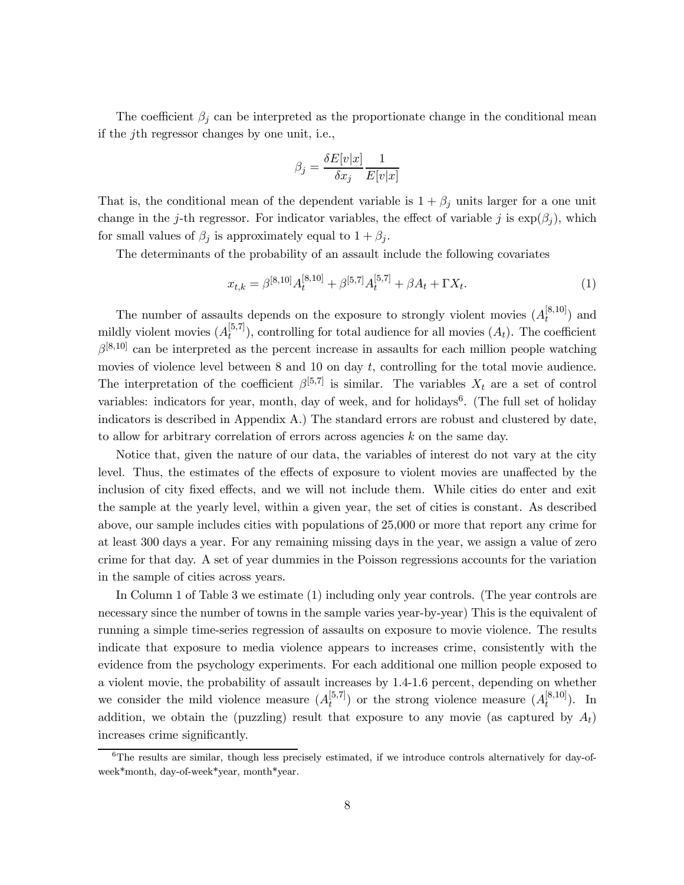The coefficient $\beta_j$ can be interpreted as the proportionate change in the conditional mean if the $j$th regressor changes by one unit, i.e.,

$$\beta_j = \frac{\delta E[v|x]}{\delta x_j} \frac{1}{E[v|x]}$$

That is, the conditional mean of the dependent variable is $1 + \beta_j$ units larger for a one unit change in the $j$-th regressor. For indicator variables, the effect of variable $j$ is $\exp(\beta_j)$, which for small values of $\beta_j$ is approximately equal to $1 + \beta_j$.

The determinants of the probability of an assault include the following covariates

$$x_{t,k} = \beta^{[8,10]} A_t^{[8,10]} + \beta^{[5,7]} A_t^{[5,7]} + \beta A_t + \Gamma X_t. \tag{1}$$

The number of assaults depends on the exposure to strongly violent movies ($A_t^{[8,10]}$) and mildly violent movies ($A_t^{[5,7]}$), controlling for total audience for all movies ($A_t$). The coefficient $\beta^{[8,10]}$ can be interpreted as the percent increase in assaults for each million people watching movies of violence level between 8 and 10 on day $t$, controlling for the total movie audience. The interpretation of the coefficient $\beta^{[5,7]}$ is similar. The variables $X_t$ are a set of control variables: indicators for year, month, day of week, and for holidays[6]. (The full set of holiday indicators is described in Appendix A.) The standard errors are robust and clustered by date, to allow for arbitrary correlation of errors across agencies $k$ on the same day.

Notice that, given the nature of our data, the variables of interest do not vary at the city level. Thus, the estimates of the effects of exposure to violent movies are unaffected by the inclusion of city fixed effects, and we will not include them. While cities do enter and exit the sample at the yearly level, within a given year, the set of cities is constant. As described above, our sample includes cities with populations of 25,000 or more that report any crime for at least 300 days a year. For any remaining missing days in the year, we assign a value of zero crime for that day. A set of year dummies in the Poisson regressions accounts for the variation in the sample of cities across years.

In Column 1 of Table 3 we estimate (1) including only year controls. (The year controls are necessary since the number of towns in the sample varies year-by-year) This is the equivalent of running a simple time-series regression of assaults on exposure to movie violence. The results indicate that exposure to media violence appears to increases crime, consistently with the evidence from the psychology experiments. For each additional one million people exposed to a violent movie, the probability of assault increases by 1.4-1.6 percent, depending on whether we consider the mild violence measure ($A_t^{[5,7]}$) or the strong violence measure ($A_t^{[8,10]}$). In addition, we obtain the (puzzling) result that exposure to any movie (as captured by $A_t$) increases crime significantly.

[6]The results are similar, though less precisely estimated, if we introduce controls alternatively for day-of-week*month, day-of-week*year, month*year.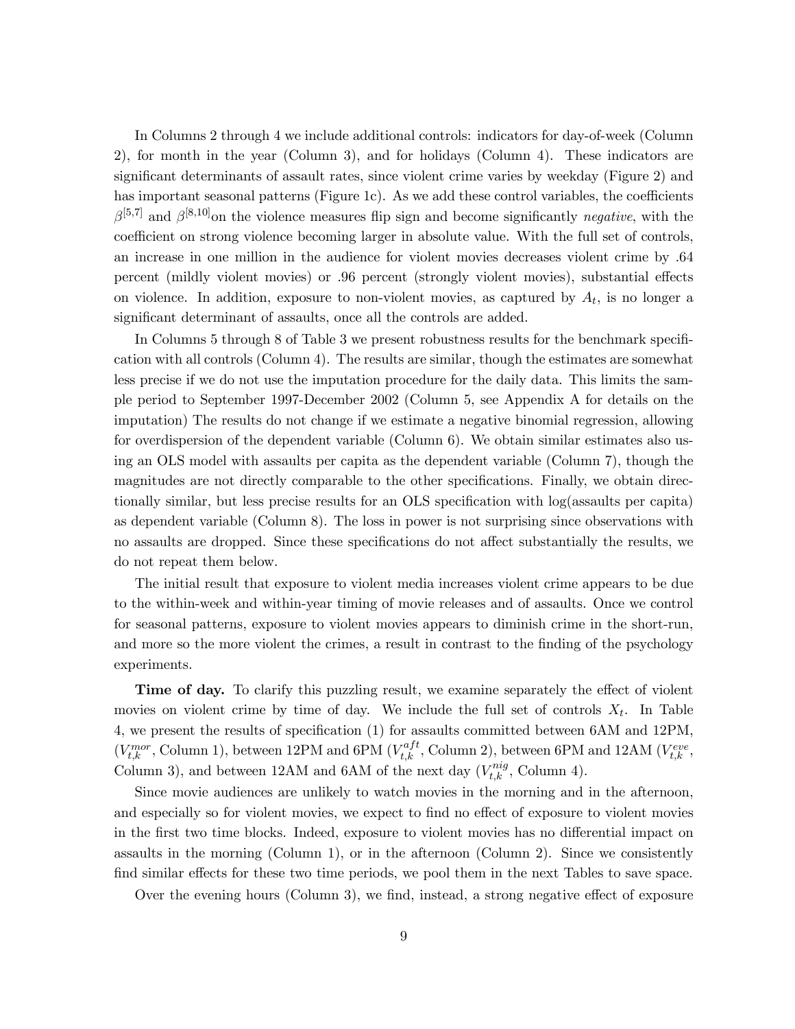In Columns 2 through 4 we include additional controls: indicators for day-of-week (Column 2), for month in the year (Column 3), and for holidays (Column 4). These indicators are significant determinants of assault rates, since violent crime varies by weekday (Figure 2) and has important seasonal patterns (Figure 1c). As we add these control variables, the coefficients $\beta^{[5,7]}$ and $\beta^{[8,10]}$on the violence measures flip sign and become significantly *negative*, with the coefficient on strong violence becoming larger in absolute value. With the full set of controls, an increase in one million in the audience for violent movies decreases violent crime by .64 percent (mildly violent movies) or .96 percent (strongly violent movies), substantial effects on violence. In addition, exposure to non-violent movies, as captured by $A_t$, is no longer a significant determinant of assaults, once all the controls are added.

In Columns 5 through 8 of Table 3 we present robustness results for the benchmark specification with all controls (Column 4). The results are similar, though the estimates are somewhat less precise if we do not use the imputation procedure for the daily data. This limits the sample period to September 1997-December 2002 (Column 5, see Appendix A for details on the imputation) The results do not change if we estimate a negative binomial regression, allowing for overdispersion of the dependent variable (Column 6). We obtain similar estimates also using an OLS model with assaults per capita as the dependent variable (Column 7), though the magnitudes are not directly comparable to the other specifications. Finally, we obtain directionally similar, but less precise results for an OLS specification with log(assaults per capita) as dependent variable (Column 8). The loss in power is not surprising since observations with no assaults are dropped. Since these specifications do not affect substantially the results, we do not repeat them below.

The initial result that exposure to violent media increases violent crime appears to be due to the within-week and within-year timing of movie releases and of assaults. Once we control for seasonal patterns, exposure to violent movies appears to diminish crime in the short-run, and more so the more violent the crimes, a result in contrast to the finding of the psychology experiments.

**Time of day.** To clarify this puzzling result, we examine separately the effect of violent movies on violent crime by time of day. We include the full set of controls $X_t$. In Table 4, we present the results of specification (1) for assaults committed between 6AM and 12PM, ($V^{mor}_{t,k}$, Column 1), between 12PM and 6PM ($V^{aft}_{t,k}$, Column 2), between 6PM and 12AM ($V^{eve}_{t,k}$, Column 3), and between 12AM and 6AM of the next day ($V^{nig}_{t,k}$, Column 4).

Since movie audiences are unlikely to watch movies in the morning and in the afternoon, and especially so for violent movies, we expect to find no effect of exposure to violent movies in the first two time blocks. Indeed, exposure to violent movies has no differential impact on assaults in the morning (Column 1), or in the afternoon (Column 2). Since we consistently find similar effects for these two time periods, we pool them in the next Tables to save space.

Over the evening hours (Column 3), we find, instead, a strong negative effect of exposure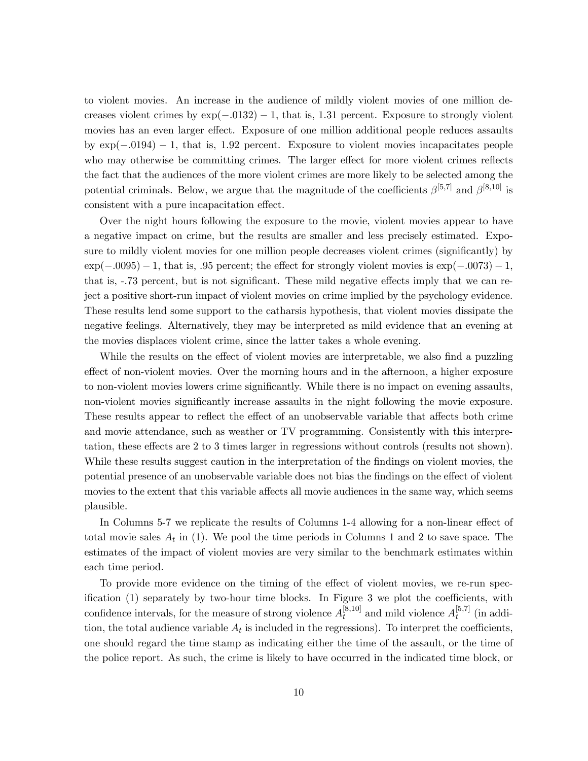to violent movies. An increase in the audience of mildly violent movies of one million decreases violent crimes by $\exp(-.0132) - 1$, that is, 1.31 percent. Exposure to strongly violent movies has an even larger effect. Exposure of one million additional people reduces assaults by $\exp(-.0194) - 1$, that is, 1.92 percent. Exposure to violent movies incapacitates people who may otherwise be committing crimes. The larger effect for more violent crimes reflects the fact that the audiences of the more violent crimes are more likely to be selected among the potential criminals. Below, we argue that the magnitude of the coefficients $\beta^{[5,7]}$ and $\beta^{[8,10]}$ is consistent with a pure incapacitation effect.

Over the night hours following the exposure to the movie, violent movies appear to have a negative impact on crime, but the results are smaller and less precisely estimated. Exposure to mildly violent movies for one million people decreases violent crimes (significantly) by $\exp(-.0095) - 1$, that is, .95 percent; the effect for strongly violent movies is $\exp(-.0073) - 1$, that is, -.73 percent, but is not significant. These mild negative effects imply that we can reject a positive short-run impact of violent movies on crime implied by the psychology evidence. These results lend some support to the catharsis hypothesis, that violent movies dissipate the negative feelings. Alternatively, they may be interpreted as mild evidence that an evening at the movies displaces violent crime, since the latter takes a whole evening.

While the results on the effect of violent movies are interpretable, we also find a puzzling effect of non-violent movies. Over the morning hours and in the afternoon, a higher exposure to non-violent movies lowers crime significantly. While there is no impact on evening assaults, non-violent movies significantly increase assaults in the night following the movie exposure. These results appear to reflect the effect of an unobservable variable that affects both crime and movie attendance, such as weather or TV programming. Consistently with this interpretation, these effects are 2 to 3 times larger in regressions without controls (results not shown). While these results suggest caution in the interpretation of the findings on violent movies, the potential presence of an unobservable variable does not bias the findings on the effect of violent movies to the extent that this variable affects all movie audiences in the same way, which seems plausible.

In Columns 5-7 we replicate the results of Columns 1-4 allowing for a non-linear effect of total movie sales $A_t$ in (1). We pool the time periods in Columns 1 and 2 to save space. The estimates of the impact of violent movies are very similar to the benchmark estimates within each time period.

To provide more evidence on the timing of the effect of violent movies, we re-run specification (1) separately by two-hour time blocks. In Figure 3 we plot the coefficients, with confidence intervals, for the measure of strong violence $A_t^{[8,10]}$ and mild violence $A_t^{[5,7]}$ (in addition, the total audience variable $A_t$ is included in the regressions). To interpret the coefficients, one should regard the time stamp as indicating either the time of the assault, or the time of the police report. As such, the crime is likely to have occurred in the indicated time block, or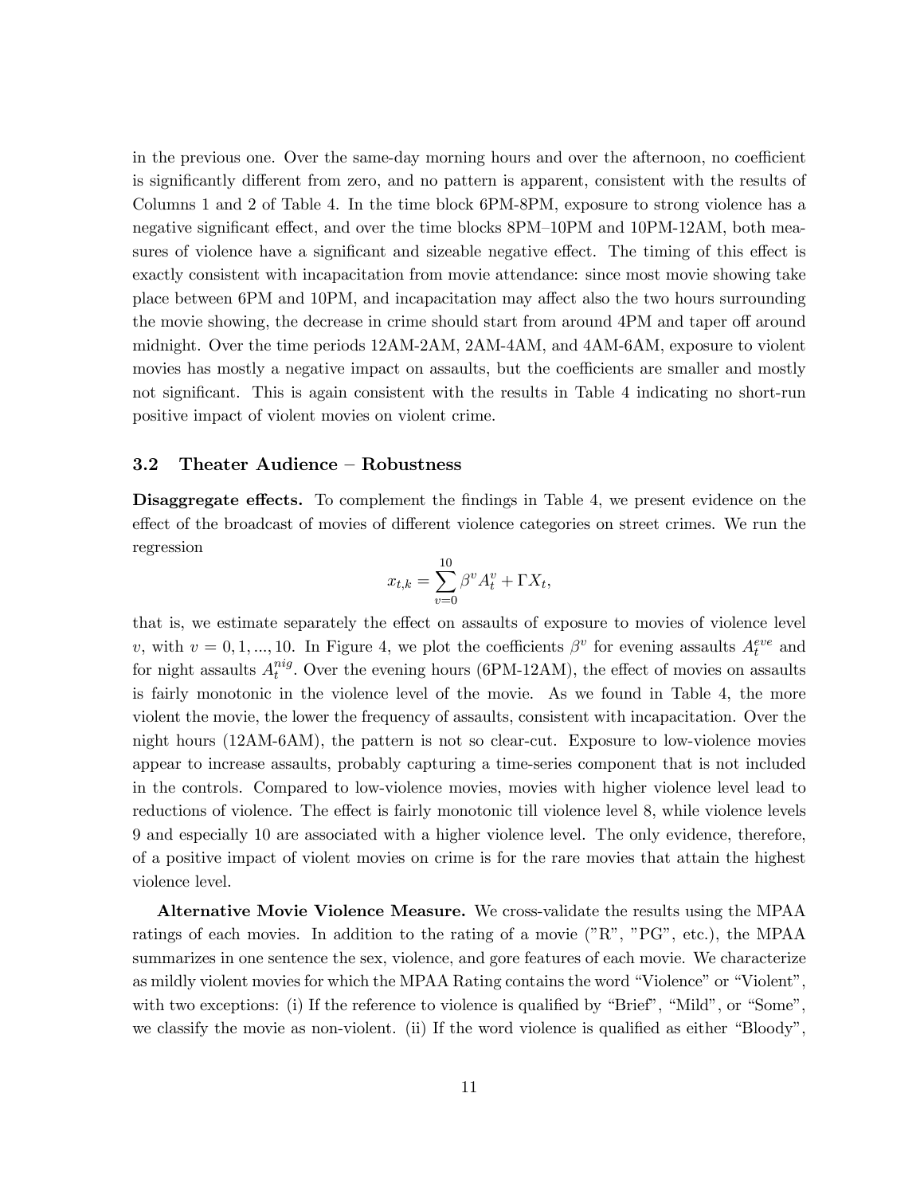in the previous one. Over the same-day morning hours and over the afternoon, no coefficient is significantly different from zero, and no pattern is apparent, consistent with the results of Columns 1 and 2 of Table 4. In the time block 6PM-8PM, exposure to strong violence has a negative significant effect, and over the time blocks 8PM–10PM and 10PM-12AM, both measures of violence have a significant and sizeable negative effect. The timing of this effect is exactly consistent with incapacitation from movie attendance: since most movie showing take place between 6PM and 10PM, and incapacitation may affect also the two hours surrounding the movie showing, the decrease in crime should start from around 4PM and taper off around midnight. Over the time periods 12AM-2AM, 2AM-4AM, and 4AM-6AM, exposure to violent movies has mostly a negative impact on assaults, but the coefficients are smaller and mostly not significant. This is again consistent with the results in Table 4 indicating no short-run positive impact of violent movies on violent crime.

### 3.2 Theater Audience – Robustness

**Disaggregate effects.** To complement the findings in Table 4, we present evidence on the effect of the broadcast of movies of different violence categories on street crimes. We run the regression

$$x_{t,k} = \sum_{v=0}^{10} \beta^v A_t^v + \Gamma X_t,$$

that is, we estimate separately the effect on assaults of exposure to movies of violence level $v$, with $v = 0, 1, ..., 10$. In Figure 4, we plot the coefficients $\beta^v$ for evening assaults $A_t^{eve}$ and for night assaults $A_t^{nig}$. Over the evening hours (6PM-12AM), the effect of movies on assaults is fairly monotonic in the violence level of the movie. As we found in Table 4, the more violent the movie, the lower the frequency of assaults, consistent with incapacitation. Over the night hours (12AM-6AM), the pattern is not so clear-cut. Exposure to low-violence movies appear to increase assaults, probably capturing a time-series component that is not included in the controls. Compared to low-violence movies, movies with higher violence level lead to reductions of violence. The effect is fairly monotonic till violence level 8, while violence levels 9 and especially 10 are associated with a higher violence level. The only evidence, therefore, of a positive impact of violent movies on crime is for the rare movies that attain the highest violence level.

**Alternative Movie Violence Measure.** We cross-validate the results using the MPAA ratings of each movies. In addition to the rating of a movie ("R", "PG", etc.), the MPAA summarizes in one sentence the sex, violence, and gore features of each movie. We characterize as mildly violent movies for which the MPAA Rating contains the word "Violence" or "Violent", with two exceptions: (i) If the reference to violence is qualified by "Brief", "Mild", or "Some", we classify the movie as non-violent. (ii) If the word violence is qualified as either "Bloody",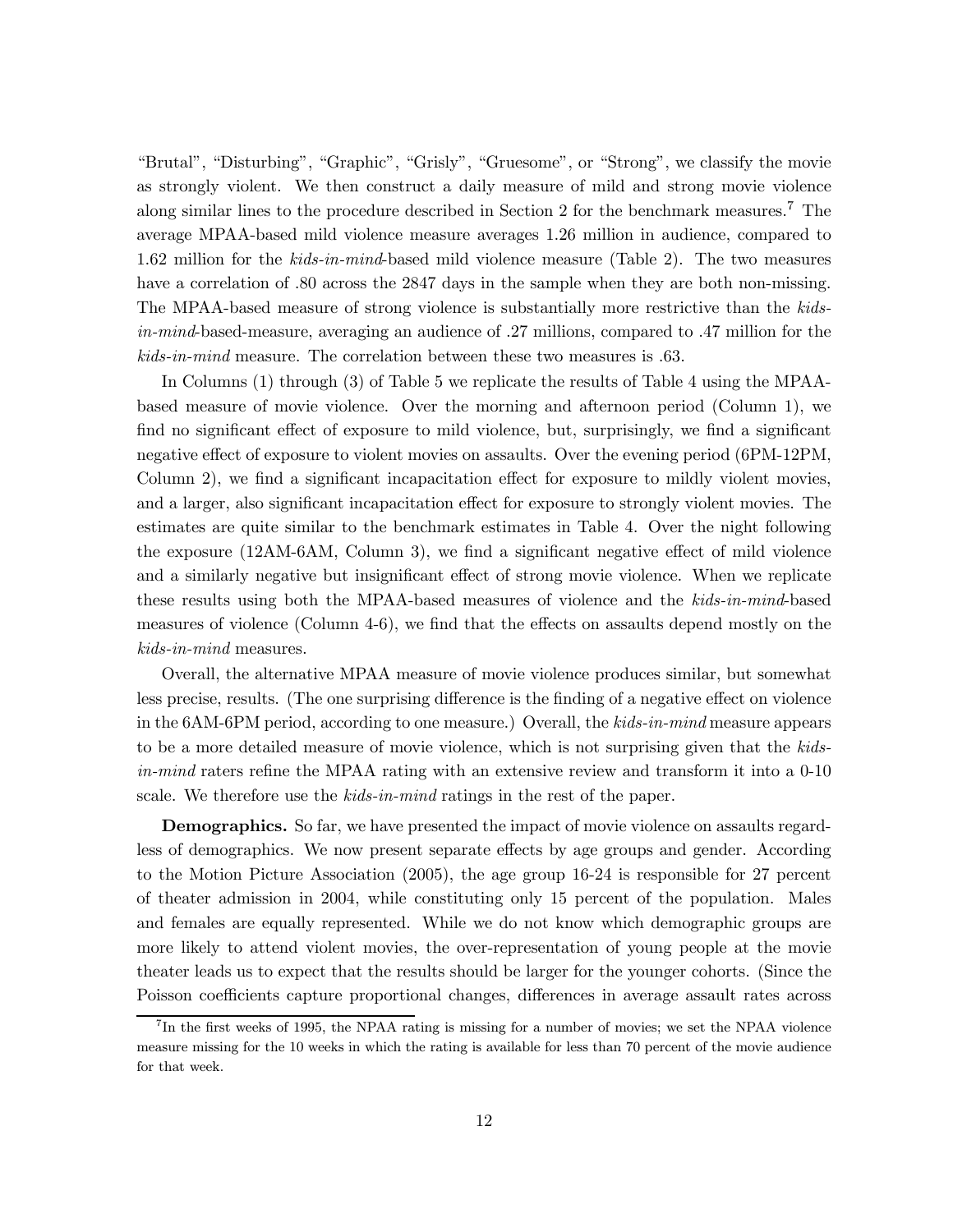"Brutal", "Disturbing", "Graphic", "Grisly", "Gruesome", or "Strong", we classify the movie as strongly violent. We then construct a daily measure of mild and strong movie violence along similar lines to the procedure described in Section 2 for the benchmark measures.[7] The average MPAA-based mild violence measure averages 1.26 million in audience, compared to 1.62 million for the *kids-in-mind*-based mild violence measure (Table 2). The two measures have a correlation of .80 across the 2847 days in the sample when they are both non-missing. The MPAA-based measure of strong violence is substantially more restrictive than the *kids-in-mind*-based-measure, averaging an audience of .27 millions, compared to .47 million for the *kids-in-mind* measure. The correlation between these two measures is .63.

In Columns (1) through (3) of Table 5 we replicate the results of Table 4 using the MPAA-based measure of movie violence. Over the morning and afternoon period (Column 1), we find no significant effect of exposure to mild violence, but, surprisingly, we find a significant negative effect of exposure to violent movies on assaults. Over the evening period (6PM-12PM, Column 2), we find a significant incapacitation effect for exposure to mildly violent movies, and a larger, also significant incapacitation effect for exposure to strongly violent movies. The estimates are quite similar to the benchmark estimates in Table 4. Over the night following the exposure (12AM-6AM, Column 3), we find a significant negative effect of mild violence and a similarly negative but insignificant effect of strong movie violence. When we replicate these results using both the MPAA-based measures of violence and the *kids-in-mind*-based measures of violence (Column 4-6), we find that the effects on assaults depend mostly on the *kids-in-mind* measures.

Overall, the alternative MPAA measure of movie violence produces similar, but somewhat less precise, results. (The one surprising difference is the finding of a negative effect on violence in the 6AM-6PM period, according to one measure.) Overall, the *kids-in-mind* measure appears to be a more detailed measure of movie violence, which is not surprising given that the *kids-in-mind* raters refine the MPAA rating with an extensive review and transform it into a 0-10 scale. We therefore use the *kids-in-mind* ratings in the rest of the paper.

**Demographics.** So far, we have presented the impact of movie violence on assaults regardless of demographics. We now present separate effects by age groups and gender. According to the Motion Picture Association (2005), the age group 16-24 is responsible for 27 percent of theater admission in 2004, while constituting only 15 percent of the population. Males and females are equally represented. While we do not know which demographic groups are more likely to attend violent movies, the over-representation of young people at the movie theater leads us to expect that the results should be larger for the younger cohorts. (Since the Poisson coefficients capture proportional changes, differences in average assault rates across

[7] In the first weeks of 1995, the NPAA rating is missing for a number of movies; we set the NPAA violence measure missing for the 10 weeks in which the rating is available for less than 70 percent of the movie audience for that week.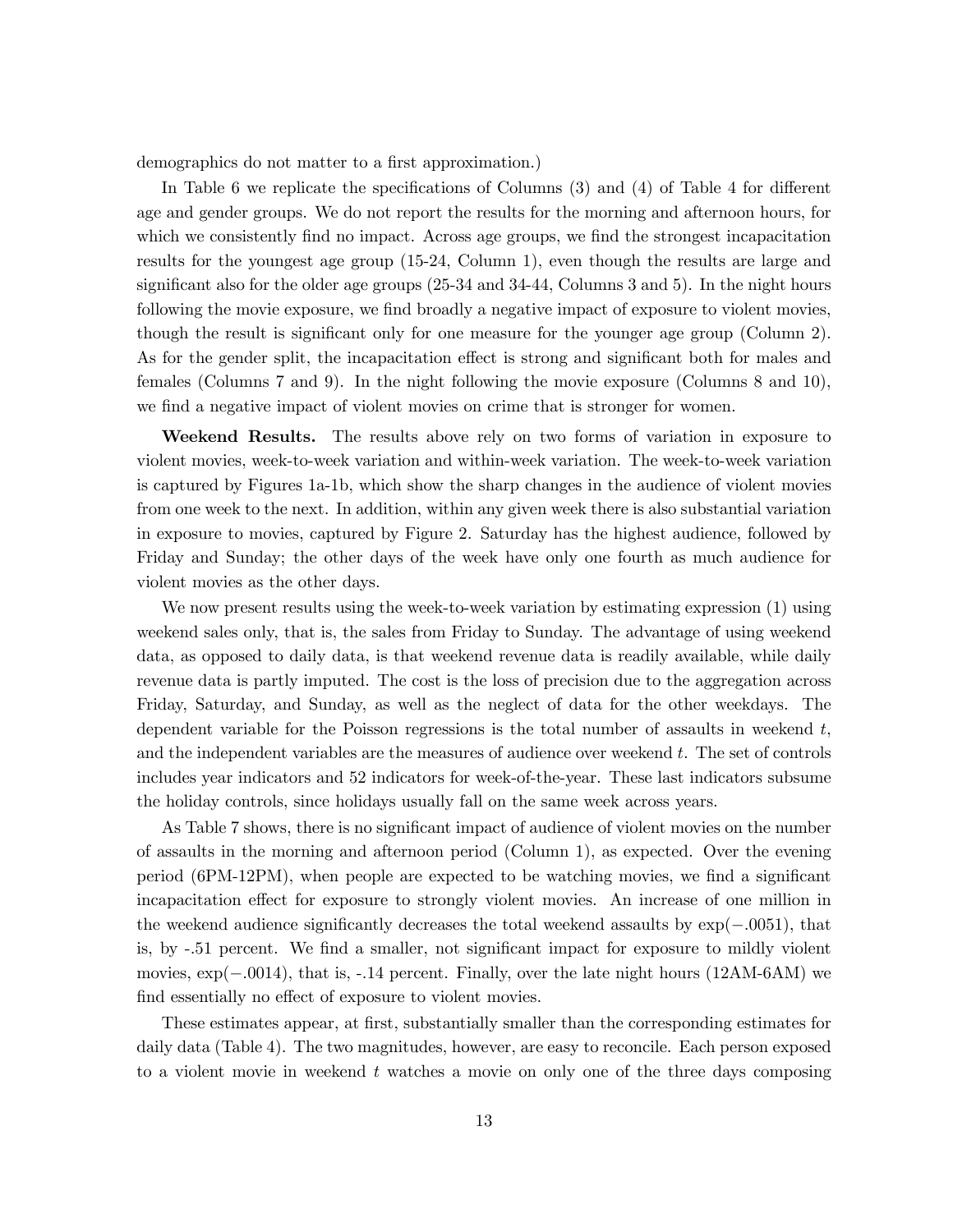demographics do not matter to a first approximation.)

In Table 6 we replicate the specifications of Columns (3) and (4) of Table 4 for different age and gender groups. We do not report the results for the morning and afternoon hours, for which we consistently find no impact. Across age groups, we find the strongest incapacitation results for the youngest age group (15-24, Column 1), even though the results are large and significant also for the older age groups (25-34 and 34-44, Columns 3 and 5). In the night hours following the movie exposure, we find broadly a negative impact of exposure to violent movies, though the result is significant only for one measure for the younger age group (Column 2). As for the gender split, the incapacitation effect is strong and significant both for males and females (Columns 7 and 9). In the night following the movie exposure (Columns 8 and 10), we find a negative impact of violent movies on crime that is stronger for women.

**Weekend Results.** The results above rely on two forms of variation in exposure to violent movies, week-to-week variation and within-week variation. The week-to-week variation is captured by Figures 1a-1b, which show the sharp changes in the audience of violent movies from one week to the next. In addition, within any given week there is also substantial variation in exposure to movies, captured by Figure 2. Saturday has the highest audience, followed by Friday and Sunday; the other days of the week have only one fourth as much audience for violent movies as the other days.

We now present results using the week-to-week variation by estimating expression (1) using weekend sales only, that is, the sales from Friday to Sunday. The advantage of using weekend data, as opposed to daily data, is that weekend revenue data is readily available, while daily revenue data is partly imputed. The cost is the loss of precision due to the aggregation across Friday, Saturday, and Sunday, as well as the neglect of data for the other weekdays. The dependent variable for the Poisson regressions is the total number of assaults in weekend $t$, and the independent variables are the measures of audience over weekend $t$. The set of controls includes year indicators and 52 indicators for week-of-the-year. These last indicators subsume the holiday controls, since holidays usually fall on the same week across years.

As Table 7 shows, there is no significant impact of audience of violent movies on the number of assaults in the morning and afternoon period (Column 1), as expected. Over the evening period (6PM-12PM), when people are expected to be watching movies, we find a significant incapacitation effect for exposure to strongly violent movies. An increase of one million in the weekend audience significantly decreases the total weekend assaults by $\exp(-.0051)$, that is, by -.51 percent. We find a smaller, not significant impact for exposure to mildly violent movies, $\exp(-.0014)$, that is, -.14 percent. Finally, over the late night hours (12AM-6AM) we find essentially no effect of exposure to violent movies.

These estimates appear, at first, substantially smaller than the corresponding estimates for daily data (Table 4). The two magnitudes, however, are easy to reconcile. Each person exposed to a violent movie in weekend $t$ watches a movie on only one of the three days composing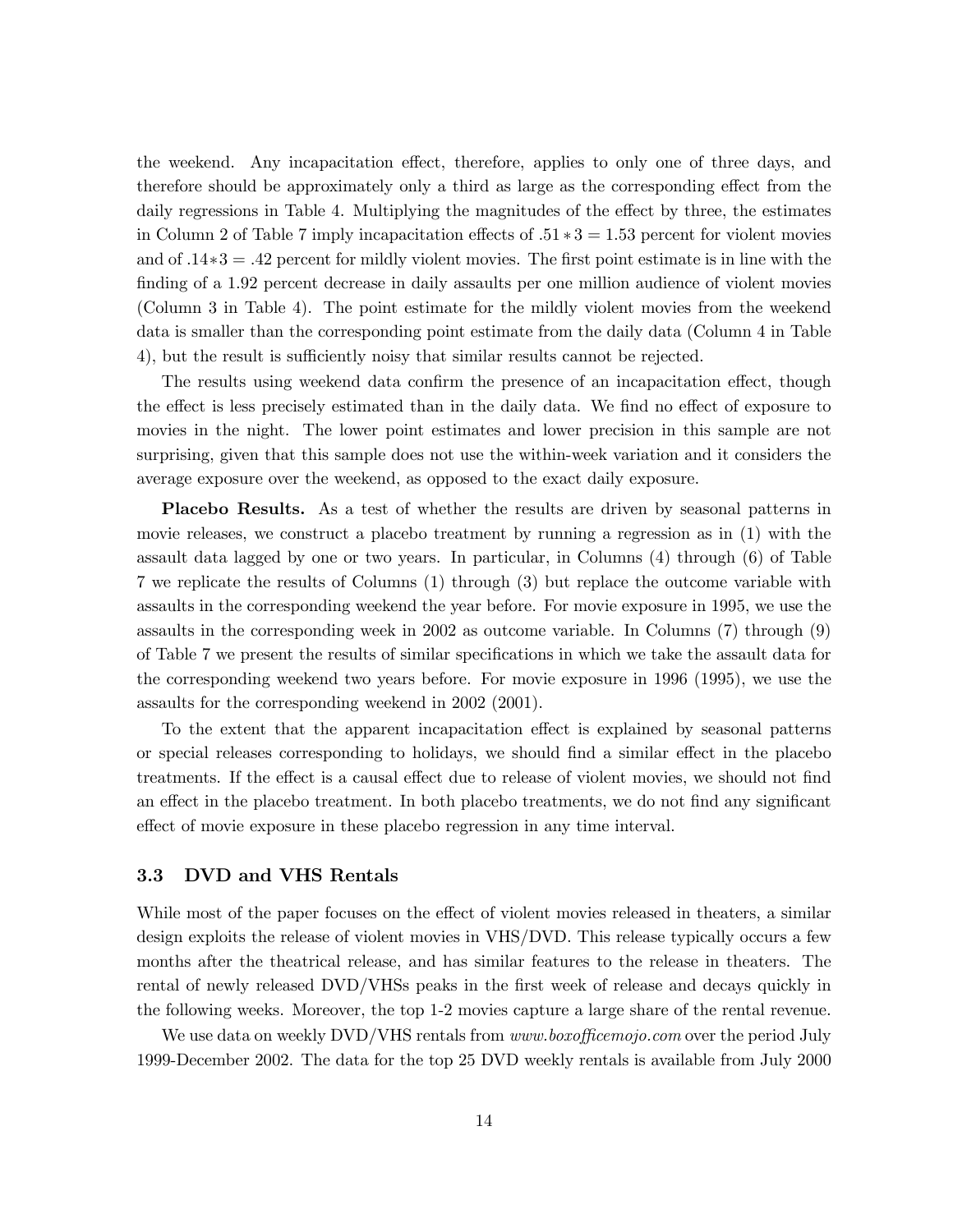the weekend. Any incapacitation effect, therefore, applies to only one of three days, and therefore should be approximately only a third as large as the corresponding effect from the daily regressions in Table 4. Multiplying the magnitudes of the effect by three, the estimates in Column 2 of Table 7 imply incapacitation effects of $.51 * 3 = 1.53$ percent for violent movies and of $.14 * 3 = .42$ percent for mildly violent movies. The first point estimate is in line with the finding of a 1.92 percent decrease in daily assaults per one million audience of violent movies (Column 3 in Table 4). The point estimate for the mildly violent movies from the weekend data is smaller than the corresponding point estimate from the daily data (Column 4 in Table 4), but the result is sufficiently noisy that similar results cannot be rejected.

The results using weekend data confirm the presence of an incapacitation effect, though the effect is less precisely estimated than in the daily data. We find no effect of exposure to movies in the night. The lower point estimates and lower precision in this sample are not surprising, given that this sample does not use the within-week variation and it considers the average exposure over the weekend, as opposed to the exact daily exposure.

**Placebo Results.** As a test of whether the results are driven by seasonal patterns in movie releases, we construct a placebo treatment by running a regression as in (1) with the assault data lagged by one or two years. In particular, in Columns (4) through (6) of Table 7 we replicate the results of Columns (1) through (3) but replace the outcome variable with assaults in the corresponding weekend the year before. For movie exposure in 1995, we use the assaults in the corresponding week in 2002 as outcome variable. In Columns (7) through (9) of Table 7 we present the results of similar specifications in which we take the assault data for the corresponding weekend two years before. For movie exposure in 1996 (1995), we use the assaults for the corresponding weekend in 2002 (2001).

To the extent that the apparent incapacitation effect is explained by seasonal patterns or special releases corresponding to holidays, we should find a similar effect in the placebo treatments. If the effect is a causal effect due to release of violent movies, we should not find an effect in the placebo treatment. In both placebo treatments, we do not find any significant effect of movie exposure in these placebo regression in any time interval.

### 3.3 DVD and VHS Rentals

While most of the paper focuses on the effect of violent movies released in theaters, a similar design exploits the release of violent movies in VHS/DVD. This release typically occurs a few months after the theatrical release, and has similar features to the release in theaters. The rental of newly released DVD/VHSs peaks in the first week of release and decays quickly in the following weeks. Moreover, the top 1-2 movies capture a large share of the rental revenue.

We use data on weekly DVD/VHS rentals from *www.boxofficemojo.com* over the period July 1999-December 2002. The data for the top 25 DVD weekly rentals is available from July 2000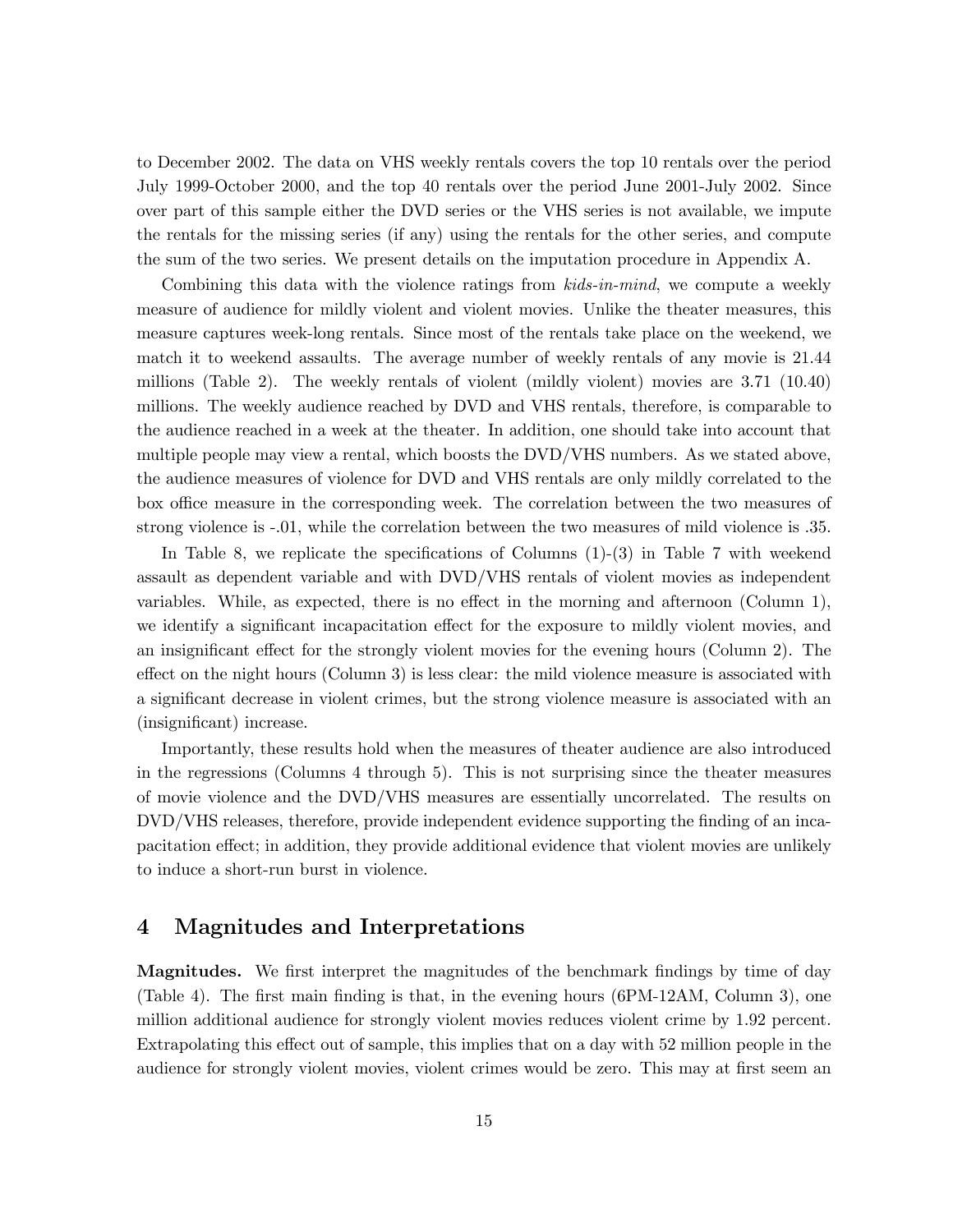to December 2002. The data on VHS weekly rentals covers the top 10 rentals over the period July 1999-October 2000, and the top 40 rentals over the period June 2001-July 2002. Since over part of this sample either the DVD series or the VHS series is not available, we impute the rentals for the missing series (if any) using the rentals for the other series, and compute the sum of the two series. We present details on the imputation procedure in Appendix A.

Combining this data with the violence ratings from *kids-in-mind*, we compute a weekly measure of audience for mildly violent and violent movies. Unlike the theater measures, this measure captures week-long rentals. Since most of the rentals take place on the weekend, we match it to weekend assaults. The average number of weekly rentals of any movie is 21.44 millions (Table 2). The weekly rentals of violent (mildly violent) movies are 3.71 (10.40) millions. The weekly audience reached by DVD and VHS rentals, therefore, is comparable to the audience reached in a week at the theater. In addition, one should take into account that multiple people may view a rental, which boosts the DVD/VHS numbers. As we stated above, the audience measures of violence for DVD and VHS rentals are only mildly correlated to the box office measure in the corresponding week. The correlation between the two measures of strong violence is -.01, while the correlation between the two measures of mild violence is .35.

In Table 8, we replicate the specifications of Columns (1)-(3) in Table 7 with weekend assault as dependent variable and with DVD/VHS rentals of violent movies as independent variables. While, as expected, there is no effect in the morning and afternoon (Column 1), we identify a significant incapacitation effect for the exposure to mildly violent movies, and an insignificant effect for the strongly violent movies for the evening hours (Column 2). The effect on the night hours (Column 3) is less clear: the mild violence measure is associated with a significant decrease in violent crimes, but the strong violence measure is associated with an (insignificant) increase.

Importantly, these results hold when the measures of theater audience are also introduced in the regressions (Columns 4 through 5). This is not surprising since the theater measures of movie violence and the DVD/VHS measures are essentially uncorrelated. The results on DVD/VHS releases, therefore, provide independent evidence supporting the finding of an incapacitation effect; in addition, they provide additional evidence that violent movies are unlikely to induce a short-run burst in violence.

## 4 Magnitudes and Interpretations

**Magnitudes.** We first interpret the magnitudes of the benchmark findings by time of day (Table 4). The first main finding is that, in the evening hours (6PM-12AM, Column 3), one million additional audience for strongly violent movies reduces violent crime by 1.92 percent. Extrapolating this effect out of sample, this implies that on a day with 52 million people in the audience for strongly violent movies, violent crimes would be zero. This may at first seem an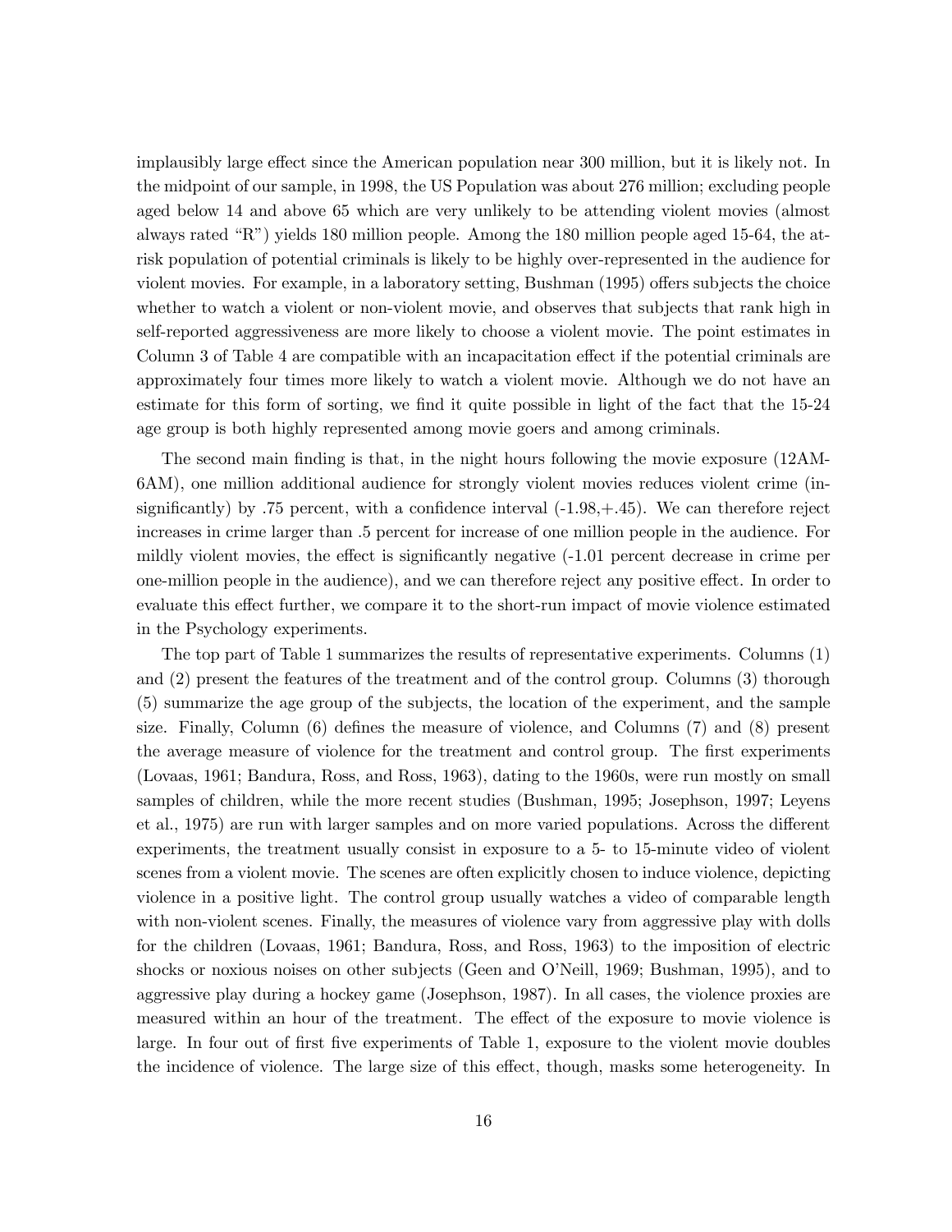implausibly large effect since the American population near 300 million, but it is likely not. In the midpoint of our sample, in 1998, the US Population was about 276 million; excluding people aged below 14 and above 65 which are very unlikely to be attending violent movies (almost always rated "R") yields 180 million people. Among the 180 million people aged 15-64, the at-risk population of potential criminals is likely to be highly over-represented in the audience for violent movies. For example, in a laboratory setting, Bushman (1995) offers subjects the choice whether to watch a violent or non-violent movie, and observes that subjects that rank high in self-reported aggressiveness are more likely to choose a violent movie. The point estimates in Column 3 of Table 4 are compatible with an incapacitation effect if the potential criminals are approximately four times more likely to watch a violent movie. Although we do not have an estimate for this form of sorting, we find it quite possible in light of the fact that the 15-24 age group is both highly represented among movie goers and among criminals.

The second main finding is that, in the night hours following the movie exposure (12AM-6AM), one million additional audience for strongly violent movies reduces violent crime (insignificantly) by .75 percent, with a confidence interval (-1.98,+.45). We can therefore reject increases in crime larger than .5 percent for increase of one million people in the audience. For mildly violent movies, the effect is significantly negative (-1.01 percent decrease in crime per one-million people in the audience), and we can therefore reject any positive effect. In order to evaluate this effect further, we compare it to the short-run impact of movie violence estimated in the Psychology experiments.

The top part of Table 1 summarizes the results of representative experiments. Columns (1) and (2) present the features of the treatment and of the control group. Columns (3) thorough (5) summarize the age group of the subjects, the location of the experiment, and the sample size. Finally, Column (6) defines the measure of violence, and Columns (7) and (8) present the average measure of violence for the treatment and control group. The first experiments (Lovaas, 1961; Bandura, Ross, and Ross, 1963), dating to the 1960s, were run mostly on small samples of children, while the more recent studies (Bushman, 1995; Josephson, 1997; Leyens et al., 1975) are run with larger samples and on more varied populations. Across the different experiments, the treatment usually consist in exposure to a 5- to 15-minute video of violent scenes from a violent movie. The scenes are often explicitly chosen to induce violence, depicting violence in a positive light. The control group usually watches a video of comparable length with non-violent scenes. Finally, the measures of violence vary from aggressive play with dolls for the children (Lovaas, 1961; Bandura, Ross, and Ross, 1963) to the imposition of electric shocks or noxious noises on other subjects (Geen and O'Neill, 1969; Bushman, 1995), and to aggressive play during a hockey game (Josephson, 1987). In all cases, the violence proxies are measured within an hour of the treatment. The effect of the exposure to movie violence is large. In four out of first five experiments of Table 1, exposure to the violent movie doubles the incidence of violence. The large size of this effect, though, masks some heterogeneity. In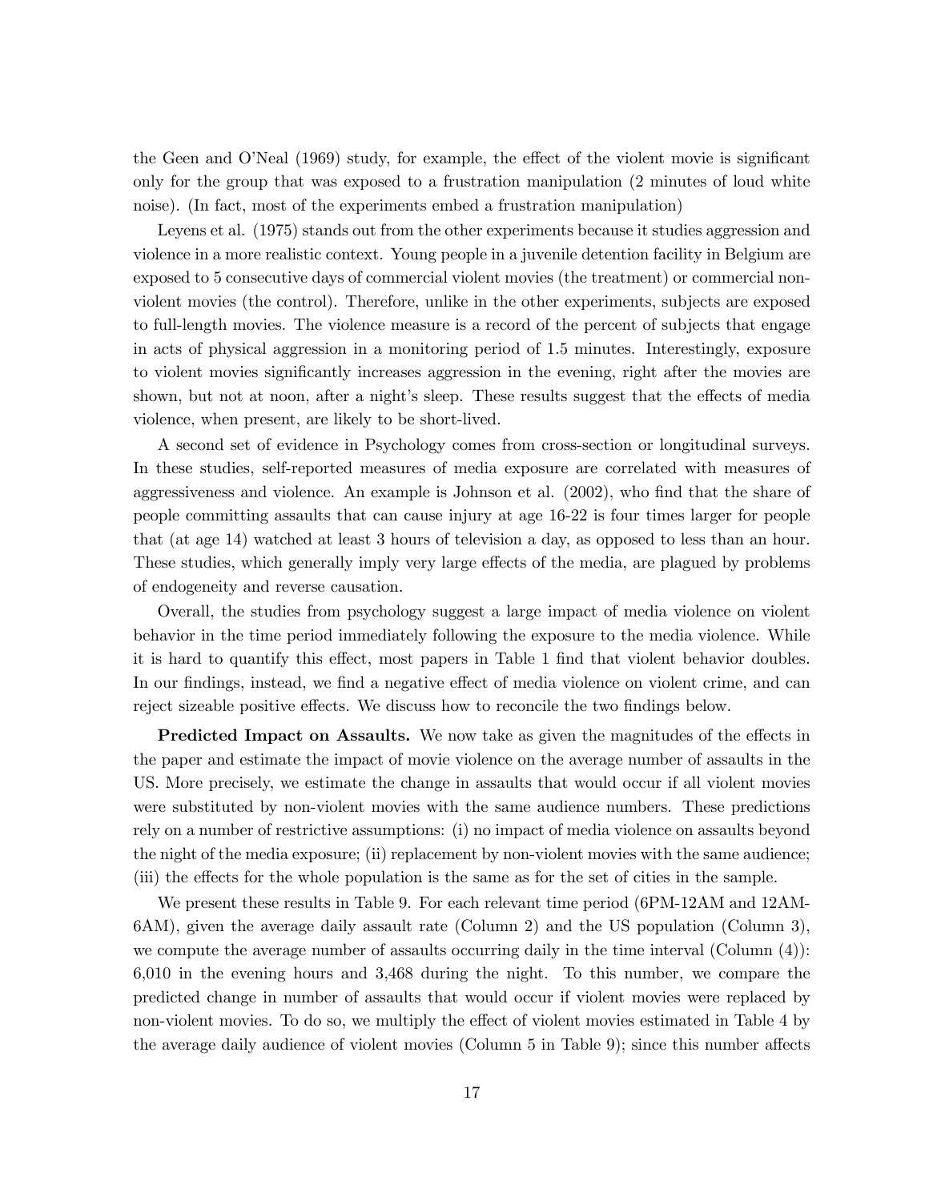the Geen and O'Neal (1969) study, for example, the effect of the violent movie is significant only for the group that was exposed to a frustration manipulation (2 minutes of loud white noise). (In fact, most of the experiments embed a frustration manipulation)

Leyens et al. (1975) stands out from the other experiments because it studies aggression and violence in a more realistic context. Young people in a juvenile detention facility in Belgium are exposed to 5 consecutive days of commercial violent movies (the treatment) or commercial non-violent movies (the control). Therefore, unlike in the other experiments, subjects are exposed to full-length movies. The violence measure is a record of the percent of subjects that engage in acts of physical aggression in a monitoring period of 1.5 minutes. Interestingly, exposure to violent movies significantly increases aggression in the evening, right after the movies are shown, but not at noon, after a night's sleep. These results suggest that the effects of media violence, when present, are likely to be short-lived.

A second set of evidence in Psychology comes from cross-section or longitudinal surveys. In these studies, self-reported measures of media exposure are correlated with measures of aggressiveness and violence. An example is Johnson et al. (2002), who find that the share of people committing assaults that can cause injury at age 16-22 is four times larger for people that (at age 14) watched at least 3 hours of television a day, as opposed to less than an hour. These studies, which generally imply very large effects of the media, are plagued by problems of endogeneity and reverse causation.

Overall, the studies from psychology suggest a large impact of media violence on violent behavior in the time period immediately following the exposure to the media violence. While it is hard to quantify this effect, most papers in Table 1 find that violent behavior doubles. In our findings, instead, we find a negative effect of media violence on violent crime, and can reject sizeable positive effects. We discuss how to reconcile the two findings below.

**Predicted Impact on Assaults.** We now take as given the magnitudes of the effects in the paper and estimate the impact of movie violence on the average number of assaults in the US. More precisely, we estimate the change in assaults that would occur if all violent movies were substituted by non-violent movies with the same audience numbers. These predictions rely on a number of restrictive assumptions: (i) no impact of media violence on assaults beyond the night of the media exposure; (ii) replacement by non-violent movies with the same audience; (iii) the effects for the whole population is the same as for the set of cities in the sample.

We present these results in Table 9. For each relevant time period (6PM-12AM and 12AM-6AM), given the average daily assault rate (Column 2) and the US population (Column 3), we compute the average number of assaults occurring daily in the time interval (Column (4)): 6,010 in the evening hours and 3,468 during the night. To this number, we compare the predicted change in number of assaults that would occur if violent movies were replaced by non-violent movies. To do so, we multiply the effect of violent movies estimated in Table 4 by the average daily audience of violent movies (Column 5 in Table 9); since this number affects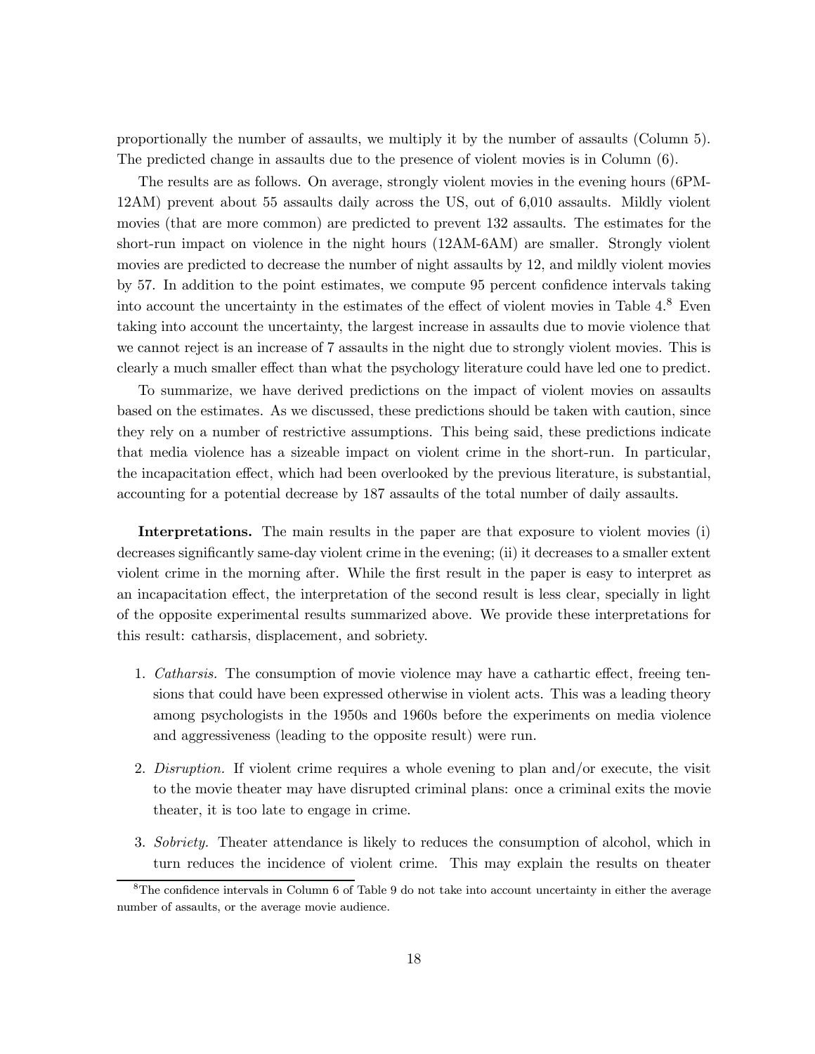proportionally the number of assaults, we multiply it by the number of assaults (Column 5). The predicted change in assaults due to the presence of violent movies is in Column (6).

The results are as follows. On average, strongly violent movies in the evening hours (6PM-12AM) prevent about 55 assaults daily across the US, out of 6,010 assaults. Mildly violent movies (that are more common) are predicted to prevent 132 assaults. The estimates for the short-run impact on violence in the night hours (12AM-6AM) are smaller. Strongly violent movies are predicted to decrease the number of night assaults by 12, and mildly violent movies by 57. In addition to the point estimates, we compute 95 percent confidence intervals taking into account the uncertainty in the estimates of the effect of violent movies in Table 4.[8] Even taking into account the uncertainty, the largest increase in assaults due to movie violence that we cannot reject is an increase of 7 assaults in the night due to strongly violent movies. This is clearly a much smaller effect than what the psychology literature could have led one to predict.

To summarize, we have derived predictions on the impact of violent movies on assaults based on the estimates. As we discussed, these predictions should be taken with caution, since they rely on a number of restrictive assumptions. This being said, these predictions indicate that media violence has a sizeable impact on violent crime in the short-run. In particular, the incapacitation effect, which had been overlooked by the previous literature, is substantial, accounting for a potential decrease by 187 assaults of the total number of daily assaults.

**Interpretations.** The main results in the paper are that exposure to violent movies (i) decreases significantly same-day violent crime in the evening; (ii) it decreases to a smaller extent violent crime in the morning after. While the first result in the paper is easy to interpret as an incapacitation effect, the interpretation of the second result is less clear, specially in light of the opposite experimental results summarized above. We provide these interpretations for this result: catharsis, displacement, and sobriety.

1. *Catharsis.* The consumption of movie violence may have a cathartic effect, freeing tensions that could have been expressed otherwise in violent acts. This was a leading theory among psychologists in the 1950s and 1960s before the experiments on media violence and aggressiveness (leading to the opposite result) were run.
2. *Disruption.* If violent crime requires a whole evening to plan and/or execute, the visit to the movie theater may have disrupted criminal plans: once a criminal exits the movie theater, it is too late to engage in crime.
3. *Sobriety.* Theater attendance is likely to reduces the consumption of alcohol, which in turn reduces the incidence of violent crime. This may explain the results on theater

[8] The confidence intervals in Column 6 of Table 9 do not take into account uncertainty in either the average number of assaults, or the average movie audience.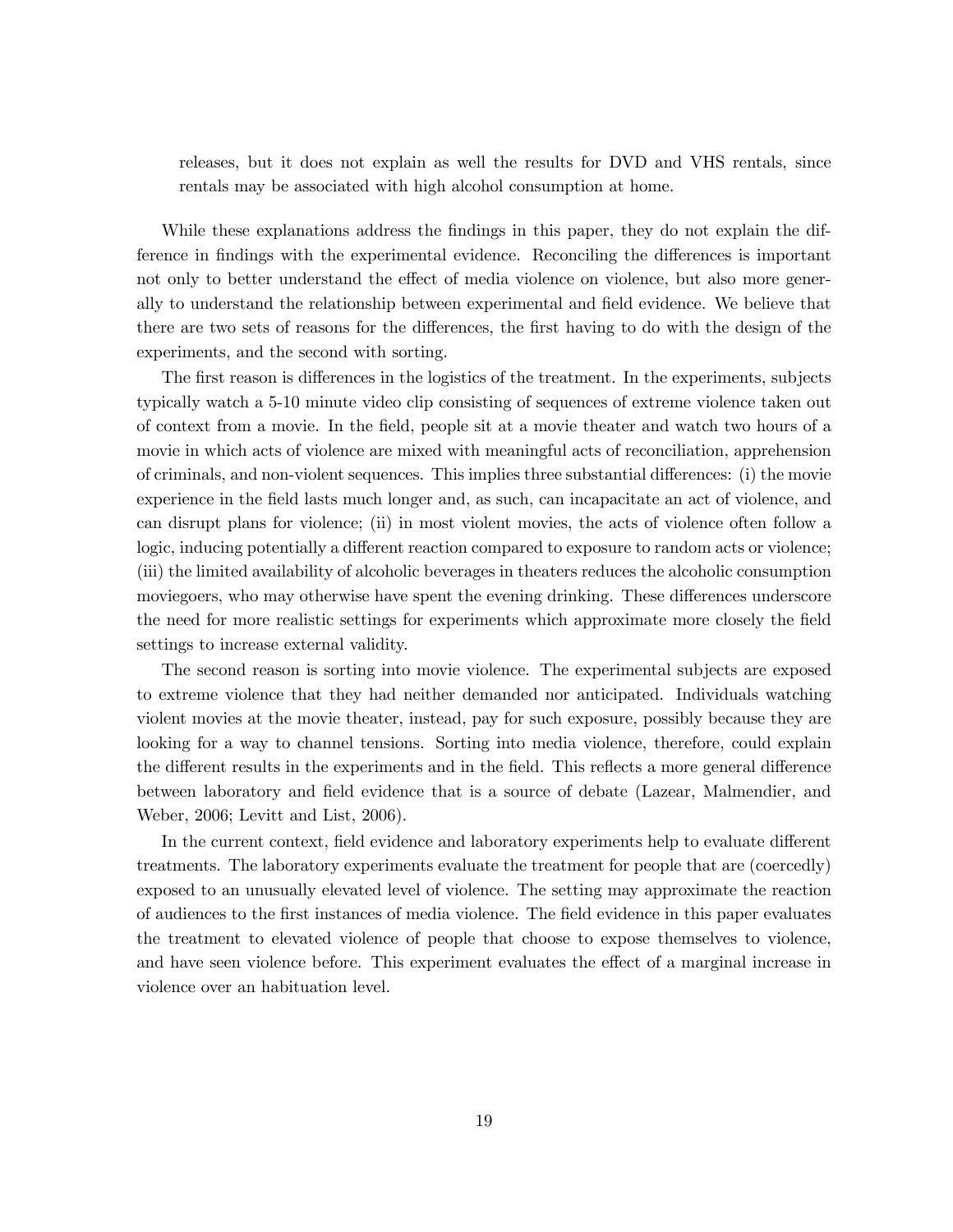releases, but it does not explain as well the results for DVD and VHS rentals, since rentals may be associated with high alcohol consumption at home.

While these explanations address the findings in this paper, they do not explain the difference in findings with the experimental evidence. Reconciling the differences is important not only to better understand the effect of media violence on violence, but also more generally to understand the relationship between experimental and field evidence. We believe that there are two sets of reasons for the differences, the first having to do with the design of the experiments, and the second with sorting.

The first reason is differences in the logistics of the treatment. In the experiments, subjects typically watch a 5-10 minute video clip consisting of sequences of extreme violence taken out of context from a movie. In the field, people sit at a movie theater and watch two hours of a movie in which acts of violence are mixed with meaningful acts of reconciliation, apprehension of criminals, and non-violent sequences. This implies three substantial differences: (i) the movie experience in the field lasts much longer and, as such, can incapacitate an act of violence, and can disrupt plans for violence; (ii) in most violent movies, the acts of violence often follow a logic, inducing potentially a different reaction compared to exposure to random acts or violence; (iii) the limited availability of alcoholic beverages in theaters reduces the alcoholic consumption moviegoers, who may otherwise have spent the evening drinking. These differences underscore the need for more realistic settings for experiments which approximate more closely the field settings to increase external validity.

The second reason is sorting into movie violence. The experimental subjects are exposed to extreme violence that they had neither demanded nor anticipated. Individuals watching violent movies at the movie theater, instead, pay for such exposure, possibly because they are looking for a way to channel tensions. Sorting into media violence, therefore, could explain the different results in the experiments and in the field. This reflects a more general difference between laboratory and field evidence that is a source of debate (Lazear, Malmendier, and Weber, 2006; Levitt and List, 2006).

In the current context, field evidence and laboratory experiments help to evaluate different treatments. The laboratory experiments evaluate the treatment for people that are (coercedly) exposed to an unusually elevated level of violence. The setting may approximate the reaction of audiences to the first instances of media violence. The field evidence in this paper evaluates the treatment to elevated violence of people that choose to expose themselves to violence, and have seen violence before. This experiment evaluates the effect of a marginal increase in violence over an habituation level.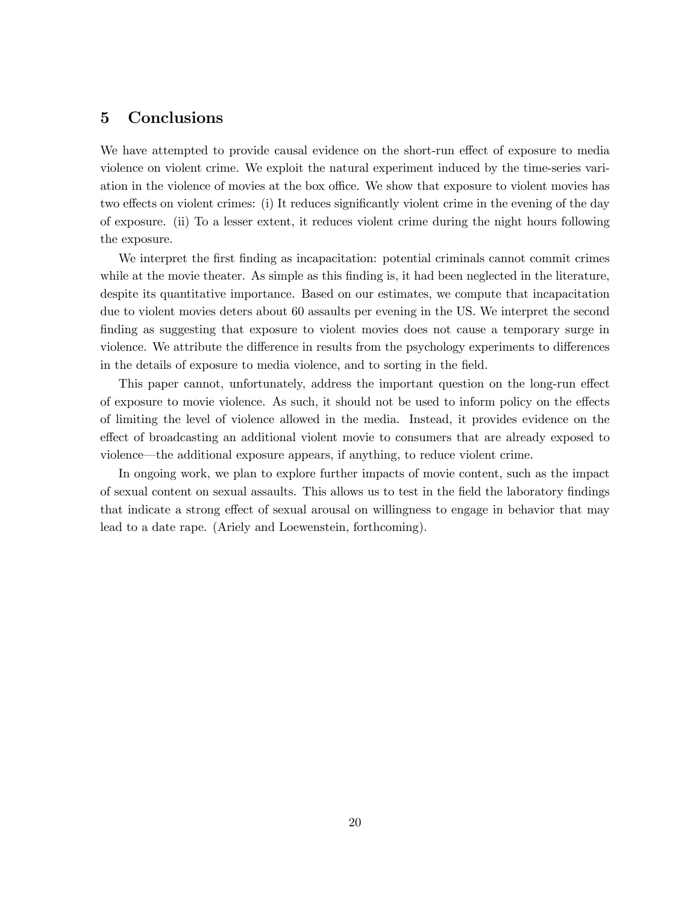## 5 Conclusions

We have attempted to provide causal evidence on the short-run effect of exposure to media violence on violent crime. We exploit the natural experiment induced by the time-series variation in the violence of movies at the box office. We show that exposure to violent movies has two effects on violent crimes: (i) It reduces significantly violent crime in the evening of the day of exposure. (ii) To a lesser extent, it reduces violent crime during the night hours following the exposure.

We interpret the first finding as incapacitation: potential criminals cannot commit crimes while at the movie theater. As simple as this finding is, it had been neglected in the literature, despite its quantitative importance. Based on our estimates, we compute that incapacitation due to violent movies deters about 60 assaults per evening in the US. We interpret the second finding as suggesting that exposure to violent movies does not cause a temporary surge in violence. We attribute the difference in results from the psychology experiments to differences in the details of exposure to media violence, and to sorting in the field.

This paper cannot, unfortunately, address the important question on the long-run effect of exposure to movie violence. As such, it should not be used to inform policy on the effects of limiting the level of violence allowed in the media. Instead, it provides evidence on the effect of broadcasting an additional violent movie to consumers that are already exposed to violence—the additional exposure appears, if anything, to reduce violent crime.

In ongoing work, we plan to explore further impacts of movie content, such as the impact of sexual content on sexual assaults. This allows us to test in the field the laboratory findings that indicate a strong effect of sexual arousal on willingness to engage in behavior that may lead to a date rape. (Ariely and Loewenstein, forthcoming).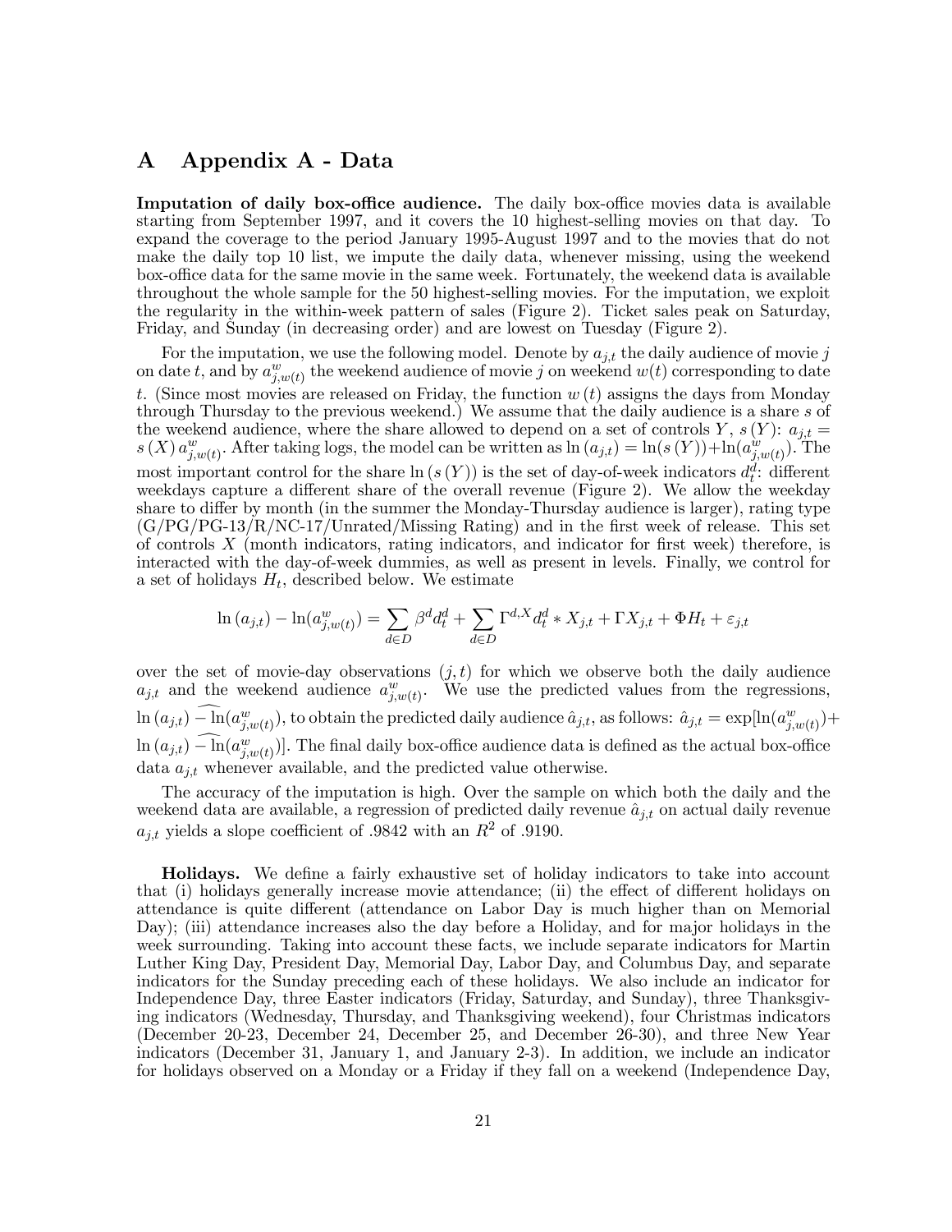# A Appendix A - Data

**Imputation of daily box-office audience.** The daily box-office movies data is available starting from September 1997, and it covers the 10 highest-selling movies on that day. To expand the coverage to the period January 1995-August 1997 and to the movies that do not make the daily top 10 list, we impute the daily data, whenever missing, using the weekend box-office data for the same movie in the same week. Fortunately, the weekend data is available throughout the whole sample for the 50 highest-selling movies. For the imputation, we exploit the regularity in the within-week pattern of sales (Figure 2). Ticket sales peak on Saturday, Friday, and Sunday (in decreasing order) and are lowest on Tuesday (Figure 2).

For the imputation, we use the following model. Denote by $a_{j,t}$ the daily audience of movie $j$ on date $t$, and by $a^w_{j,w(t)}$ the weekend audience of movie $j$ on weekend $w(t)$ corresponding to date $t$. (Since most movies are released on Friday, the function $w(t)$ assigns the days from Monday through Thursday to the previous weekend.) We assume that the daily audience is a share $s$ of the weekend audience, where the share allowed to depend on a set of controls $Y$, $s(Y)$: $a_{j,t} = s(X)\, a^w_{j,w(t)}$. After taking logs, the model can be written as $\ln(a_{j,t}) = \ln(s(Y)) + \ln(a^w_{j,w(t)})$. The most important control for the share $\ln(s(Y))$ is the set of day-of-week indicators $d^d_t$: different weekdays capture a different share of the overall revenue (Figure 2). We allow the weekday share to differ by month (in the summer the Monday-Thursday audience is larger), rating type (G/PG/PG-13/R/NC-17/Unrated/Missing Rating) and in the first week of release. This set of controls $X$ (month indicators, rating indicators, and indicator for first week) therefore, is interacted with the day-of-week dummies, as well as present in levels. Finally, we control for a set of holidays $H_t$, described below. We estimate

$$\ln(a_{j,t}) - \ln(a^w_{j,w(t)}) = \sum_{d \in D} \beta^d d^d_t + \sum_{d \in D} \Gamma^{d,X} d^d_t * X_{j,t} + \Gamma X_{j,t} + \Phi H_t + \varepsilon_{j,t}$$

over the set of movie-day observations $(j,t)$ for which we observe both the daily audience $a_{j,t}$ and the weekend audience $a^w_{j,w(t)}$. We use the predicted values from the regressions, $\widehat{\ln(a_{j,t}) - \ln(a^w_{j,w(t)})}$, to obtain the predicted daily audience $\hat{a}_{j,t}$, as follows: $\hat{a}_{j,t} = \exp[\ln(a^w_{j,w(t)}) + \widehat{\ln(a_{j,t}) - \ln(a^w_{j,w(t)})}]$. The final daily box-office audience data is defined as the actual box-office data $a_{j,t}$ whenever available, and the predicted value otherwise.

The accuracy of the imputation is high. Over the sample on which both the daily and the weekend data are available, a regression of predicted daily revenue $\hat{a}_{j,t}$ on actual daily revenue $a_{j,t}$ yields a slope coefficient of .9842 with an $R^2$ of .9190.

**Holidays.** We define a fairly exhaustive set of holiday indicators to take into account that (i) holidays generally increase movie attendance; (ii) the effect of different holidays on attendance is quite different (attendance on Labor Day is much higher than on Memorial Day); (iii) attendance increases also the day before a Holiday, and for major holidays in the week surrounding. Taking into account these facts, we include separate indicators for Martin Luther King Day, President Day, Memorial Day, Labor Day, and Columbus Day, and separate indicators for the Sunday preceding each of these holidays. We also include an indicator for Independence Day, three Easter indicators (Friday, Saturday, and Sunday), three Thanksgiving indicators (Wednesday, Thursday, and Thanksgiving weekend), four Christmas indicators (December 20-23, December 24, December 25, and December 26-30), and three New Year indicators (December 31, January 1, and January 2-3). In addition, we include an indicator for holidays observed on a Monday or a Friday if they fall on a weekend (Independence Day,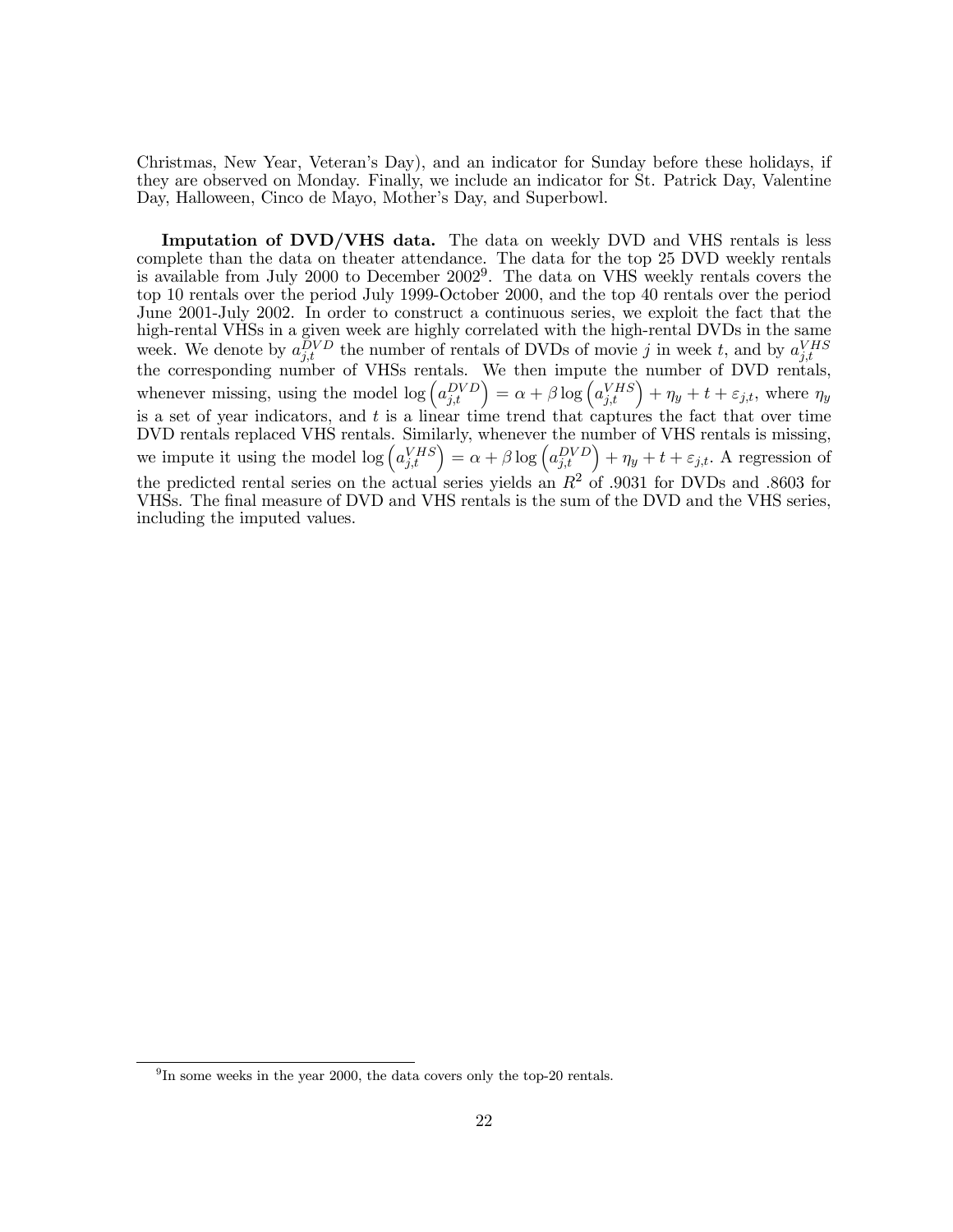Christmas, New Year, Veteran's Day), and an indicator for Sunday before these holidays, if they are observed on Monday. Finally, we include an indicator for St. Patrick Day, Valentine Day, Halloween, Cinco de Mayo, Mother's Day, and Superbowl.

**Imputation of DVD/VHS data.** The data on weekly DVD and VHS rentals is less complete than the data on theater attendance. The data for the top 25 DVD weekly rentals is available from July 2000 to December 2002[9]. The data on VHS weekly rentals covers the top 10 rentals over the period July 1999-October 2000, and the top 40 rentals over the period June 2001-July 2002. In order to construct a continuous series, we exploit the fact that the high-rental VHSs in a given week are highly correlated with the high-rental DVDs in the same week. We denote by $a_{j,t}^{DVD}$ the number of rentals of DVDs of movie $j$ in week $t$, and by $a_{j,t}^{VHS}$ the corresponding number of VHSs rentals. We then impute the number of DVD rentals, whenever missing, using the model $\log\left(a_{j,t}^{DVD}\right) = \alpha + \beta \log\left(a_{j,t}^{VHS}\right) + \eta_y + t + \varepsilon_{j,t}$, where $\eta_y$ is a set of year indicators, and $t$ is a linear time trend that captures the fact that over time DVD rentals replaced VHS rentals. Similarly, whenever the number of VHS rentals is missing, we impute it using the model $\log\left(a_{j,t}^{VHS}\right) = \alpha + \beta \log\left(a_{j,t}^{DVD}\right) + \eta_y + t + \varepsilon_{j,t}$. A regression of the predicted rental series on the actual series yields an $R^2$ of .9031 for DVDs and .8603 for VHSs. The final measure of DVD and VHS rentals is the sum of the DVD and the VHS series, including the imputed values.

---

[9] In some weeks in the year 2000, the data covers only the top-20 rentals.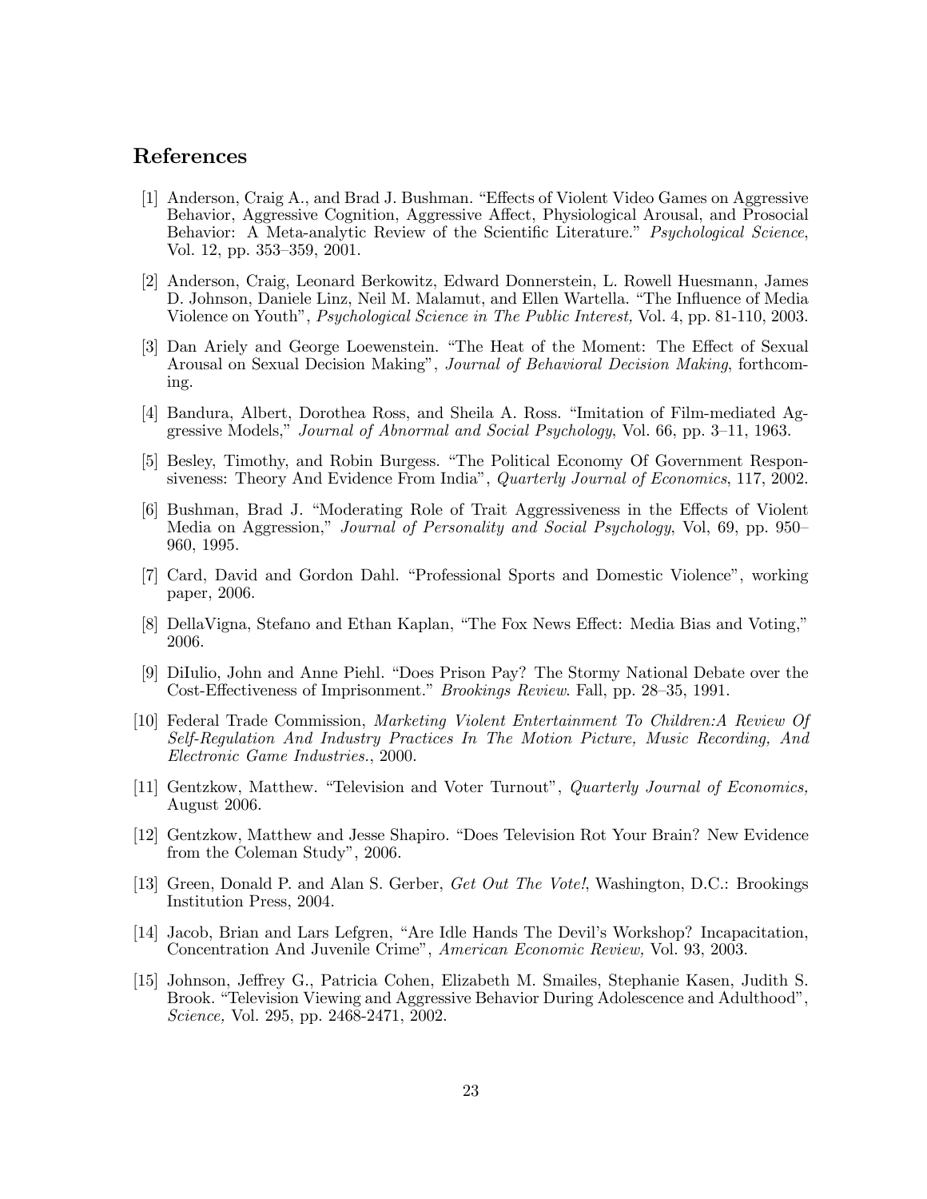## References

[1] Anderson, Craig A., and Brad J. Bushman. "Effects of Violent Video Games on Aggressive Behavior, Aggressive Cognition, Aggressive Affect, Physiological Arousal, and Prosocial Behavior: A Meta-analytic Review of the Scientific Literature." *Psychological Science*, Vol. 12, pp. 353–359, 2001.

[2] Anderson, Craig, Leonard Berkowitz, Edward Donnerstein, L. Rowell Huesmann, James D. Johnson, Daniele Linz, Neil M. Malamut, and Ellen Wartella. "The Influence of Media Violence on Youth", *Psychological Science in The Public Interest,* Vol. 4, pp. 81-110, 2003.

[3] Dan Ariely and George Loewenstein. "The Heat of the Moment: The Effect of Sexual Arousal on Sexual Decision Making", *Journal of Behavioral Decision Making*, forthcoming.

[4] Bandura, Albert, Dorothea Ross, and Sheila A. Ross. "Imitation of Film-mediated Aggressive Models," *Journal of Abnormal and Social Psychology*, Vol. 66, pp. 3–11, 1963.

[5] Besley, Timothy, and Robin Burgess. "The Political Economy Of Government Responsiveness: Theory And Evidence From India", *Quarterly Journal of Economics*, 117, 2002.

[6] Bushman, Brad J. "Moderating Role of Trait Aggressiveness in the Effects of Violent Media on Aggression," *Journal of Personality and Social Psychology*, Vol, 69, pp. 950–960, 1995.

[7] Card, David and Gordon Dahl. "Professional Sports and Domestic Violence", working paper, 2006.

[8] DellaVigna, Stefano and Ethan Kaplan, "The Fox News Effect: Media Bias and Voting," 2006.

[9] DiIulio, John and Anne Piehl. "Does Prison Pay? The Stormy National Debate over the Cost-Effectiveness of Imprisonment." *Brookings Review*. Fall, pp. 28–35, 1991.

[10] Federal Trade Commission, *Marketing Violent Entertainment To Children:A Review Of Self-Regulation And Industry Practices In The Motion Picture, Music Recording, And Electronic Game Industries.*, 2000.

[11] Gentzkow, Matthew. "Television and Voter Turnout", *Quarterly Journal of Economics,* August 2006.

[12] Gentzkow, Matthew and Jesse Shapiro. "Does Television Rot Your Brain? New Evidence from the Coleman Study", 2006.

[13] Green, Donald P. and Alan S. Gerber, *Get Out The Vote!*, Washington, D.C.: Brookings Institution Press, 2004.

[14] Jacob, Brian and Lars Lefgren, "Are Idle Hands The Devil's Workshop? Incapacitation, Concentration And Juvenile Crime", *American Economic Review,* Vol. 93, 2003.

[15] Johnson, Jeffrey G., Patricia Cohen, Elizabeth M. Smailes, Stephanie Kasen, Judith S. Brook. "Television Viewing and Aggressive Behavior During Adolescence and Adulthood", *Science,* Vol. 295, pp. 2468-2471, 2002.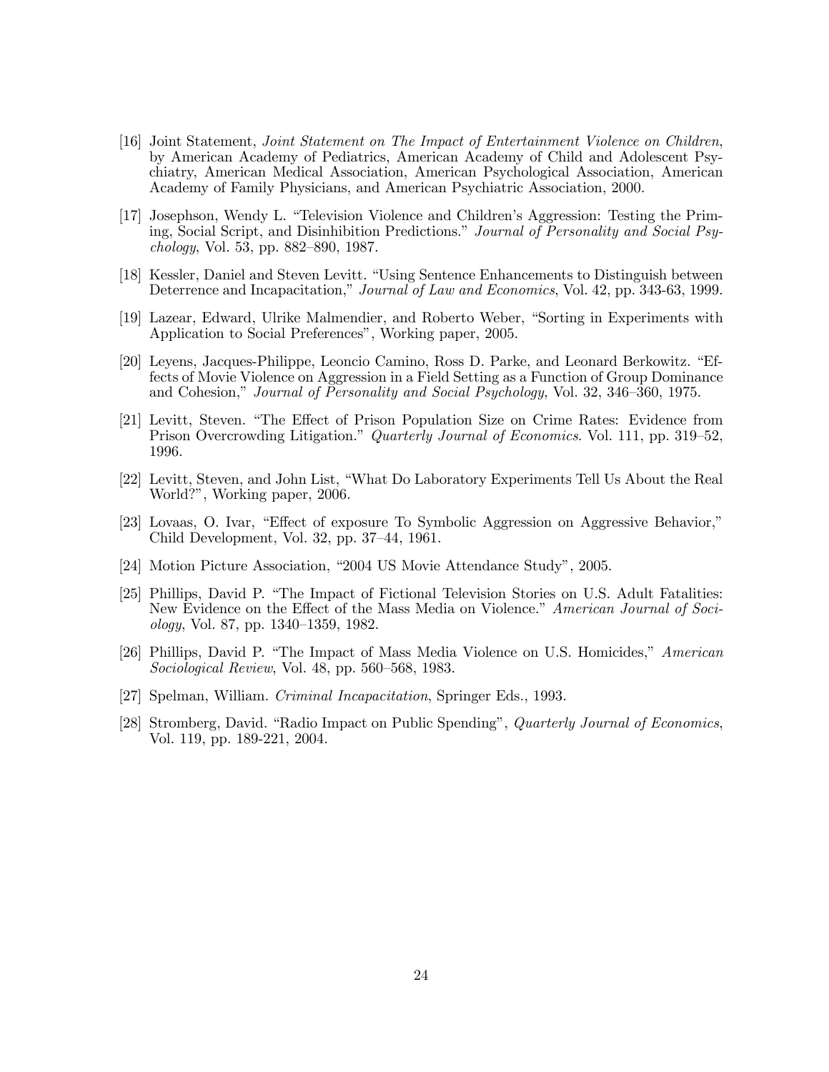[16] Joint Statement, *Joint Statement on The Impact of Entertainment Violence on Children*, by American Academy of Pediatrics, American Academy of Child and Adolescent Psychiatry, American Medical Association, American Psychological Association, American Academy of Family Physicians, and American Psychiatric Association, 2000.

[17] Josephson, Wendy L. "Television Violence and Children's Aggression: Testing the Priming, Social Script, and Disinhibition Predictions." *Journal of Personality and Social Psychology*, Vol. 53, pp. 882–890, 1987.

[18] Kessler, Daniel and Steven Levitt. "Using Sentence Enhancements to Distinguish between Deterrence and Incapacitation," *Journal of Law and Economics*, Vol. 42, pp. 343-63, 1999.

[19] Lazear, Edward, Ulrike Malmendier, and Roberto Weber, "Sorting in Experiments with Application to Social Preferences", Working paper, 2005.

[20] Leyens, Jacques-Philippe, Leoncio Camino, Ross D. Parke, and Leonard Berkowitz. "Effects of Movie Violence on Aggression in a Field Setting as a Function of Group Dominance and Cohesion," *Journal of Personality and Social Psychology*, Vol. 32, 346–360, 1975.

[21] Levitt, Steven. "The Effect of Prison Population Size on Crime Rates: Evidence from Prison Overcrowding Litigation." *Quarterly Journal of Economics*. Vol. 111, pp. 319–52, 1996.

[22] Levitt, Steven, and John List, "What Do Laboratory Experiments Tell Us About the Real World?", Working paper, 2006.

[23] Lovaas, O. Ivar, "Effect of exposure To Symbolic Aggression on Aggressive Behavior," Child Development, Vol. 32, pp. 37–44, 1961.

[24] Motion Picture Association, "2004 US Movie Attendance Study", 2005.

[25] Phillips, David P. "The Impact of Fictional Television Stories on U.S. Adult Fatalities: New Evidence on the Effect of the Mass Media on Violence." *American Journal of Sociology*, Vol. 87, pp. 1340–1359, 1982.

[26] Phillips, David P. "The Impact of Mass Media Violence on U.S. Homicides," *American Sociological Review*, Vol. 48, pp. 560–568, 1983.

[27] Spelman, William. *Criminal Incapacitation*, Springer Eds., 1993.

[28] Stromberg, David. "Radio Impact on Public Spending", *Quarterly Journal of Economics*, Vol. 119, pp. 189-221, 2004.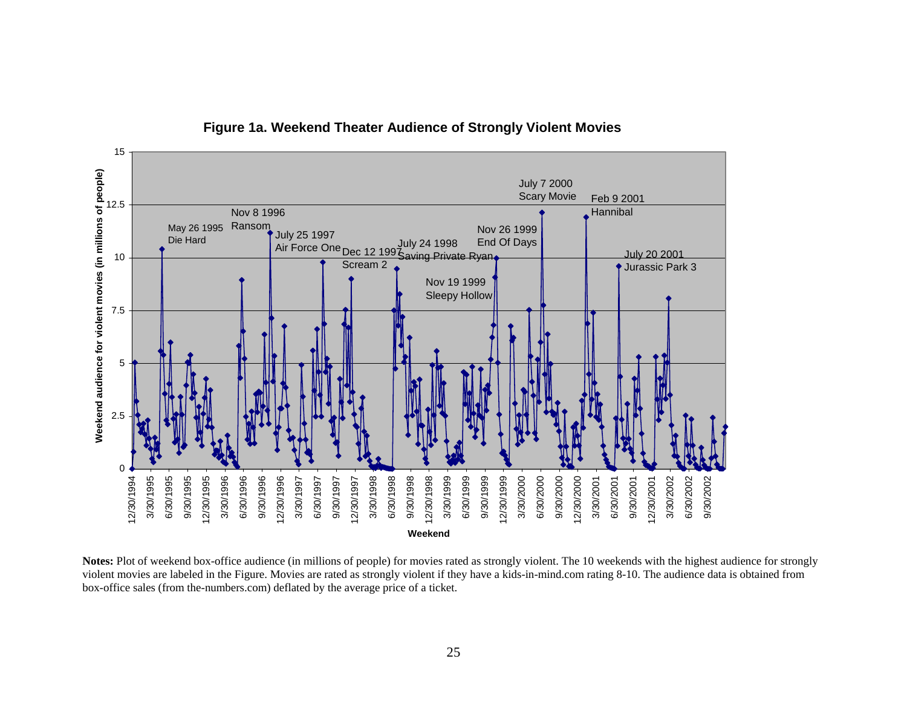**Figure 1a. Weekend Theater Audience of Strongly Violent Movies**

**Notes:** Plot of weekend box-office audience (in millions of people) for movies rated as strongly violent. The 10 weekends with the highest audience for strongly violent movies are labeled in the Figure. Movies are rated as strongly violent if they have a kids-in-mind.com rating 8-10. The audience data is obtained from box-office sales (from the-numbers.com) deflated by the average price of a ticket.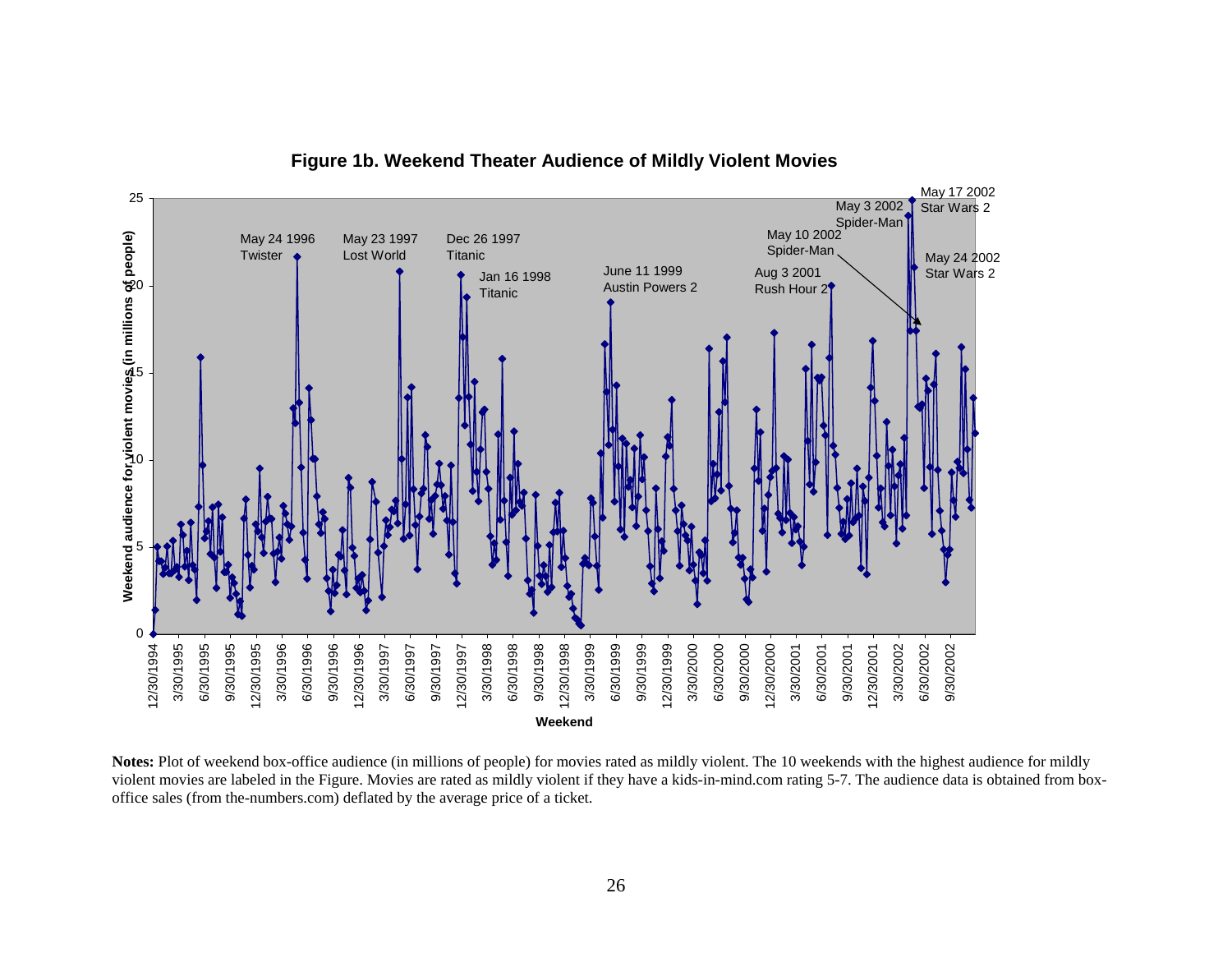**Figure 1b. Weekend Theater Audience of Mildly Violent Movies**

**Notes:** Plot of weekend box-office audience (in millions of people) for movies rated as mildly violent. The 10 weekends with the highest audience for mildly violent movies are labeled in the Figure. Movies are rated as mildly violent if they have a kids-in-mind.com rating 5-7. The audience data is obtained from box-office sales (from the-numbers.com) deflated by the average price of a ticket.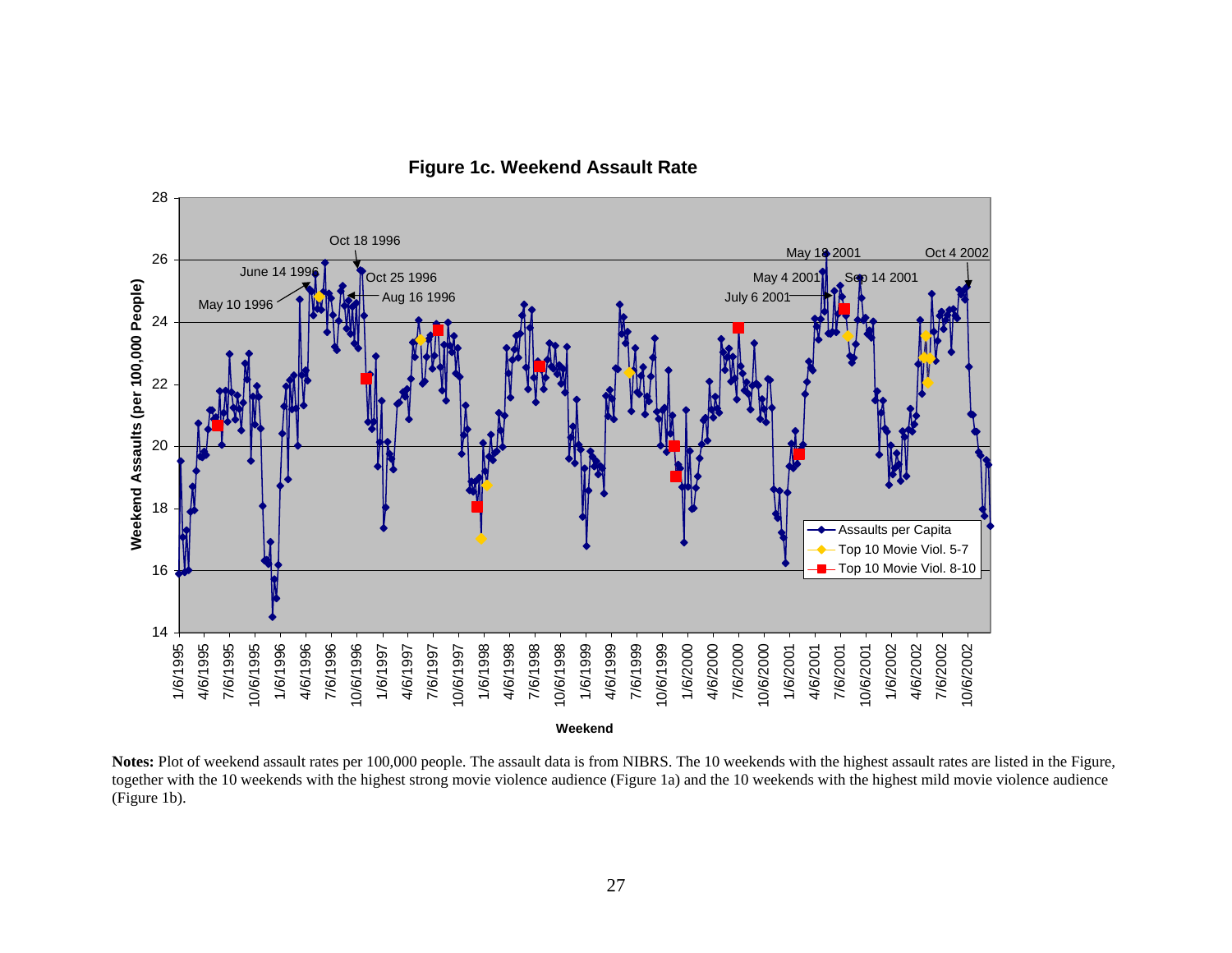**Figure 1c. Weekend Assault Rate**

**Notes:** Plot of weekend assault rates per 100,000 people. The assault data is from NIBRS. The 10 weekends with the highest assault rates are listed in the Figure, together with the 10 weekends with the highest strong movie violence audience (Figure 1a) and the 10 weekends with the highest mild movie violence audience (Figure 1b).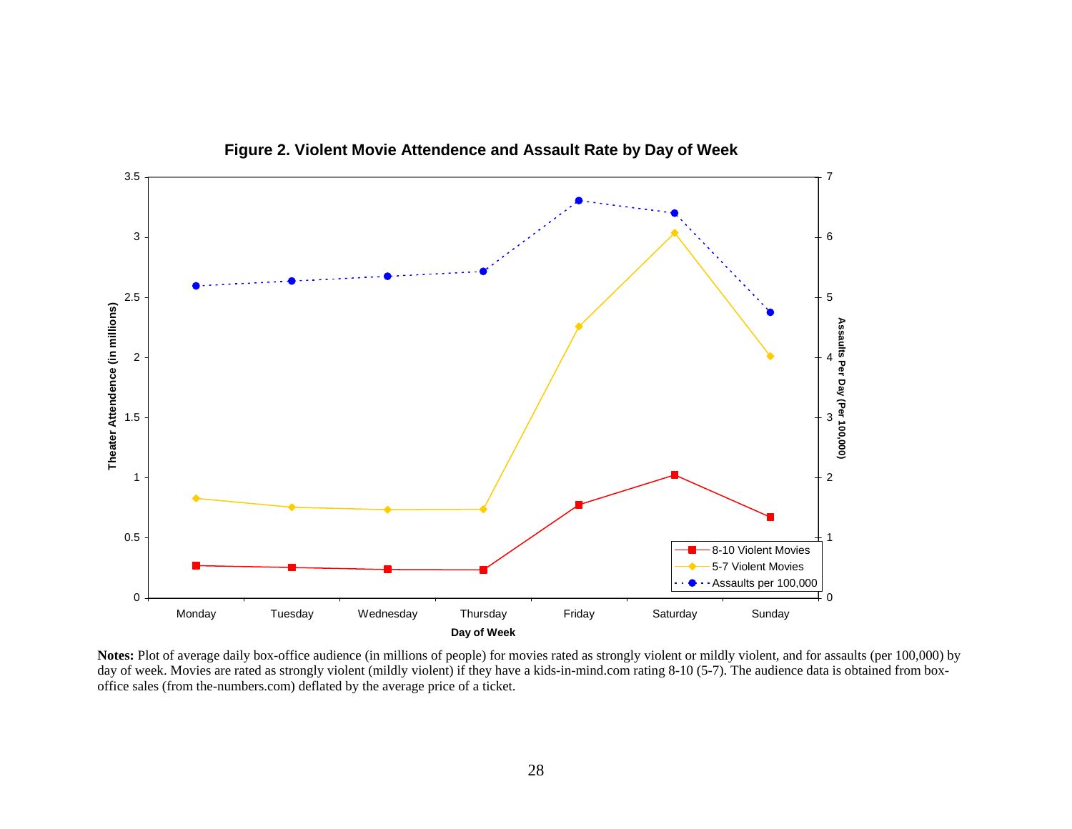**Figure 2. Violent Movie Attendence and Assault Rate by Day of Week**

**Notes:** Plot of average daily box-office audience (in millions of people) for movies rated as strongly violent or mildly violent, and for assaults (per 100,000) by day of week. Movies are rated as strongly violent (mildly violent) if they have a kids-in-mind.com rating 8-10 (5-7). The audience data is obtained from box-office sales (from the-numbers.com) deflated by the average price of a ticket.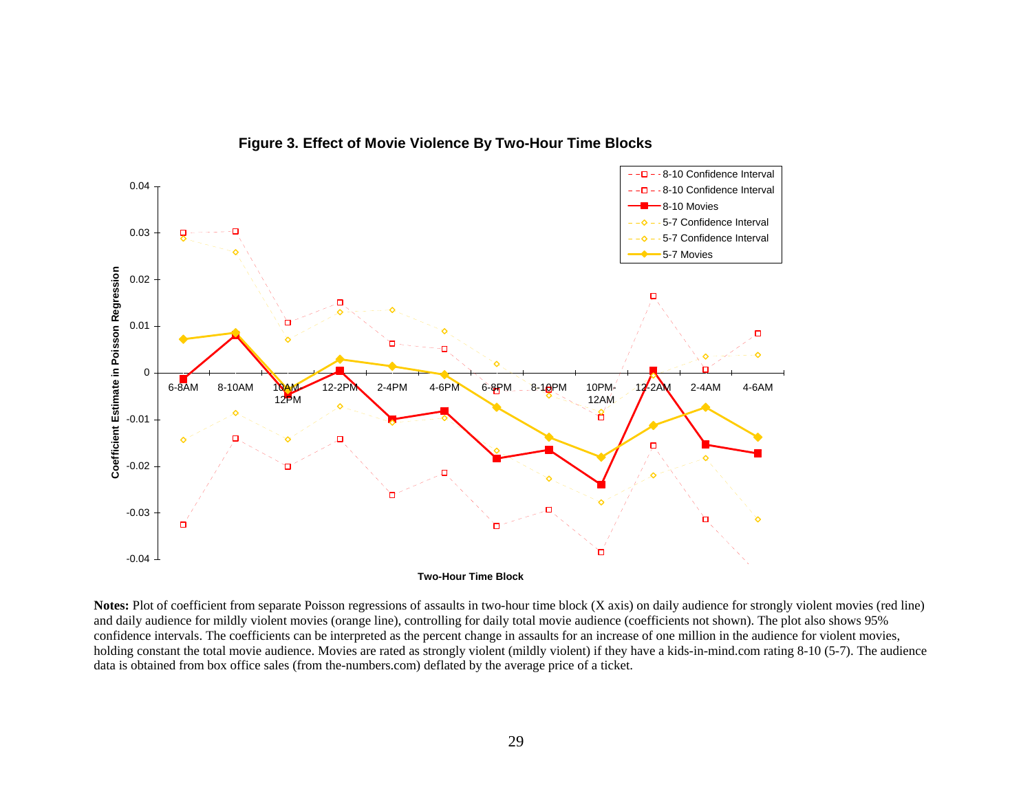**Figure 3. Effect of Movie Violence By Two-Hour Time Blocks**

**Notes:** Plot of coefficient from separate Poisson regressions of assaults in two-hour time block (X axis) on daily audience for strongly violent movies (red line) and daily audience for mildly violent movies (orange line), controlling for daily total movie audience (coefficients not shown). The plot also shows 95% confidence intervals. The coefficients can be interpreted as the percent change in assaults for an increase of one million in the audience for violent movies, holding constant the total movie audience. Movies are rated as strongly violent (mildly violent) if they have a kids-in-mind.com rating 8-10 (5-7). The audience data is obtained from box office sales (from the-numbers.com) deflated by the average price of a ticket.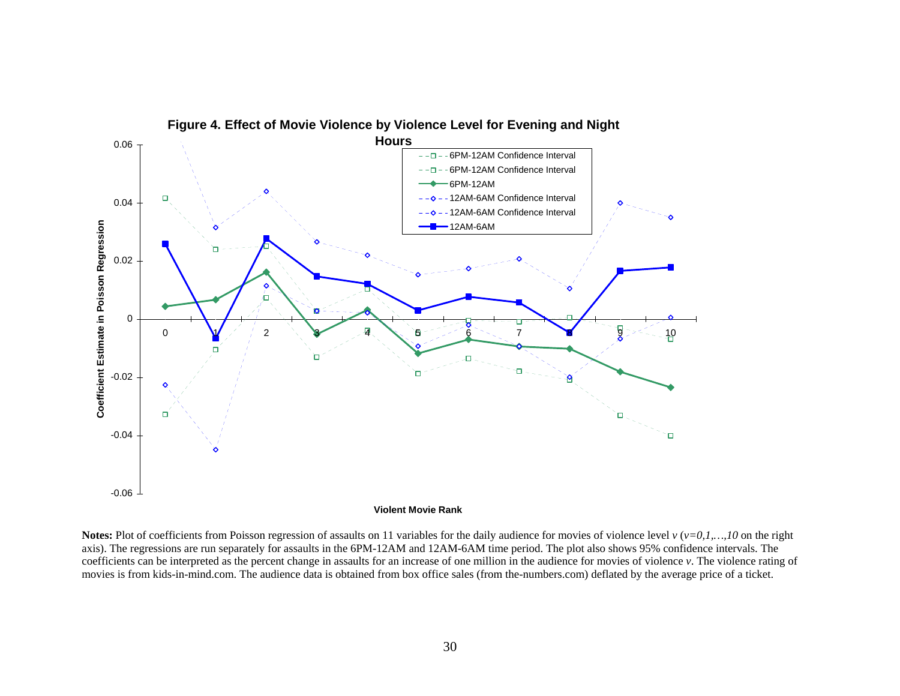**Figure 4. Effect of Movie Violence by Violence Level for Evening and Night Hours**

**Notes:** Plot of coefficients from Poisson regression of assaults on 11 variables for the daily audience for movies of violence level *v* (*v=0,1,…,10* on the right axis). The regressions are run separately for assaults in the 6PM-12AM and 12AM-6AM time period. The plot also shows 95% confidence intervals. The coefficients can be interpreted as the percent change in assaults for an increase of one million in the audience for movies of violence *v*. The violence rating of movies is from kids-in-mind.com. The audience data is obtained from box office sales (from the-numbers.com) deflated by the average price of a ticket.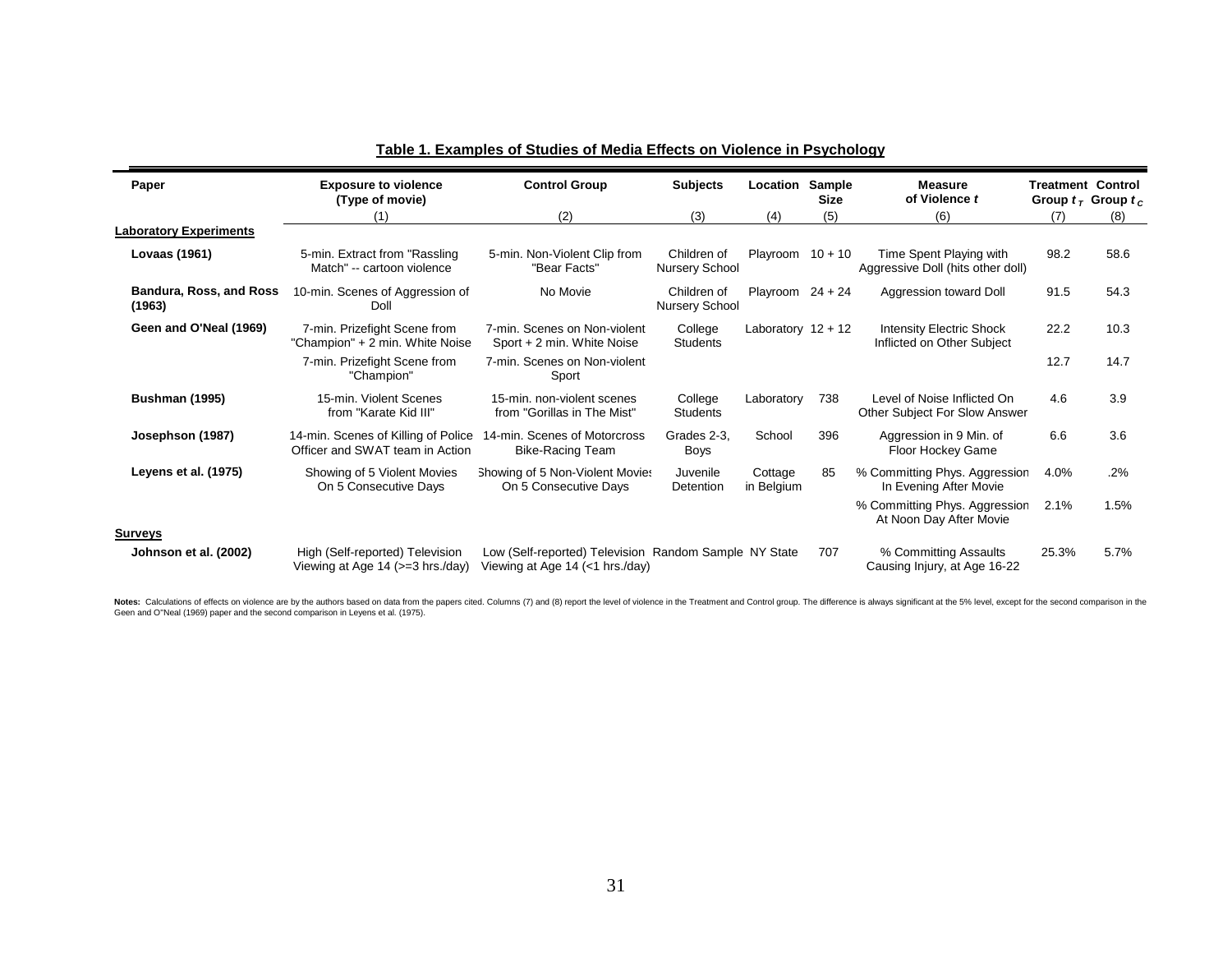**Table 1. Examples of Studies of Media Effects on Violence in Psychology**

| Paper | Exposure to violence (Type of movie) | Control Group | Subjects | Location | Sample Size | Measure of Violence $t$ | Treatment Group $t_T$ | Control Group $t_C$ |
|---|---|---|---|---|---|---|---|---|
| | (1) | (2) | (3) | (4) | (5) | (6) | (7) | (8) |
| **Laboratory Experiments** | | | | | | | | |
| **Lovaas (1961)** | 5-min. Extract from "Rassling Match" -- cartoon violence | 5-min. Non-Violent Clip from "Bear Facts" | Children of Nursery School | Playroom | 10 + 10 | Time Spent Playing with Aggressive Doll (hits other doll) | 98.2 | 58.6 |
| **Bandura, Ross, and Ross (1963)** | 10-min. Scenes of Aggression of Doll | No Movie | Children of Nursery School | Playroom | 24 + 24 | Aggression toward Doll | 91.5 | 54.3 |
| **Geen and O'Neal (1969)** | 7-min. Prizefight Scene from "Champion" + 2 min. White Noise | 7-min. Scenes on Non-violent Sport + 2 min. White Noise | College Students | Laboratory | 12 + 12 | Intensity Electric Shock Inflicted on Other Subject | 22.2 | 10.3 |
| | 7-min. Prizefight Scene from "Champion" | 7-min. Scenes on Non-violent Sport | | | | | 12.7 | 14.7 |
| **Bushman (1995)** | 15-min. Violent Scenes from "Karate Kid III" | 15-min. non-violent scenes from "Gorillas in The Mist" | College Students | Laboratory | 738 | Level of Noise Inflicted On Other Subject For Slow Answer | 4.6 | 3.9 |
| **Josephson (1987)** | 14-min. Scenes of Killing of Police Officer and SWAT team in Action | 14-min. Scenes of Motorcross Bike-Racing Team | Grades 2-3, Boys | School | 396 | Aggression in 9 Min. of Floor Hockey Game | 6.6 | 3.6 |
| **Leyens et al. (1975)** | Showing of 5 Violent Movies On 5 Consecutive Days | Showing of 5 Non-Violent Movies On 5 Consecutive Days | Juvenile Detention | Cottage in Belgium | 85 | % Committing Phys. Aggression In Evening After Movie | 4.0% | .2% |
| | | | | | | % Committing Phys. Aggression At Noon Day After Movie | 2.1% | 1.5% |
| **Surveys** | | | | | | | | |
| **Johnson et al. (2002)** | High (Self-reported) Television Viewing at Age 14 (>=3 hrs./day) | Low (Self-reported) Television Viewing at Age 14 (<1 hrs./day) | Random Sample | NY State | 707 | % Committing Assaults Causing Injury, at Age 16-22 | 25.3% | 5.7% |

**Notes:** Calculations of effects on violence are by the authors based on data from the papers cited. Columns (7) and (8) report the level of violence in the Treatment and Control group. The difference is always significant at the 5% level, except for the second comparison in the Geen and O"Neal (1969) paper and the second comparison in Leyens et al. (1975).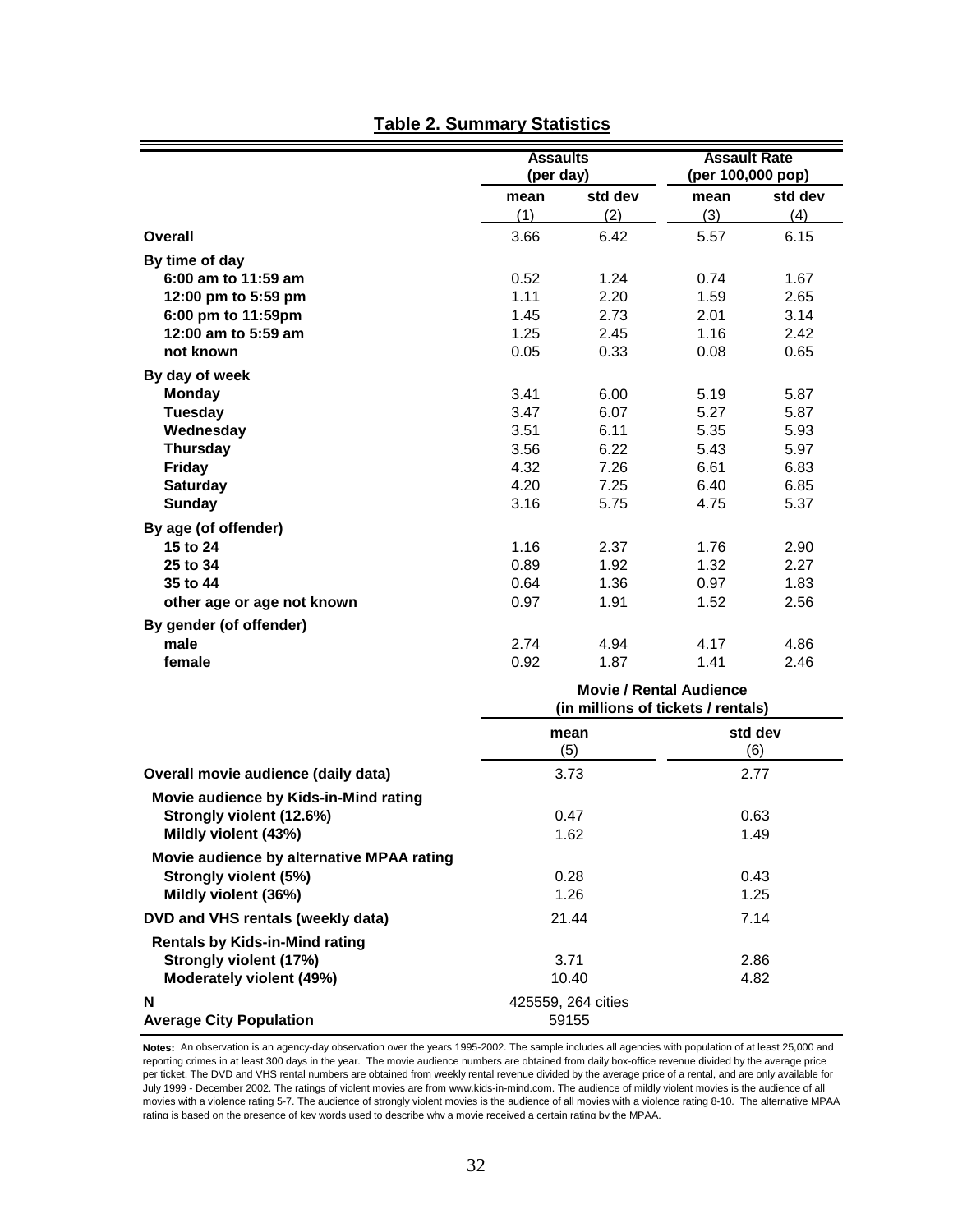## Table 2. Summary Statistics

| | Assaults (per day) | | Assault Rate (per 100,000 pop) | |
|---|---|---|---|---|
| | mean | std dev | mean | std dev |
| | (1) | (2) | (3) | (4) |
| **Overall** | 3.66 | 6.42 | 5.57 | 6.15 |
| **By time of day** | | | | |
| **6:00 am to 11:59 am** | 0.52 | 1.24 | 0.74 | 1.67 |
| **12:00 pm to 5:59 pm** | 1.11 | 2.20 | 1.59 | 2.65 |
| **6:00 pm to 11:59pm** | 1.45 | 2.73 | 2.01 | 3.14 |
| **12:00 am to 5:59 am** | 1.25 | 2.45 | 1.16 | 2.42 |
| **not known** | 0.05 | 0.33 | 0.08 | 0.65 |
| **By day of week** | | | | |
| **Monday** | 3.41 | 6.00 | 5.19 | 5.87 |
| **Tuesday** | 3.47 | 6.07 | 5.27 | 5.87 |
| **Wednesday** | 3.51 | 6.11 | 5.35 | 5.93 |
| **Thursday** | 3.56 | 6.22 | 5.43 | 5.97 |
| **Friday** | 4.32 | 7.26 | 6.61 | 6.83 |
| **Saturday** | 4.20 | 7.25 | 6.40 | 6.85 |
| **Sunday** | 3.16 | 5.75 | 4.75 | 5.37 |
| **By age (of offender)** | | | | |
| **15 to 24** | 1.16 | 2.37 | 1.76 | 2.90 |
| **25 to 34** | 0.89 | 1.92 | 1.32 | 2.27 |
| **35 to 44** | 0.64 | 1.36 | 0.97 | 1.83 |
| **other age or age not known** | 0.97 | 1.91 | 1.52 | 2.56 |
| **By gender (of offender)** | | | | |
| **male** | 2.74 | 4.94 | 4.17 | 4.86 |
| **female** | 0.92 | 1.87 | 1.41 | 2.46 |

| | Movie / Rental Audience (in millions of tickets / rentals) | |
|---|---|---|
| | mean | std dev |
| | (5) | (6) |
| **Overall movie audience (daily data)** | 3.73 | 2.77 |
| **Movie audience by Kids-in-Mind rating** | | |
| **Strongly violent (12.6%)** | 0.47 | 0.63 |
| **Mildly violent (43%)** | 1.62 | 1.49 |
| **Movie audience by alternative MPAA rating** | | |
| **Strongly violent (5%)** | 0.28 | 0.43 |
| **Mildly violent (36%)** | 1.26 | 1.25 |
| **DVD and VHS rentals (weekly data)** | 21.44 | 7.14 |
| **Rentals by Kids-in-Mind rating** | | |
| **Strongly violent (17%)** | 3.71 | 2.86 |
| **Moderately violent (49%)** | 10.40 | 4.82 |
| **N** | 425559, 264 cities | |
| **Average City Population** | 59155 | |

**Notes:** An observation is an agency-day observation over the years 1995-2002. The sample includes all agencies with population of at least 25,000 and reporting crimes in at least 300 days in the year. The movie audience numbers are obtained from daily box-office revenue divided by the average price per ticket. The DVD and VHS rental numbers are obtained from weekly rental revenue divided by the average price of a rental, and are only available for July 1999 - December 2002. The ratings of violent movies are from www.kids-in-mind.com. The audience of mildly violent movies is the audience of all movies with a violence rating 5-7. The audience of strongly violent movies is the audience of all movies with a violence rating 8-10. The alternative MPAA rating is based on the presence of key words used to describe why a movie received a certain rating by the MPAA.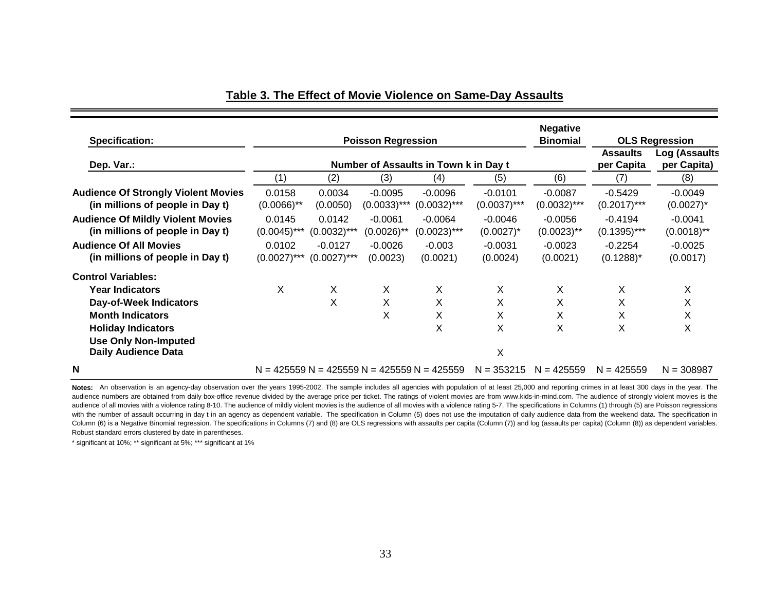## Table 3. The Effect of Movie Violence on Same-Day Assaults

| Specification: | Poisson Regression | | | | | Negative Binomial | OLS Regression | |
|---|---|---|---|---|---|---|---|---|
| Dep. Var.: | Number of Assaults in Town k in Day t | | | | | | Assaults per Capita | Log (Assaults per Capita) |
| | (1) | (2) | (3) | (4) | (5) | (6) | (7) | (8) |
| **Audience Of Strongly Violent Movies (in millions of people in Day t)** | 0.0158 (0.0066)** | 0.0034 (0.0050) | -0.0095 (0.0033)*** | -0.0096 (0.0032)*** | -0.0101 (0.0037)*** | -0.0087 (0.0032)*** | -0.5429 (0.2017)*** | -0.0049 (0.0027)* |
| **Audience Of Mildly Violent Movies (in millions of people in Day t)** | 0.0145 (0.0045)*** | 0.0142 (0.0032)*** | -0.0061 (0.0026)** | -0.0064 (0.0023)*** | -0.0046 (0.0027)* | -0.0056 (0.0023)** | -0.4194 (0.1395)*** | -0.0041 (0.0018)** |
| **Audience Of All Movies (in millions of people in Day t)** | 0.0102 (0.0027)*** | -0.0127 (0.0027)*** | -0.0026 (0.0023) | -0.003 (0.0021) | -0.0031 (0.0024) | -0.0023 (0.0021) | -0.2254 (0.1288)* | -0.0025 (0.0017) |
| **Control Variables:** | | | | | | | | |
| **Year Indicators** | X | X | X | X | X | X | X | X |
| **Day-of-Week Indicators** | | X | X | X | X | X | X | X |
| **Month Indicators** | | | X | X | X | X | X | X |
| **Holiday Indicators** | | | | X | X | X | X | X |
| **Use Only Non-Imputed Daily Audience Data** | | | | | X | | | |
| **N** | N = 425559 | N = 425559 | N = 425559 | N = 425559 | N = 353215 | N = 425559 | N = 425559 | N = 308987 |

**Notes:** An observation is an agency-day observation over the years 1995-2002. The sample includes all agencies with population of at least 25,000 and reporting crimes in at least 300 days in the year. The audience numbers are obtained from daily box-office revenue divided by the average price per ticket. The ratings of violent movies are from www.kids-in-mind.com. The audience of strongly violent movies is the audience of all movies with a violence rating 8-10. The audience of mildly violent movies is the audience of all movies with a violence rating 5-7. The specifications in Columns (1) through (5) are Poisson regressions with the number of assault occurring in day t in an agency as dependent variable. The specification in Column (5) does not use the imputation of daily audience data from the weekend data. The specification in Column (6) is a Negative Binomial regression. The specifications in Columns (7) and (8) are OLS regressions with assaults per capita (Column (7)) and log (assaults per capita) (Column (8)) as dependent variables. Robust standard errors clustered by date in parentheses.

* significant at 10%; ** significant at 5%; *** significant at 1%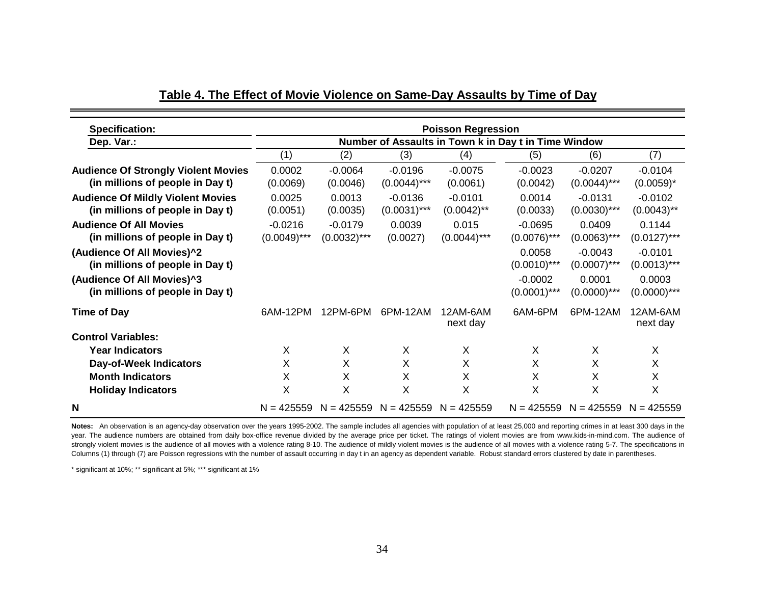## Table 4. The Effect of Movie Violence on Same-Day Assaults by Time of Day

| Specification: | Poisson Regression | | | | | | |
|---|---|---|---|---|---|---|---|
| Dep. Var.: | Number of Assaults in Town k in Day t in Time Window | | | | | | |
| | (1) | (2) | (3) | (4) | (5) | (6) | (7) |
| **Audience Of Strongly Violent Movies (in millions of people in Day t)** | 0.0002 (0.0069) | -0.0064 (0.0046) | -0.0196 (0.0044)*** | -0.0075 (0.0061) | -0.0023 (0.0042) | -0.0207 (0.0044)*** | -0.0104 (0.0059)* |
| **Audience Of Mildly Violent Movies (in millions of people in Day t)** | 0.0025 (0.0051) | 0.0013 (0.0035) | -0.0136 (0.0031)*** | -0.0101 (0.0042)** | 0.0014 (0.0033) | -0.0131 (0.0030)*** | -0.0102 (0.0043)** |
| **Audience Of All Movies (in millions of people in Day t)** | -0.0216 (0.0049)*** | -0.0179 (0.0032)*** | 0.0039 (0.0027) | 0.015 (0.0044)*** | -0.0695 (0.0076)*** | 0.0409 (0.0063)*** | 0.1144 (0.0127)*** |
| **(Audience Of All Movies)^2 (in millions of people in Day t)** | | | | | 0.0058 (0.0010)*** | -0.0043 (0.0007)*** | -0.0101 (0.0013)*** |
| **(Audience Of All Movies)^3 (in millions of people in Day t)** | | | | | -0.0002 (0.0001)*** | 0.0001 (0.0000)*** | 0.0003 (0.0000)*** |
| **Time of Day** | 6AM-12PM | 12PM-6PM | 6PM-12AM | 12AM-6AM next day | 6AM-6PM | 6PM-12AM | 12AM-6AM next day |
| **Control Variables:** | | | | | | | |
| **Year Indicators** | X | X | X | X | X | X | X |
| **Day-of-Week Indicators** | X | X | X | X | X | X | X |
| **Month Indicators** | X | X | X | X | X | X | X |
| **Holiday Indicators** | X | X | X | X | X | X | X |
| **N** | N = 425559 | N = 425559 | N = 425559 | N = 425559 | N = 425559 | N = 425559 | N = 425559 |

**Notes:** An observation is an agency-day observation over the years 1995-2002. The sample includes all agencies with population of at least 25,000 and reporting crimes in at least 300 days in the year. The audience numbers are obtained from daily box-office revenue divided by the average price per ticket. The ratings of violent movies are from www.kids-in-mind.com. The audience of strongly violent movies is the audience of all movies with a violence rating 8-10. The audience of mildly violent movies is the audience of all movies with a violence rating 5-7. The specifications in Columns (1) through (7) are Poisson regressions with the number of assault occurring in day t in an agency as dependent variable. Robust standard errors clustered by date in parentheses.

* significant at 10%; ** significant at 5%; *** significant at 1%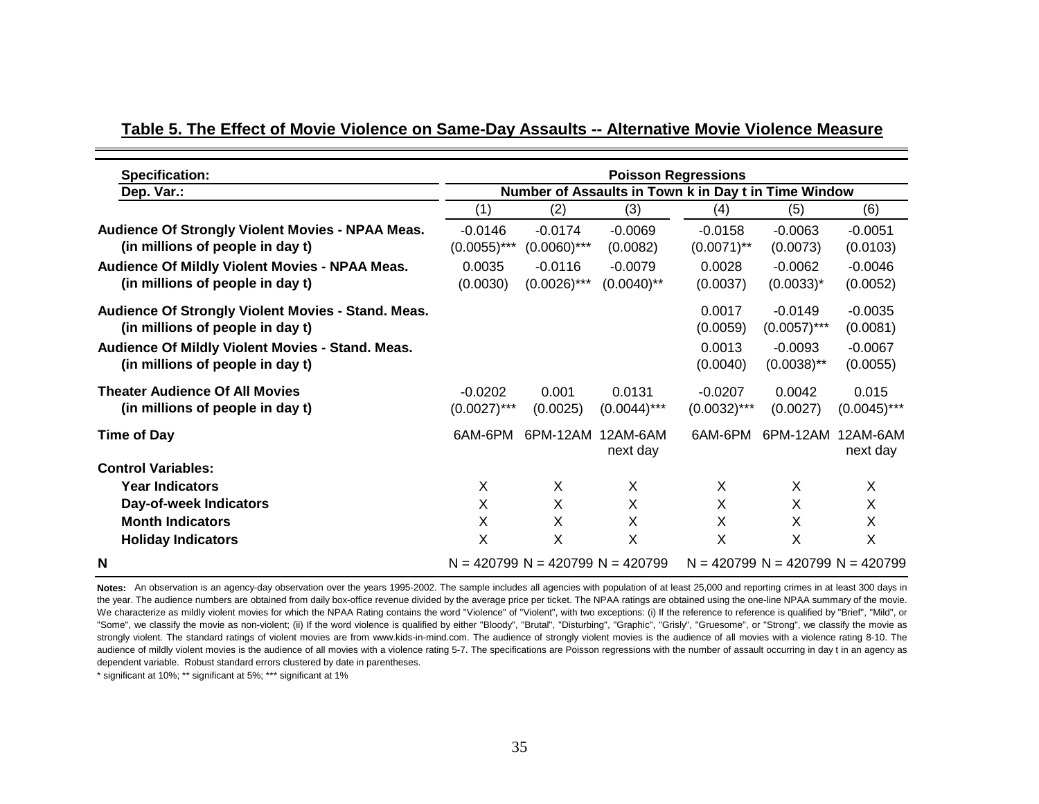**Table 5. The Effect of Movie Violence on Same-Day Assaults -- Alternative Movie Violence Measure**

| Specification: | Poisson Regressions | | | | | |
|---|---|---|---|---|---|---|
| Dep. Var.: | Number of Assaults in Town k in Day t in Time Window | | | | | |
| | (1) | (2) | (3) | (4) | (5) | (6) |
| **Audience Of Strongly Violent Movies - NPAA Meas. (in millions of people in day t)** | -0.0146 (0.0055)*** | -0.0174 (0.0060)*** | -0.0069 (0.0082) | -0.0158 (0.0071)** | -0.0063 (0.0073) | -0.0051 (0.0103) |
| **Audience Of Mildly Violent Movies - NPAA Meas. (in millions of people in day t)** | 0.0035 (0.0030) | -0.0116 (0.0026)*** | -0.0079 (0.0040)** | 0.0028 (0.0037) | -0.0062 (0.0033)* | -0.0046 (0.0052) |
| **Audience Of Strongly Violent Movies - Stand. Meas. (in millions of people in day t)** | | | | 0.0017 (0.0059) | -0.0149 (0.0057)*** | -0.0035 (0.0081) |
| **Audience Of Mildly Violent Movies - Stand. Meas. (in millions of people in day t)** | | | | 0.0013 (0.0040) | -0.0093 (0.0038)** | -0.0067 (0.0055) |
| **Theater Audience Of All Movies (in millions of people in day t)** | -0.0202 (0.0027)*** | 0.001 (0.0025) | 0.0131 (0.0044)*** | -0.0207 (0.0032)*** | 0.0042 (0.0027) | 0.015 (0.0045)*** |
| **Time of Day** | 6AM-6PM | 6PM-12AM | 12AM-6AM next day | 6AM-6PM | 6PM-12AM | 12AM-6AM next day |
| **Control Variables:** | | | | | | |
| **Year Indicators** | X | X | X | X | X | X |
| **Day-of-week Indicators** | X | X | X | X | X | X |
| **Month Indicators** | X | X | X | X | X | X |
| **Holiday Indicators** | X | X | X | X | X | X |
| **N** | N = 420799 | N = 420799 | N = 420799 | N = 420799 | N = 420799 | N = 420799 |

**Notes:** An observation is an agency-day observation over the years 1995-2002. The sample includes all agencies with population of at least 25,000 and reporting crimes in at least 300 days in the year. The audience numbers are obtained from daily box-office revenue divided by the average price per ticket. The NPAA ratings are obtained using the one-line NPAA summary of the movie. We characterize as mildly violent movies for which the NPAA Rating contains the word "Violence" of "Violent", with two exceptions: (i) If the reference to reference is qualified by "Brief", "Mild", or "Some", we classify the movie as non-violent; (ii) If the word violence is qualified by either "Bloody", "Brutal", "Disturbing", "Graphic", "Grisly", "Gruesome", or "Strong", we classify the movie as strongly violent. The standard ratings of violent movies are from www.kids-in-mind.com. The audience of strongly violent movies is the audience of all movies with a violence rating 8-10. The audience of mildly violent movies is the audience of all movies with a violence rating 5-7. The specifications are Poisson regressions with the number of assault occurring in day t in an agency as dependent variable. Robust standard errors clustered by date in parentheses.

* significant at 10%; ** significant at 5%; *** significant at 1%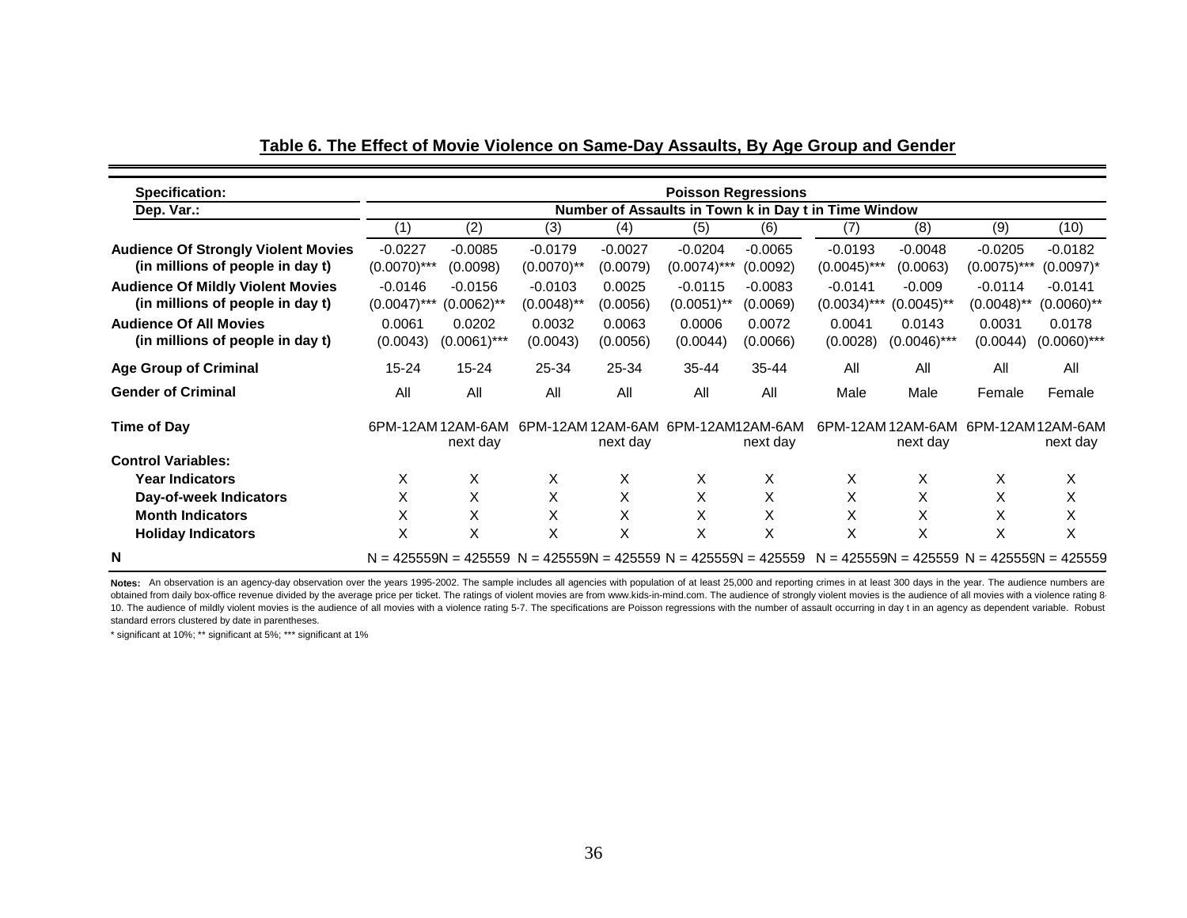## Table 6. The Effect of Movie Violence on Same-Day Assaults, By Age Group and Gender

| Specification: | Poisson Regressions | | | | | | | | | |
|---|---|---|---|---|---|---|---|---|---|---|
| Dep. Var.: | Number of Assaults in Town k in Day t in Time Window | | | | | | | | | |
| | (1) | (2) | (3) | (4) | (5) | (6) | (7) | (8) | (9) | (10) |
| **Audience Of Strongly Violent Movies (in millions of people in day t)** | -0.0227 (0.0070)*** | -0.0085 (0.0098) | -0.0179 (0.0070)** | -0.0027 (0.0079) | -0.0204 (0.0074)*** | -0.0065 (0.0092) | -0.0193 (0.0045)*** | -0.0048 (0.0063) | -0.0205 (0.0075)*** | -0.0182 (0.0097)* |
| **Audience Of Mildly Violent Movies (in millions of people in day t)** | -0.0146 (0.0047)*** | -0.0156 (0.0062)** | -0.0103 (0.0048)** | 0.0025 (0.0056) | -0.0115 (0.0051)** | -0.0083 (0.0069) | -0.0141 (0.0034)*** | -0.009 (0.0045)** | -0.0114 (0.0048)** | -0.0141 (0.0060)** |
| **Audience Of All Movies (in millions of people in day t)** | 0.0061 (0.0043) | 0.0202 (0.0061)*** | 0.0032 (0.0043) | 0.0063 (0.0056) | 0.0006 (0.0044) | 0.0072 (0.0066) | 0.0041 (0.0028) | 0.0143 (0.0046)*** | 0.0031 (0.0044) | 0.0178 (0.0060)*** |
| **Age Group of Criminal** | 15-24 | 15-24 | 25-34 | 25-34 | 35-44 | 35-44 | All | All | All | All |
| **Gender of Criminal** | All | All | All | All | All | All | Male | Male | Female | Female |
| **Time of Day** | 6PM-12AM | 12AM-6AM next day | 6PM-12AM | 12AM-6AM next day | 6PM-12AM | 12AM-6AM next day | 6PM-12AM | 12AM-6AM next day | 6PM-12AM | 12AM-6AM next day |
| **Control Variables:** | | | | | | | | | | |
| **Year Indicators** | X | X | X | X | X | X | X | X | X | X |
| **Day-of-week Indicators** | X | X | X | X | X | X | X | X | X | X |
| **Month Indicators** | X | X | X | X | X | X | X | X | X | X |
| **Holiday Indicators** | X | X | X | X | X | X | X | X | X | X |
| **N** | N = 425559 | N = 425559 | N = 425559 | N = 425559 | N = 425559 | N = 425559 | N = 425559 | N = 425559 | N = 425559 | N = 425559 |

**Notes:** An observation is an agency-day observation over the years 1995-2002. The sample includes all agencies with population of at least 25,000 and reporting crimes in at least 300 days in the year. The audience numbers are obtained from daily box-office revenue divided by the average price per ticket. The ratings of violent movies are from www.kids-in-mind.com. The audience of strongly violent movies is the audience of all movies with a violence rating 8-10. The audience of mildly violent movies is the audience of all movies with a violence rating 5-7. The specifications are Poisson regressions with the number of assault occurring in day t in an agency as dependent variable. Robust standard errors clustered by date in parentheses.

* significant at 10%; ** significant at 5%; *** significant at 1%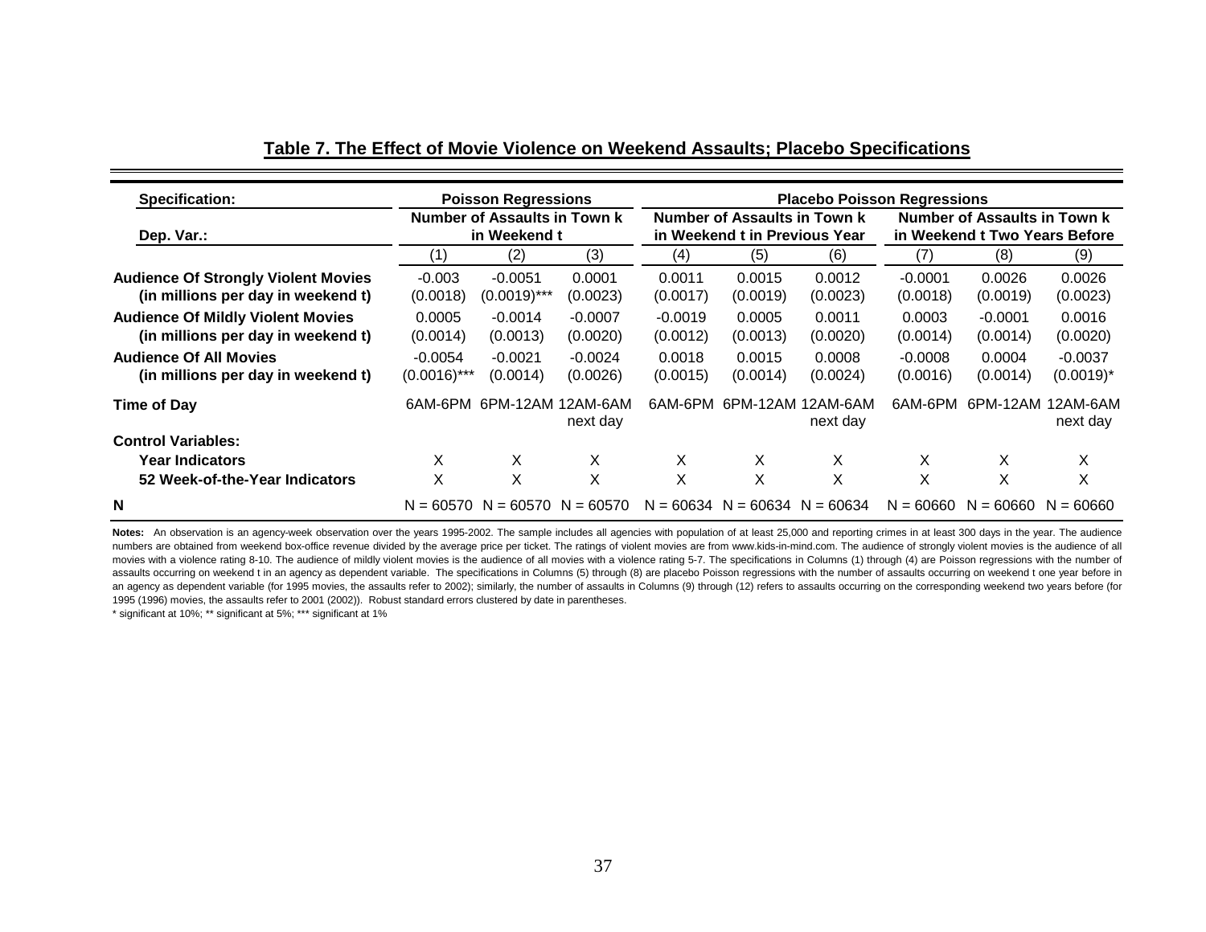## Table 7. The Effect of Movie Violence on Weekend Assaults; Placebo Specifications

| Specification: | Poisson Regressions | | | Placebo Poisson Regressions | | | | | |
|---|---|---|---|---|---|---|---|---|---|
| Dep. Var.: | Number of Assaults in Town k in Weekend t | | | Number of Assaults in Town k in Weekend t in Previous Year | | | Number of Assaults in Town k in Weekend t Two Years Before | | |
| | (1) | (2) | (3) | (4) | (5) | (6) | (7) | (8) | (9) |
| **Audience Of Strongly Violent Movies (in millions per day in weekend t)** | -0.003<br>(0.0018) | -0.0051<br>(0.0019)*** | 0.0001<br>(0.0023) | 0.0011<br>(0.0017) | 0.0015<br>(0.0019) | 0.0012<br>(0.0023) | -0.0001<br>(0.0018) | 0.0026<br>(0.0019) | 0.0026<br>(0.0023) |
| **Audience Of Mildly Violent Movies (in millions per day in weekend t)** | 0.0005<br>(0.0014) | -0.0014<br>(0.0013) | -0.0007<br>(0.0020) | -0.0019<br>(0.0012) | 0.0005<br>(0.0013) | 0.0011<br>(0.0020) | 0.0003<br>(0.0014) | -0.0001<br>(0.0014) | 0.0016<br>(0.0020) |
| **Audience Of All Movies (in millions per day in weekend t)** | -0.0054<br>(0.0016)*** | -0.0021<br>(0.0014) | -0.0024<br>(0.0026) | 0.0018<br>(0.0015) | 0.0015<br>(0.0014) | 0.0008<br>(0.0024) | -0.0008<br>(0.0016) | 0.0004<br>(0.0014) | -0.0037<br>(0.0019)* |
| **Time of Day** | 6AM-6PM | 6PM-12AM | 12AM-6AM next day | 6AM-6PM | 6PM-12AM | 12AM-6AM next day | 6AM-6PM | 6PM-12AM | 12AM-6AM next day |
| **Control Variables:** | | | | | | | | | |
| **Year Indicators** | X | X | X | X | X | X | X | X | X |
| **52 Week-of-the-Year Indicators** | X | X | X | X | X | X | X | X | X |
| **N** | N = 60570 | N = 60570 | N = 60570 | N = 60634 | N = 60634 | N = 60634 | N = 60660 | N = 60660 | N = 60660 |

**Notes:** An observation is an agency-week observation over the years 1995-2002. The sample includes all agencies with population of at least 25,000 and reporting crimes in at least 300 days in the year. The audience numbers are obtained from weekend box-office revenue divided by the average price per ticket. The ratings of violent movies are from www.kids-in-mind.com. The audience of strongly violent movies is the audience of all movies with a violence rating 8-10. The audience of mildly violent movies is the audience of all movies with a violence rating 5-7. The specifications in Columns (1) through (4) are Poisson regressions with the number of assaults occurring on weekend t in an agency as dependent variable. The specifications in Columns (5) through (8) are placebo Poisson regressions with the number of assaults occurring on weekend t one year before in an agency as dependent variable (for 1995 movies, the assaults refer to 2002); similarly, the number of assaults in Columns (9) through (12) refers to assaults occurring on the corresponding weekend two years before (for 1995 (1996) movies, the assaults refer to 2001 (2002)). Robust standard errors clustered by date in parentheses.

\* significant at 10%; \*\* significant at 5%; \*\*\* significant at 1%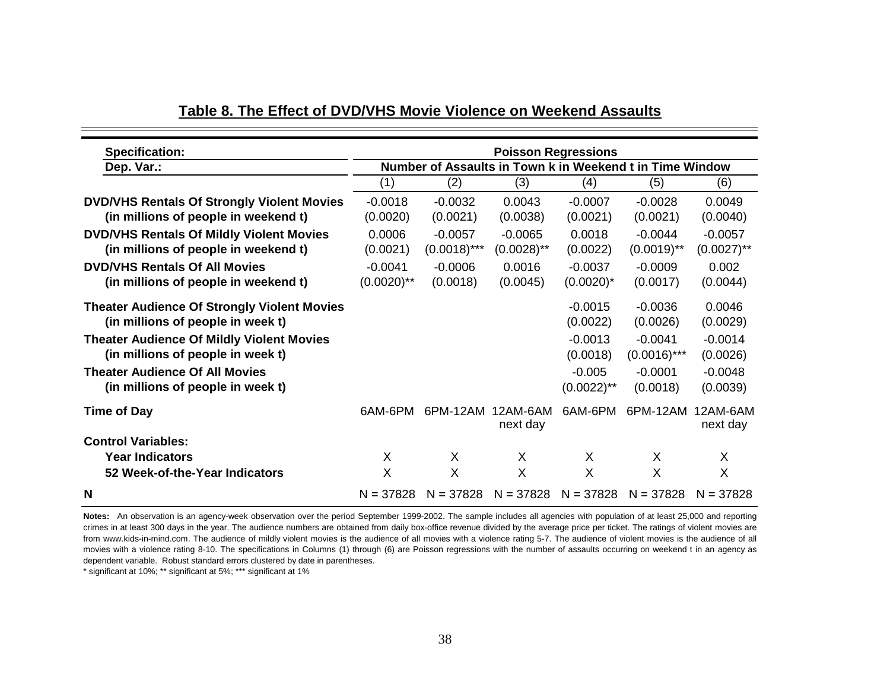## Table 8. The Effect of DVD/VHS Movie Violence on Weekend Assaults

| Specification: | Poisson Regressions | | | | | |
|---|---|---|---|---|---|---|
| Dep. Var.: | Number of Assaults in Town k in Weekend t in Time Window | | | | | |
| | (1) | (2) | (3) | (4) | (5) | (6) |
| **DVD/VHS Rentals Of Strongly Violent Movies (in millions of people in weekend t)** | -0.0018<br>(0.0020) | -0.0032<br>(0.0021) | 0.0043<br>(0.0038) | -0.0007<br>(0.0021) | -0.0028<br>(0.0021) | 0.0049<br>(0.0040) |
| **DVD/VHS Rentals Of Mildly Violent Movies (in millions of people in weekend t)** | 0.0006<br>(0.0021) | -0.0057<br>(0.0018)*** | -0.0065<br>(0.0028)** | 0.0018<br>(0.0022) | -0.0044<br>(0.0019)** | -0.0057<br>(0.0027)** |
| **DVD/VHS Rentals Of All Movies (in millions of people in weekend t)** | -0.0041<br>(0.0020)** | -0.0006<br>(0.0018) | 0.0016<br>(0.0045) | -0.0037<br>(0.0020)* | -0.0009<br>(0.0017) | 0.002<br>(0.0044) |
| **Theater Audience Of Strongly Violent Movies (in millions of people in week t)** | | | | -0.0015<br>(0.0022) | -0.0036<br>(0.0026) | 0.0046<br>(0.0029) |
| **Theater Audience Of Mildly Violent Movies (in millions of people in week t)** | | | | -0.0013<br>(0.0018) | -0.0041<br>(0.0016)*** | -0.0014<br>(0.0026) |
| **Theater Audience Of All Movies (in millions of people in week t)** | | | | -0.005<br>(0.0022)** | -0.0001<br>(0.0018) | -0.0048<br>(0.0039) |
| **Time of Day** | 6AM-6PM | 6PM-12AM | 12AM-6AM next day | 6AM-6PM | 6PM-12AM | 12AM-6AM next day |
| **Control Variables:** | | | | | | |
| **Year Indicators** | X | X | X | X | X | X |
| **52 Week-of-the-Year Indicators** | X | X | X | X | X | X |
| **N** | N = 37828 | N = 37828 | N = 37828 | N = 37828 | N = 37828 | N = 37828 |

**Notes:** An observation is an agency-week observation over the period September 1999-2002. The sample includes all agencies with population of at least 25,000 and reporting crimes in at least 300 days in the year. The audience numbers are obtained from daily box-office revenue divided by the average price per ticket. The ratings of violent movies are from www.kids-in-mind.com. The audience of mildly violent movies is the audience of all movies with a violence rating 5-7. The audience of violent movies is the audience of all movies with a violence rating 8-10. The specifications in Columns (1) through (6) are Poisson regressions with the number of assaults occurring on weekend t in an agency as dependent variable. Robust standard errors clustered by date in parentheses.

* significant at 10%; ** significant at 5%; *** significant at 1%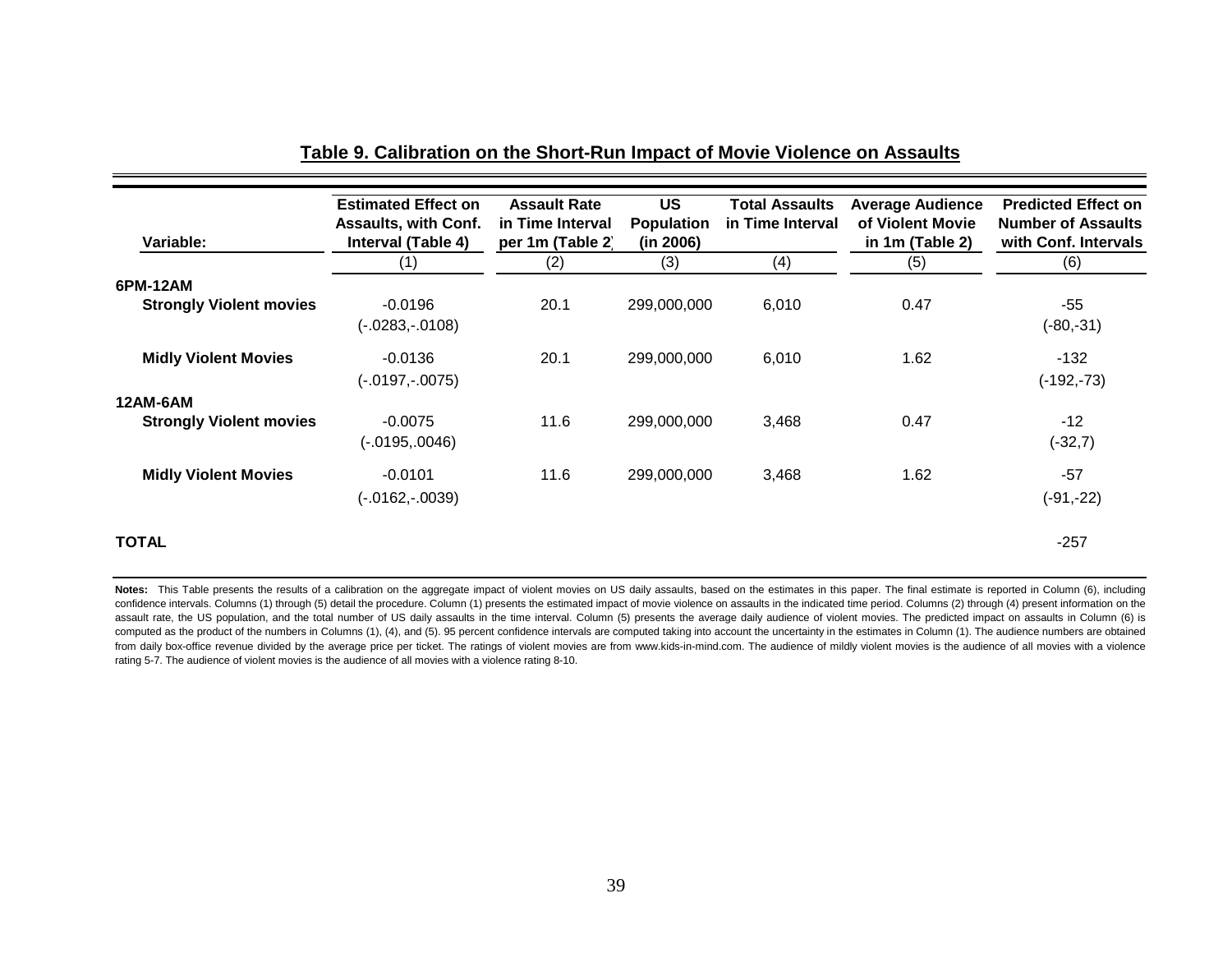## Table 9. Calibration on the Short-Run Impact of Movie Violence on Assaults

| Variable: | Estimated Effect on Assaults, with Conf. Interval (Table 4) | Assault Rate in Time Interval per 1m (Table 2) | US Population (in 2006) | Total Assaults in Time Interval | Average Audience of Violent Movie in 1m (Table 2) | Predicted Effect on Number of Assaults with Conf. Intervals |
|---|---|---|---|---|---|---|
| | (1) | (2) | (3) | (4) | (5) | (6) |
| **6PM-12AM** | | | | | | |
| **Strongly Violent movies** | -0.0196 | 20.1 | 299,000,000 | 6,010 | 0.47 | -55 |
| | (-.0283,-.0108) | | | | | (-80,-31) |
| **Midly Violent Movies** | -0.0136 | 20.1 | 299,000,000 | 6,010 | 1.62 | -132 |
| | (-.0197,-.0075) | | | | | (-192,-73) |
| **12AM-6AM** | | | | | | |
| **Strongly Violent movies** | -0.0075 | 11.6 | 299,000,000 | 3,468 | 0.47 | -12 |
| | (-.0195,.0046) | | | | | (-32,7) |
| **Midly Violent Movies** | -0.0101 | 11.6 | 299,000,000 | 3,468 | 1.62 | -57 |
| | (-.0162,-.0039) | | | | | (-91,-22) |
| **TOTAL** | | | | | | -257 |

**Notes:** This Table presents the results of a calibration on the aggregate impact of violent movies on US daily assaults, based on the estimates in this paper. The final estimate is reported in Column (6), including confidence intervals. Columns (1) through (5) detail the procedure. Column (1) presents the estimated impact of movie violence on assaults in the indicated time period. Columns (2) through (4) present information on the assault rate, the US population, and the total number of US daily assaults in the time interval. Column (5) presents the average daily audience of violent movies. The predicted impact on assaults in Column (6) is computed as the product of the numbers in Columns (1), (4), and (5). 95 percent confidence intervals are computed taking into account the uncertainty in the estimates in Column (1). The audience numbers are obtained from daily box-office revenue divided by the average price per ticket. The ratings of violent movies are from www.kids-in-mind.com. The audience of mildly violent movies is the audience of all movies with a violence rating 5-7. The audience of violent movies is the audience of all movies with a violence rating 8-10.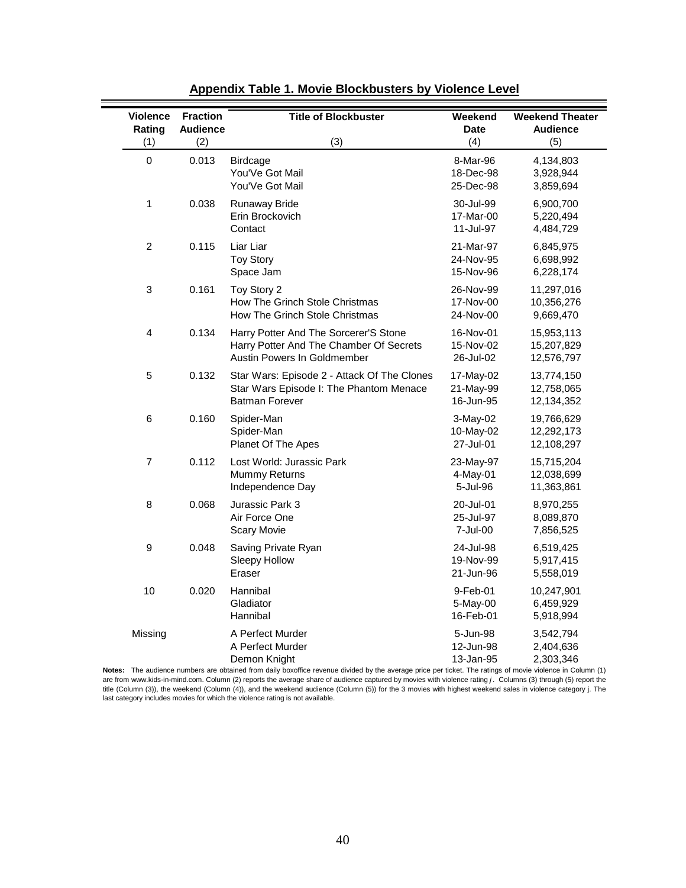## Appendix Table 1. Movie Blockbusters by Violence Level

| Violence Rating (1) | Fraction Audience (2) | Title of Blockbuster (3) | Weekend Date (4) | Weekend Theater Audience (5) |
|---|---|---|---|---|
| 0 | 0.013 | Birdcage | 8-Mar-96 | 4,134,803 |
| | | You'Ve Got Mail | 18-Dec-98 | 3,928,944 |
| | | You'Ve Got Mail | 25-Dec-98 | 3,859,694 |
| 1 | 0.038 | Runaway Bride | 30-Jul-99 | 6,900,700 |
| | | Erin Brockovich | 17-Mar-00 | 5,220,494 |
| | | Contact | 11-Jul-97 | 4,484,729 |
| 2 | 0.115 | Liar Liar | 21-Mar-97 | 6,845,975 |
| | | Toy Story | 24-Nov-95 | 6,698,992 |
| | | Space Jam | 15-Nov-96 | 6,228,174 |
| 3 | 0.161 | Toy Story 2 | 26-Nov-99 | 11,297,016 |
| | | How The Grinch Stole Christmas | 17-Nov-00 | 10,356,276 |
| | | How The Grinch Stole Christmas | 24-Nov-00 | 9,669,470 |
| 4 | 0.134 | Harry Potter And The Sorcerer'S Stone | 16-Nov-01 | 15,953,113 |
| | | Harry Potter And The Chamber Of Secrets | 15-Nov-02 | 15,207,829 |
| | | Austin Powers In Goldmember | 26-Jul-02 | 12,576,797 |
| 5 | 0.132 | Star Wars: Episode 2 - Attack Of The Clones | 17-May-02 | 13,774,150 |
| | | Star Wars Episode I: The Phantom Menace | 21-May-99 | 12,758,065 |
| | | Batman Forever | 16-Jun-95 | 12,134,352 |
| 6 | 0.160 | Spider-Man | 3-May-02 | 19,766,629 |
| | | Spider-Man | 10-May-02 | 12,292,173 |
| | | Planet Of The Apes | 27-Jul-01 | 12,108,297 |
| 7 | 0.112 | Lost World: Jurassic Park | 23-May-97 | 15,715,204 |
| | | Mummy Returns | 4-May-01 | 12,038,699 |
| | | Independence Day | 5-Jul-96 | 11,363,861 |
| 8 | 0.068 | Jurassic Park 3 | 20-Jul-01 | 8,970,255 |
| | | Air Force One | 25-Jul-97 | 8,089,870 |
| | | Scary Movie | 7-Jul-00 | 7,856,525 |
| 9 | 0.048 | Saving Private Ryan | 24-Jul-98 | 6,519,425 |
| | | Sleepy Hollow | 19-Nov-99 | 5,917,415 |
| | | Eraser | 21-Jun-96 | 5,558,019 |
| 10 | 0.020 | Hannibal | 9-Feb-01 | 10,247,901 |
| | | Gladiator | 5-May-00 | 6,459,929 |
| | | Hannibal | 16-Feb-01 | 5,918,994 |
| Missing | | A Perfect Murder | 5-Jun-98 | 3,542,794 |
| | | A Perfect Murder | 12-Jun-98 | 2,404,636 |
| | | Demon Knight | 13-Jan-95 | 2,303,346 |

**Notes:** The audience numbers are obtained from daily boxoffice revenue divided by the average price per ticket. The ratings of movie violence in Column (1) are from www.kids-in-mind.com. Column (2) reports the average share of audience captured by movies with violence rating $j$. Columns (3) through (5) report the title (Column (3)), the weekend (Column (4)), and the weekend audience (Column (5)) for the 3 movies with highest weekend sales in violence category j. The last category includes movies for which the violence rating is not available.